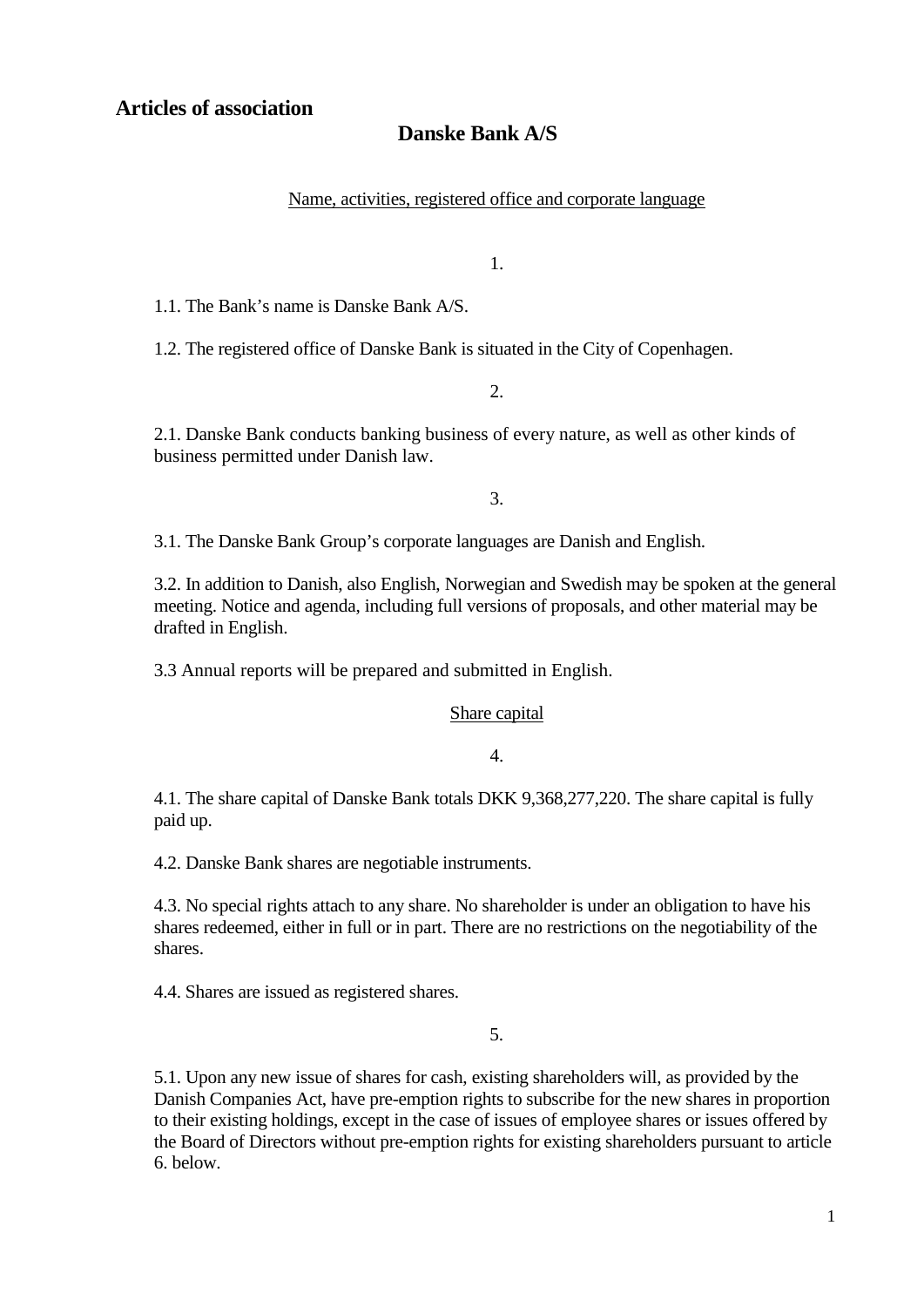# Articles of association

## Danske Bank A/S

Name, activities, registered office and corporate language

1.

1.1. The Bank's name is Danske Bank A/S.

1.2. The registered office of Danske Bank is situated in the City of Copenhagen.

2.

2.1. Danske Bank conducts banking business of every nature, as well as other kinds of business permitted under Danish law.

3.

3.1. The Danske Bank Group's corporate languages are Danish and English.

3.2. In addition to Danish, also English, Norwegian and Swedish may be spoken at the general meeting. Notice and agenda, including full versions of proposals, and other material may be drafted in English.

3.3 Annual reports will be prepared and submitted in English.

Share capital

4.

4.1. The share capital of Danske Bank totals DKK 9,368,277,220. The share capital is fully paid up.

4.2. Danske Bank shares are negotiable instruments.

4.3. No special rights attach to any share. No shareholder is under an obligation to have his shares redeemed, either in full or in part. There are no restrictions on the negotiability of the shares.

4.4. Shares are issued as registered shares.

5.

5.1. Upon any new issue of shares for cash, existing shareholders will, as provided by the Danish Companies Act, have pre-emption rights to subscribe for the new shares in proportion to their existing holdings, except in the case of issues of employee shares or issues offered by the Board of Directors without pre-emption rights for existing shareholders pursuant to article 6. below.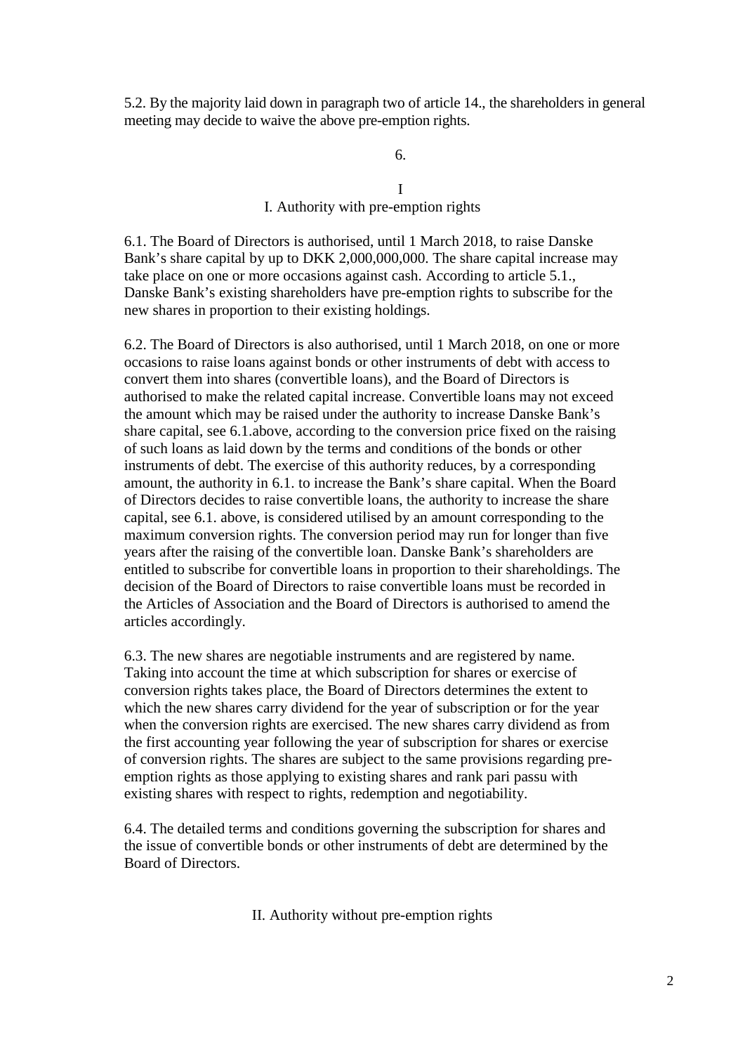5.2. By the majority laid down in paragraph two of article 14., the shareholders in general meeting may decide to waive the above pre-emption rights.

6.

I

## I. Authority with pre-emption rights

6.1. The Board of Directors is authorised, until 1 March 2018, to raise Danske Bank's share capital by up to DKK 2,000,000,000. The share capital increase may take place on one or more occasions against cash. According to article 5.1., Danske Bank's existing shareholders have pre-emption rights to subscribe for the new shares in proportion to their existing holdings.

6.2. The Board of Directors is also authorised, until 1 March 2018, on one or more occasions to raise loans against bonds or other instruments of debt with access to convert them into shares (convertible loans), and the Board of Directors is authorised to make the related capital increase. Convertible loans may not exceed the amount which may be raised under the authority to increase Danske Bank's share capital, see 6.1.above, according to the conversion price fixed on the raising of such loans as laid down by the terms and conditions of the bonds or other instruments of debt. The exercise of this authority reduces, by a corresponding amount, the authority in 6.1. to increase the Bank's share capital. When the Board of Directors decides to raise convertible loans, the authority to increase the share capital, see 6.1. above, is considered utilised by an amount corresponding to the maximum conversion rights. The conversion period may run for longer than five years after the raising of the convertible loan. Danske Bank's shareholders are entitled to subscribe for convertible loans in proportion to their shareholdings. The decision of the Board of Directors to raise convertible loans must be recorded in the Articles of Association and the Board of Directors is authorised to amend the articles accordingly.

6.3. The new shares are negotiable instruments and are registered by name. Taking into account the time at which subscription for shares or exercise of conversion rights takes place, the Board of Directors determines the extent to which the new shares carry dividend for the year of subscription or for the year when the conversion rights are exercised. The new shares carry dividend as from the first accounting year following the year of subscription for shares or exercise of conversion rights. The shares are subject to the same provisions regarding pre-emption rights as those applying to existing shares and rank pari passu with existing shares with respect to rights, redemption and negotiability.

6.4. The detailed terms and conditions governing the subscription for shares and the issue of convertible bonds or other instruments of debt are determined by the Board of Directors.

## II. Authority without pre-emption rights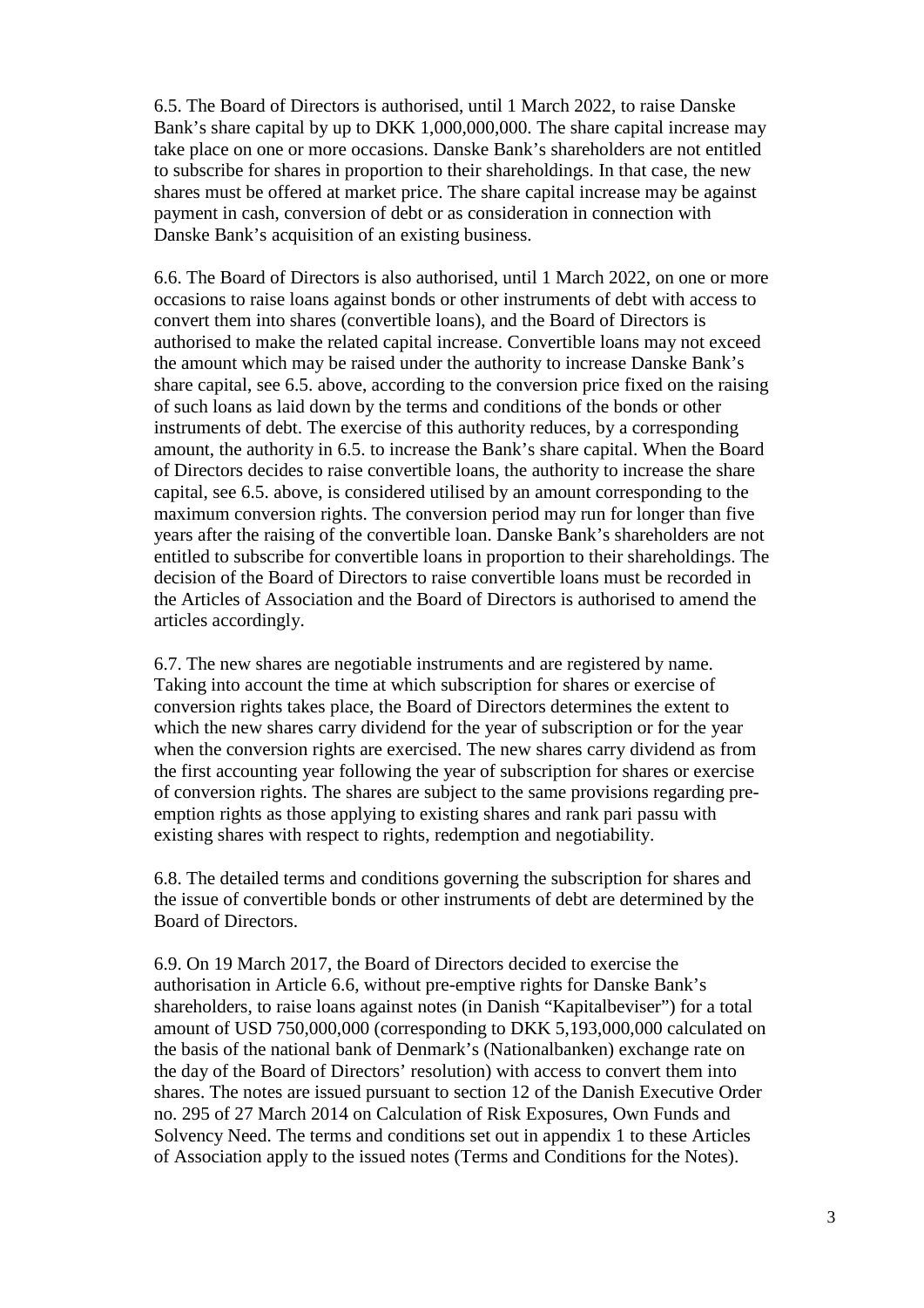6.5. The Board of Directors is authorised, until 1 March 2022, to raise Danske Bank's share capital by up to DKK 1,000,000,000. The share capital increase may take place on one or more occasions. Danske Bank's shareholders are not entitled to subscribe for shares in proportion to their shareholdings. In that case, the new shares must be offered at market price. The share capital increase may be against payment in cash, conversion of debt or as consideration in connection with Danske Bank's acquisition of an existing business.

6.6. The Board of Directors is also authorised, until 1 March 2022, on one or more occasions to raise loans against bonds or other instruments of debt with access to convert them into shares (convertible loans), and the Board of Directors is authorised to make the related capital increase. Convertible loans may not exceed the amount which may be raised under the authority to increase Danske Bank's share capital, see 6.5. above, according to the conversion price fixed on the raising of such loans as laid down by the terms and conditions of the bonds or other instruments of debt. The exercise of this authority reduces, by a corresponding amount, the authority in 6.5. to increase the Bank's share capital. When the Board of Directors decides to raise convertible loans, the authority to increase the share capital, see 6.5. above, is considered utilised by an amount corresponding to the maximum conversion rights. The conversion period may run for longer than five years after the raising of the convertible loan. Danske Bank's shareholders are not entitled to subscribe for convertible loans in proportion to their shareholdings. The decision of the Board of Directors to raise convertible loans must be recorded in the Articles of Association and the Board of Directors is authorised to amend the articles accordingly.

6.7. The new shares are negotiable instruments and are registered by name. Taking into account the time at which subscription for shares or exercise of conversion rights takes place, the Board of Directors determines the extent to which the new shares carry dividend for the year of subscription or for the year when the conversion rights are exercised. The new shares carry dividend as from the first accounting year following the year of subscription for shares or exercise of conversion rights. The shares are subject to the same provisions regarding pre-emption rights as those applying to existing shares and rank pari passu with existing shares with respect to rights, redemption and negotiability.

6.8. The detailed terms and conditions governing the subscription for shares and the issue of convertible bonds or other instruments of debt are determined by the Board of Directors.

6.9. On 19 March 2017, the Board of Directors decided to exercise the authorisation in Article 6.6, without pre-emptive rights for Danske Bank's shareholders, to raise loans against notes (in Danish "Kapitalbeviser") for a total amount of USD 750,000,000 (corresponding to DKK 5,193,000,000 calculated on the basis of the national bank of Denmark's (Nationalbanken) exchange rate on the day of the Board of Directors' resolution) with access to convert them into shares. The notes are issued pursuant to section 12 of the Danish Executive Order no. 295 of 27 March 2014 on Calculation of Risk Exposures, Own Funds and Solvency Need. The terms and conditions set out in appendix 1 to these Articles of Association apply to the issued notes (Terms and Conditions for the Notes).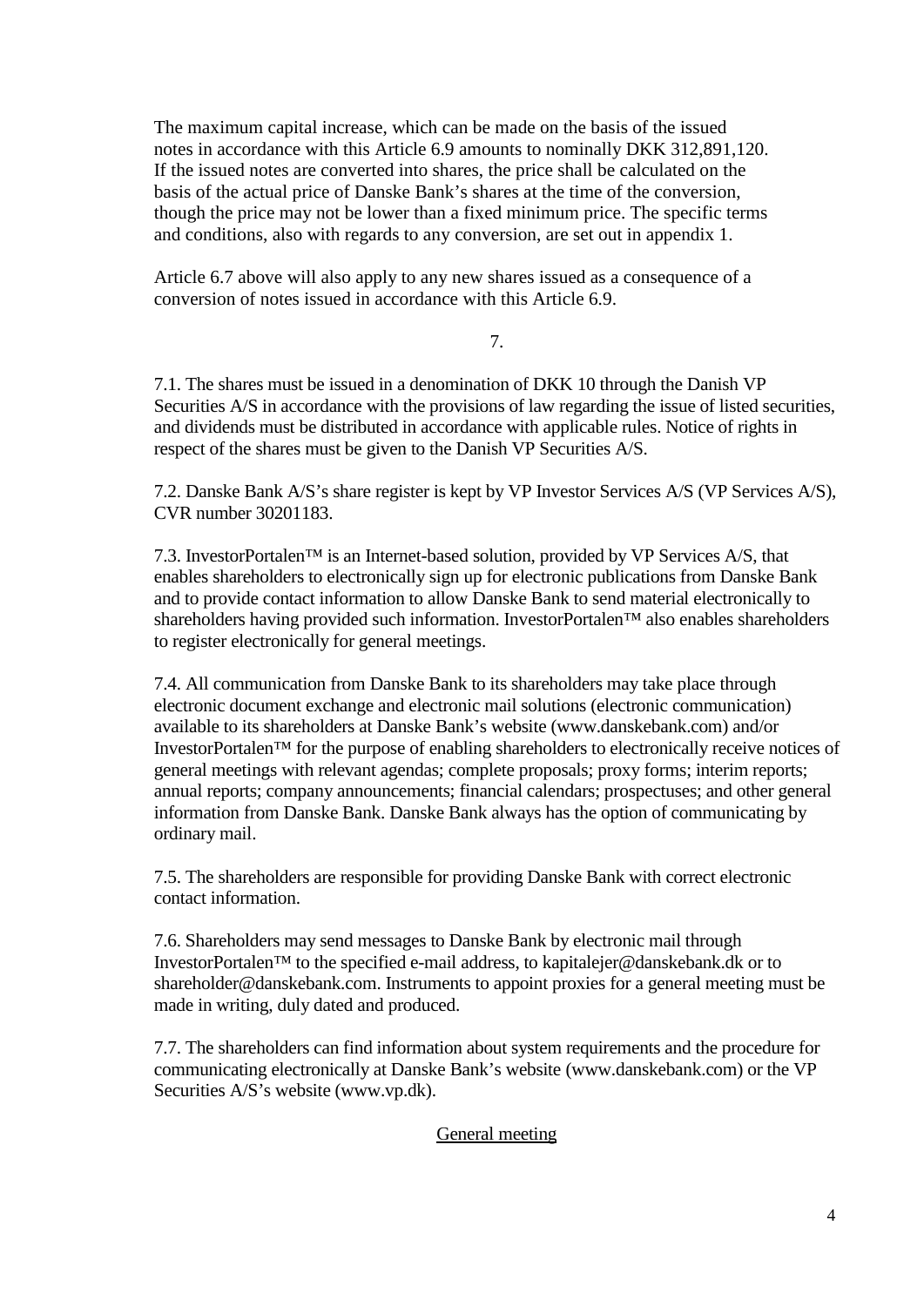The maximum capital increase, which can be made on the basis of the issued notes in accordance with this Article 6.9 amounts to nominally DKK 312,891,120. If the issued notes are converted into shares, the price shall be calculated on the basis of the actual price of Danske Bank's shares at the time of the conversion, though the price may not be lower than a fixed minimum price. The specific terms and conditions, also with regards to any conversion, are set out in appendix 1.

Article 6.7 above will also apply to any new shares issued as a consequence of a conversion of notes issued in accordance with this Article 6.9.

7.

7.1. The shares must be issued in a denomination of DKK 10 through the Danish VP Securities A/S in accordance with the provisions of law regarding the issue of listed securities, and dividends must be distributed in accordance with applicable rules. Notice of rights in respect of the shares must be given to the Danish VP Securities A/S.

7.2. Danske Bank A/S's share register is kept by VP Investor Services A/S (VP Services A/S), CVR number 30201183.

7.3. InvestorPortalen™ is an Internet-based solution, provided by VP Services A/S, that enables shareholders to electronically sign up for electronic publications from Danske Bank and to provide contact information to allow Danske Bank to send material electronically to shareholders having provided such information. InvestorPortalen™ also enables shareholders to register electronically for general meetings.

7.4. All communication from Danske Bank to its shareholders may take place through electronic document exchange and electronic mail solutions (electronic communication) available to its shareholders at Danske Bank's website (www.danskebank.com) and/or InvestorPortalen™ for the purpose of enabling shareholders to electronically receive notices of general meetings with relevant agendas; complete proposals; proxy forms; interim reports; annual reports; company announcements; financial calendars; prospectuses; and other general information from Danske Bank. Danske Bank always has the option of communicating by ordinary mail.

7.5. The shareholders are responsible for providing Danske Bank with correct electronic contact information.

7.6. Shareholders may send messages to Danske Bank by electronic mail through InvestorPortalen™ to the specified e-mail address, to kapitalejer@danskebank.dk or to shareholder@danskebank.com. Instruments to appoint proxies for a general meeting must be made in writing, duly dated and produced.

7.7. The shareholders can find information about system requirements and the procedure for communicating electronically at Danske Bank's website (www.danskebank.com) or the VP Securities A/S's website (www.vp.dk).

## General meeting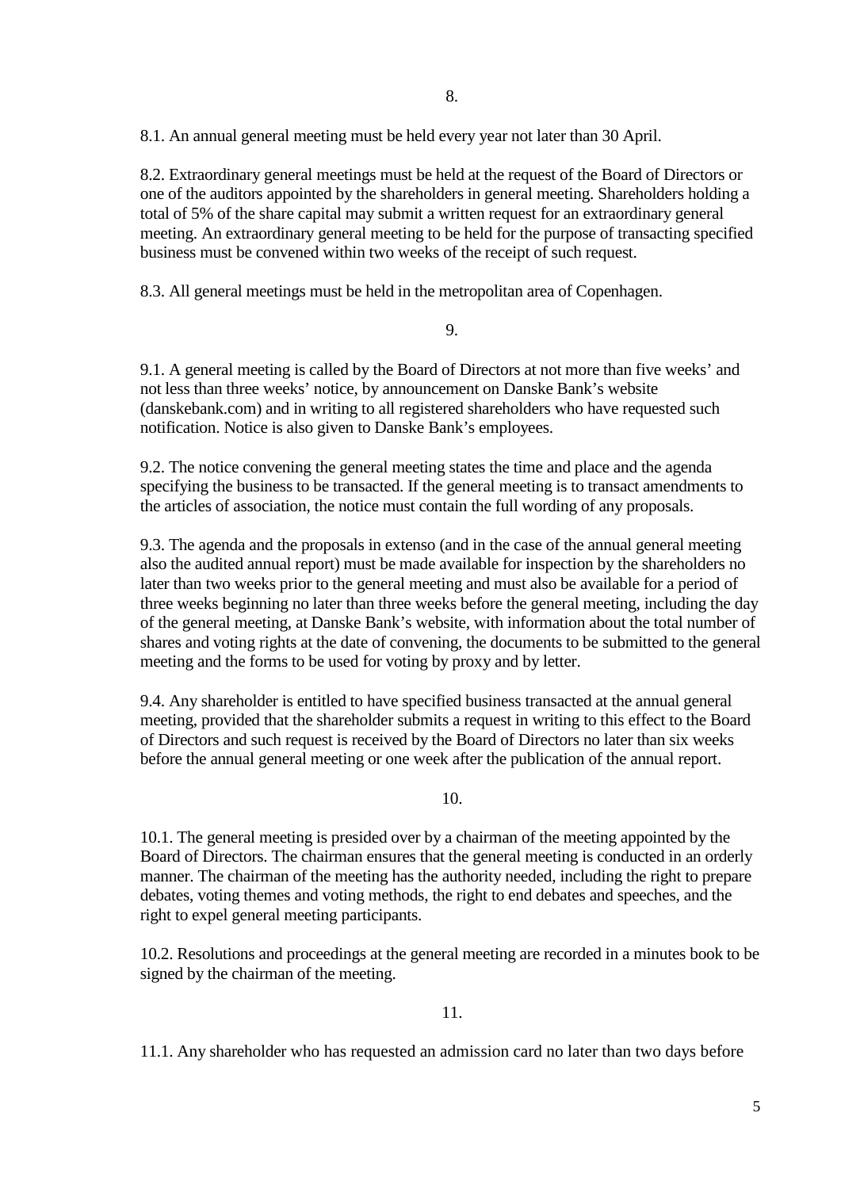## 8.

8.1. An annual general meeting must be held every year not later than 30 April.

8.2. Extraordinary general meetings must be held at the request of the Board of Directors or one of the auditors appointed by the shareholders in general meeting. Shareholders holding a total of 5% of the share capital may submit a written request for an extraordinary general meeting. An extraordinary general meeting to be held for the purpose of transacting specified business must be convened within two weeks of the receipt of such request.

8.3. All general meetings must be held in the metropolitan area of Copenhagen.

## 9.

9.1. A general meeting is called by the Board of Directors at not more than five weeks' and not less than three weeks' notice, by announcement on Danske Bank's website (danskebank.com) and in writing to all registered shareholders who have requested such notification. Notice is also given to Danske Bank's employees.

9.2. The notice convening the general meeting states the time and place and the agenda specifying the business to be transacted. If the general meeting is to transact amendments to the articles of association, the notice must contain the full wording of any proposals.

9.3. The agenda and the proposals in extenso (and in the case of the annual general meeting also the audited annual report) must be made available for inspection by the shareholders no later than two weeks prior to the general meeting and must also be available for a period of three weeks beginning no later than three weeks before the general meeting, including the day of the general meeting, at Danske Bank's website, with information about the total number of shares and voting rights at the date of convening, the documents to be submitted to the general meeting and the forms to be used for voting by proxy and by letter.

9.4. Any shareholder is entitled to have specified business transacted at the annual general meeting, provided that the shareholder submits a request in writing to this effect to the Board of Directors and such request is received by the Board of Directors no later than six weeks before the annual general meeting or one week after the publication of the annual report.

## 10.

10.1. The general meeting is presided over by a chairman of the meeting appointed by the Board of Directors. The chairman ensures that the general meeting is conducted in an orderly manner. The chairman of the meeting has the authority needed, including the right to prepare debates, voting themes and voting methods, the right to end debates and speeches, and the right to expel general meeting participants.

10.2. Resolutions and proceedings at the general meeting are recorded in a minutes book to be signed by the chairman of the meeting.

## 11.

11.1. Any shareholder who has requested an admission card no later than two days before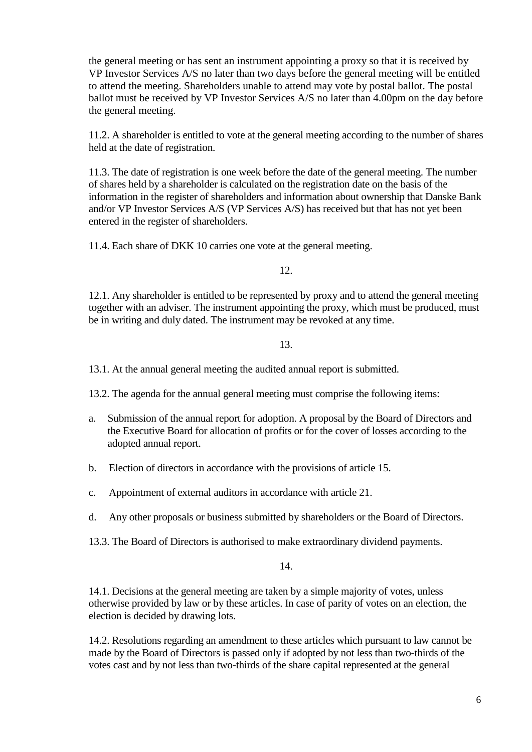the general meeting or has sent an instrument appointing a proxy so that it is received by VP Investor Services A/S no later than two days before the general meeting will be entitled to attend the meeting. Shareholders unable to attend may vote by postal ballot. The postal ballot must be received by VP Investor Services A/S no later than 4.00pm on the day before the general meeting.

11.2. A shareholder is entitled to vote at the general meeting according to the number of shares held at the date of registration.

11.3. The date of registration is one week before the date of the general meeting. The number of shares held by a shareholder is calculated on the registration date on the basis of the information in the register of shareholders and information about ownership that Danske Bank and/or VP Investor Services A/S (VP Services A/S) has received but that has not yet been entered in the register of shareholders.

11.4. Each share of DKK 10 carries one vote at the general meeting.

12.

12.1. Any shareholder is entitled to be represented by proxy and to attend the general meeting together with an adviser. The instrument appointing the proxy, which must be produced, must be in writing and duly dated. The instrument may be revoked at any time.

13.

13.1. At the annual general meeting the audited annual report is submitted.

13.2. The agenda for the annual general meeting must comprise the following items:

a. Submission of the annual report for adoption. A proposal by the Board of Directors and the Executive Board for allocation of profits or for the cover of losses according to the adopted annual report.

b. Election of directors in accordance with the provisions of article 15.

c. Appointment of external auditors in accordance with article 21.

d. Any other proposals or business submitted by shareholders or the Board of Directors.

13.3. The Board of Directors is authorised to make extraordinary dividend payments.

14.

14.1. Decisions at the general meeting are taken by a simple majority of votes, unless otherwise provided by law or by these articles. In case of parity of votes on an election, the election is decided by drawing lots.

14.2. Resolutions regarding an amendment to these articles which pursuant to law cannot be made by the Board of Directors is passed only if adopted by not less than two-thirds of the votes cast and by not less than two-thirds of the share capital represented at the general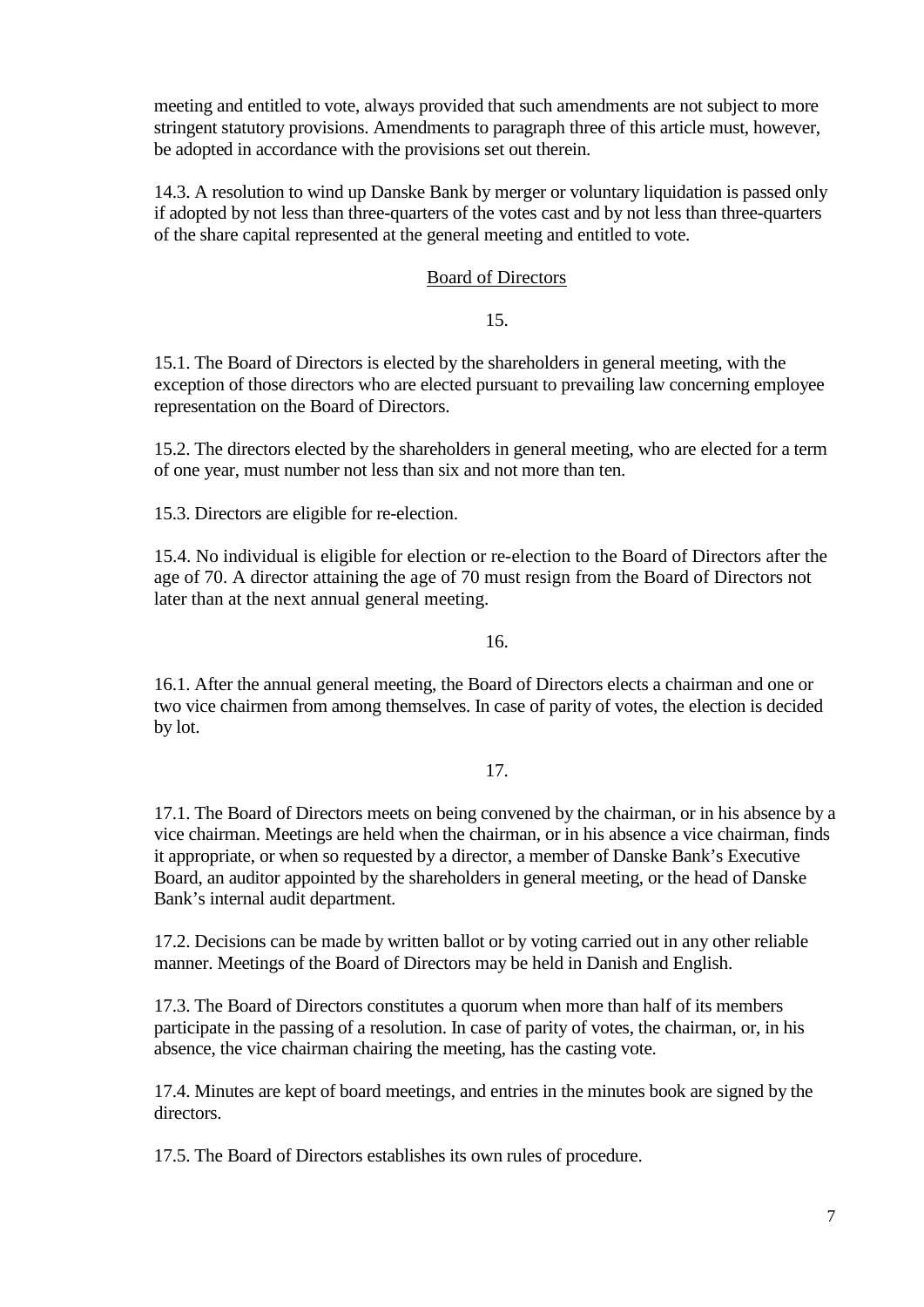meeting and entitled to vote, always provided that such amendments are not subject to more stringent statutory provisions. Amendments to paragraph three of this article must, however, be adopted in accordance with the provisions set out therein.

14.3. A resolution to wind up Danske Bank by merger or voluntary liquidation is passed only if adopted by not less than three-quarters of the votes cast and by not less than three-quarters of the share capital represented at the general meeting and entitled to vote.

## Board of Directors

### 15.

15.1. The Board of Directors is elected by the shareholders in general meeting, with the exception of those directors who are elected pursuant to prevailing law concerning employee representation on the Board of Directors.

15.2. The directors elected by the shareholders in general meeting, who are elected for a term of one year, must number not less than six and not more than ten.

15.3. Directors are eligible for re-election.

15.4. No individual is eligible for election or re-election to the Board of Directors after the age of 70. A director attaining the age of 70 must resign from the Board of Directors not later than at the next annual general meeting.

### 16.

16.1. After the annual general meeting, the Board of Directors elects a chairman and one or two vice chairmen from among themselves. In case of parity of votes, the election is decided by lot.

### 17.

17.1. The Board of Directors meets on being convened by the chairman, or in his absence by a vice chairman. Meetings are held when the chairman, or in his absence a vice chairman, finds it appropriate, or when so requested by a director, a member of Danske Bank's Executive Board, an auditor appointed by the shareholders in general meeting, or the head of Danske Bank's internal audit department.

17.2. Decisions can be made by written ballot or by voting carried out in any other reliable manner. Meetings of the Board of Directors may be held in Danish and English.

17.3. The Board of Directors constitutes a quorum when more than half of its members participate in the passing of a resolution. In case of parity of votes, the chairman, or, in his absence, the vice chairman chairing the meeting, has the casting vote.

17.4. Minutes are kept of board meetings, and entries in the minutes book are signed by the directors.

17.5. The Board of Directors establishes its own rules of procedure.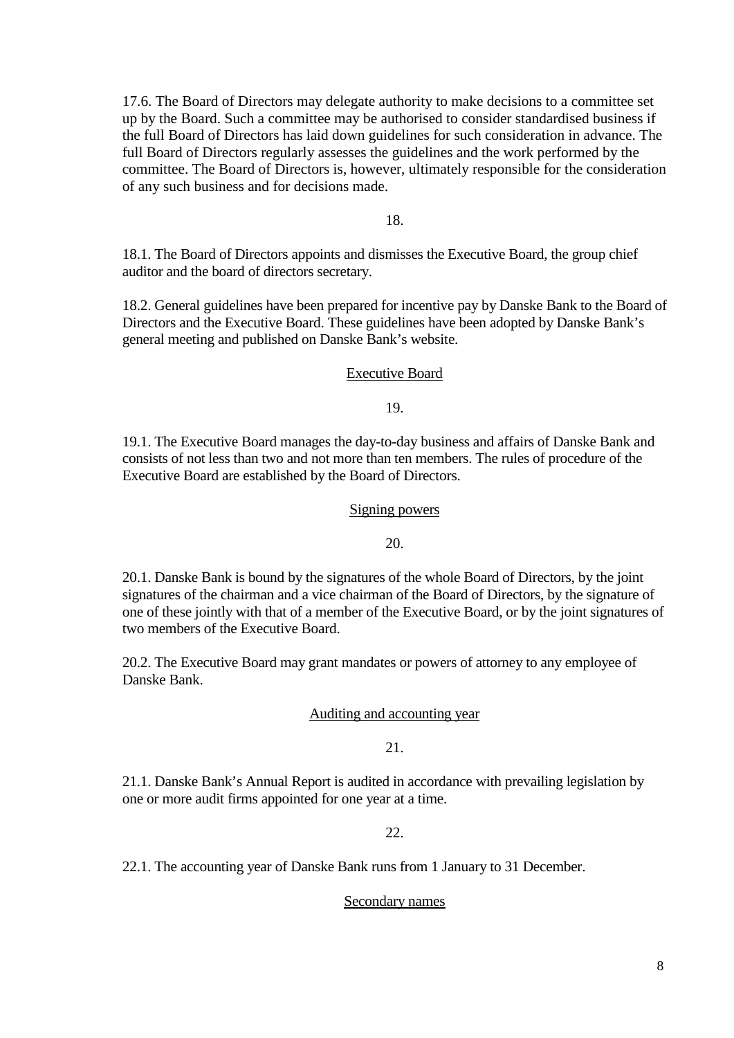17.6. The Board of Directors may delegate authority to make decisions to a committee set up by the Board. Such a committee may be authorised to consider standardised business if the full Board of Directors has laid down guidelines for such consideration in advance. The full Board of Directors regularly assesses the guidelines and the work performed by the committee. The Board of Directors is, however, ultimately responsible for the consideration of any such business and for decisions made.

18.

18.1. The Board of Directors appoints and dismisses the Executive Board, the group chief auditor and the board of directors secretary.

18.2. General guidelines have been prepared for incentive pay by Danske Bank to the Board of Directors and the Executive Board. These guidelines have been adopted by Danske Bank's general meeting and published on Danske Bank's website.

## Executive Board

19.

19.1. The Executive Board manages the day-to-day business and affairs of Danske Bank and consists of not less than two and not more than ten members. The rules of procedure of the Executive Board are established by the Board of Directors.

## Signing powers

20.

20.1. Danske Bank is bound by the signatures of the whole Board of Directors, by the joint signatures of the chairman and a vice chairman of the Board of Directors, by the signature of one of these jointly with that of a member of the Executive Board, or by the joint signatures of two members of the Executive Board.

20.2. The Executive Board may grant mandates or powers of attorney to any employee of Danske Bank.

## Auditing and accounting year

21.

21.1. Danske Bank's Annual Report is audited in accordance with prevailing legislation by one or more audit firms appointed for one year at a time.

22.

22.1. The accounting year of Danske Bank runs from 1 January to 31 December.

## Secondary names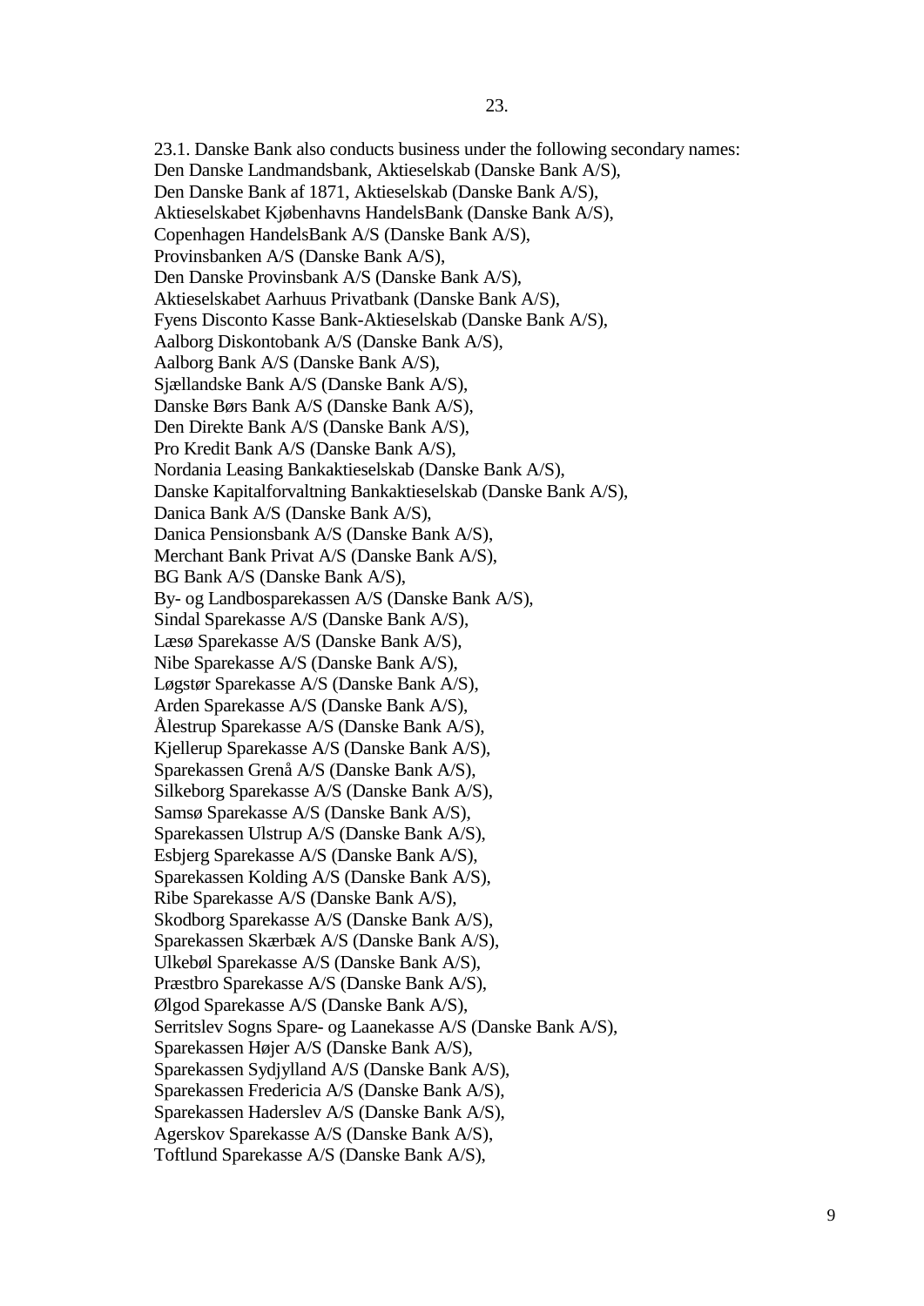## 23.

23.1. Danske Bank also conducts business under the following secondary names:
Den Danske Landmandsbank, Aktieselskab (Danske Bank A/S),
Den Danske Bank af 1871, Aktieselskab (Danske Bank A/S),
Aktieselskabet Kjøbenhavns HandelsBank (Danske Bank A/S),
Copenhagen HandelsBank A/S (Danske Bank A/S),
Provinsbanken A/S (Danske Bank A/S),
Den Danske Provinsbank A/S (Danske Bank A/S),
Aktieselskabet Aarhuus Privatbank (Danske Bank A/S),
Fyens Disconto Kasse Bank-Aktieselskab (Danske Bank A/S),
Aalborg Diskontobank A/S (Danske Bank A/S),
Aalborg Bank A/S (Danske Bank A/S),
Sjællandske Bank A/S (Danske Bank A/S),
Danske Børs Bank A/S (Danske Bank A/S),
Den Direkte Bank A/S (Danske Bank A/S),
Pro Kredit Bank A/S (Danske Bank A/S),
Nordania Leasing Bankaktieselskab (Danske Bank A/S),
Danske Kapitalforvaltning Bankaktieselskab (Danske Bank A/S),
Danica Bank A/S (Danske Bank A/S),
Danica Pensionsbank A/S (Danske Bank A/S),
Merchant Bank Privat A/S (Danske Bank A/S),
BG Bank A/S (Danske Bank A/S),
By- og Landbosparekassen A/S (Danske Bank A/S),
Sindal Sparekasse A/S (Danske Bank A/S),
Læsø Sparekasse A/S (Danske Bank A/S),
Nibe Sparekasse A/S (Danske Bank A/S),
Løgstør Sparekasse A/S (Danske Bank A/S),
Arden Sparekasse A/S (Danske Bank A/S),
Ålestrup Sparekasse A/S (Danske Bank A/S),
Kjellerup Sparekasse A/S (Danske Bank A/S),
Sparekassen Grenå A/S (Danske Bank A/S),
Silkeborg Sparekasse A/S (Danske Bank A/S),
Samsø Sparekasse A/S (Danske Bank A/S),
Sparekassen Ulstrup A/S (Danske Bank A/S),
Esbjerg Sparekasse A/S (Danske Bank A/S),
Sparekassen Kolding A/S (Danske Bank A/S),
Ribe Sparekasse A/S (Danske Bank A/S),
Skodborg Sparekasse A/S (Danske Bank A/S),
Sparekassen Skærbæk A/S (Danske Bank A/S),
Ulkebøl Sparekasse A/S (Danske Bank A/S),
Præstbro Sparekasse A/S (Danske Bank A/S),
Ølgod Sparekasse A/S (Danske Bank A/S),
Serritslev Sogns Spare- og Laanekasse A/S (Danske Bank A/S),
Sparekassen Højer A/S (Danske Bank A/S),
Sparekassen Sydjylland A/S (Danske Bank A/S),
Sparekassen Fredericia A/S (Danske Bank A/S),
Sparekassen Haderslev A/S (Danske Bank A/S),
Agerskov Sparekasse A/S (Danske Bank A/S),
Toftlund Sparekasse A/S (Danske Bank A/S),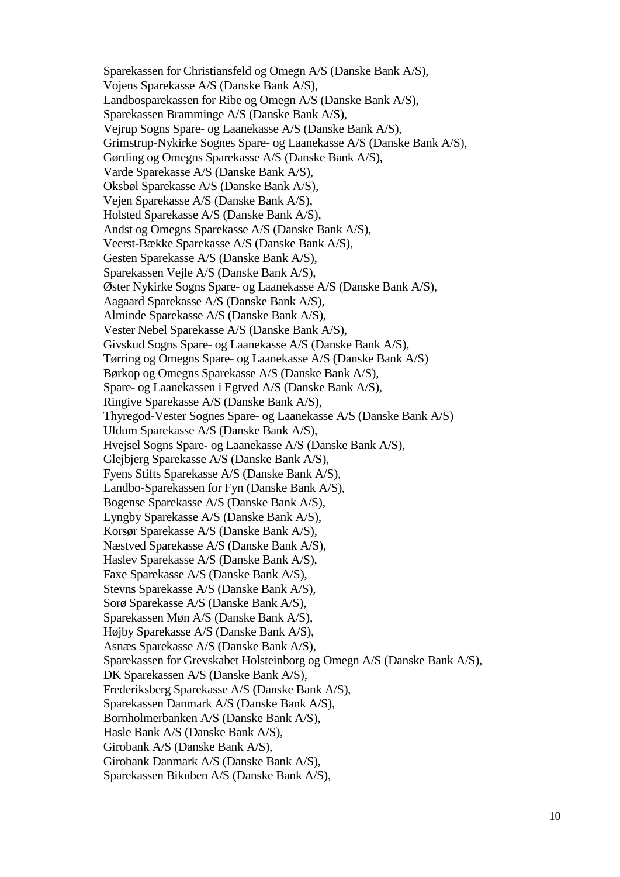Sparekassen for Christiansfeld og Omegn A/S (Danske Bank A/S),
Vojens Sparekasse A/S (Danske Bank A/S),
Landbosparekassen for Ribe og Omegn A/S (Danske Bank A/S),
Sparekassen Bramminge A/S (Danske Bank A/S),
Vejrup Sogns Spare- og Laanekasse A/S (Danske Bank A/S),
Grimstrup-Nykirke Sognes Spare- og Laanekasse A/S (Danske Bank A/S),
Gørding og Omegns Sparekasse A/S (Danske Bank A/S),
Varde Sparekasse A/S (Danske Bank A/S),
Oksbøl Sparekasse A/S (Danske Bank A/S),
Vejen Sparekasse A/S (Danske Bank A/S),
Holsted Sparekasse A/S (Danske Bank A/S),
Andst og Omegns Sparekasse A/S (Danske Bank A/S),
Veerst-Bække Sparekasse A/S (Danske Bank A/S),
Gesten Sparekasse A/S (Danske Bank A/S),
Sparekassen Vejle A/S (Danske Bank A/S),
Øster Nykirke Sogns Spare- og Laanekasse A/S (Danske Bank A/S),
Aagaard Sparekasse A/S (Danske Bank A/S),
Alminde Sparekasse A/S (Danske Bank A/S),
Vester Nebel Sparekasse A/S (Danske Bank A/S),
Givskud Sogns Spare- og Laanekasse A/S (Danske Bank A/S),
Tørring og Omegns Spare- og Laanekasse A/S (Danske Bank A/S)
Børkop og Omegns Sparekasse A/S (Danske Bank A/S),
Spare- og Laanekassen i Egtved A/S (Danske Bank A/S),
Ringive Sparekasse A/S (Danske Bank A/S),
Thyregod-Vester Sognes Spare- og Laanekasse A/S (Danske Bank A/S)
Uldum Sparekasse A/S (Danske Bank A/S),
Hvejsel Sogns Spare- og Laanekasse A/S (Danske Bank A/S),
Glejbjerg Sparekasse A/S (Danske Bank A/S),
Fyens Stifts Sparekasse A/S (Danske Bank A/S),
Landbo-Sparekassen for Fyn (Danske Bank A/S),
Bogense Sparekasse A/S (Danske Bank A/S),
Lyngby Sparekasse A/S (Danske Bank A/S),
Korsør Sparekasse A/S (Danske Bank A/S),
Næstved Sparekasse A/S (Danske Bank A/S),
Haslev Sparekasse A/S (Danske Bank A/S),
Faxe Sparekasse A/S (Danske Bank A/S),
Stevns Sparekasse A/S (Danske Bank A/S),
Sorø Sparekasse A/S (Danske Bank A/S),
Sparekassen Møn A/S (Danske Bank A/S),
Højby Sparekasse A/S (Danske Bank A/S),
Asnæs Sparekasse A/S (Danske Bank A/S),
Sparekassen for Grevskabet Holsteinborg og Omegn A/S (Danske Bank A/S),
DK Sparekassen A/S (Danske Bank A/S),
Frederiksberg Sparekasse A/S (Danske Bank A/S),
Sparekassen Danmark A/S (Danske Bank A/S),
Bornholmerbanken A/S (Danske Bank A/S),
Hasle Bank A/S (Danske Bank A/S),
Girobank A/S (Danske Bank A/S),
Girobank Danmark A/S (Danske Bank A/S),
Sparekassen Bikuben A/S (Danske Bank A/S),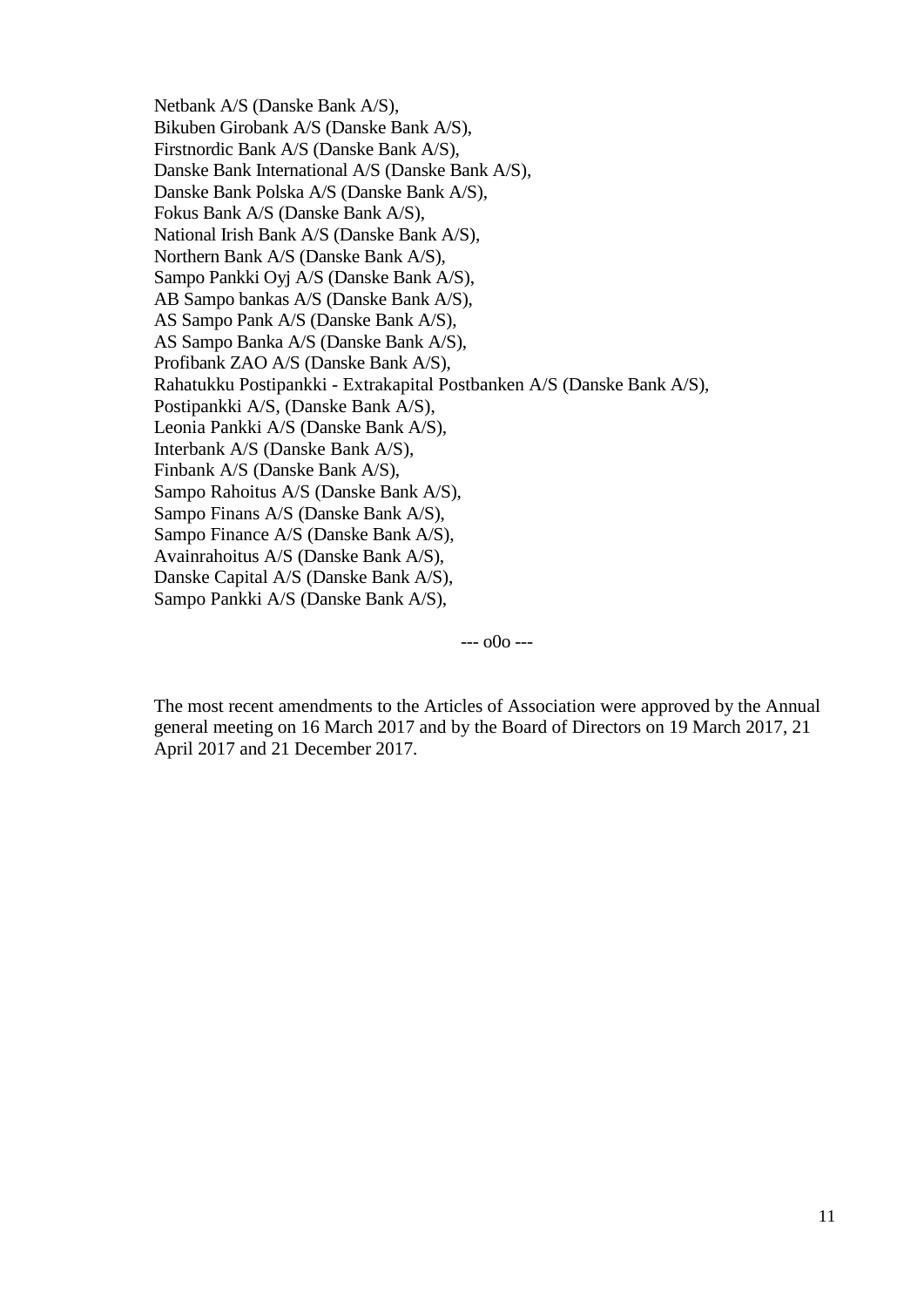Netbank A/S (Danske Bank A/S),
Bikuben Girobank A/S (Danske Bank A/S),
Firstnordic Bank A/S (Danske Bank A/S),
Danske Bank International A/S (Danske Bank A/S),
Danske Bank Polska A/S (Danske Bank A/S),
Fokus Bank A/S (Danske Bank A/S),
National Irish Bank A/S (Danske Bank A/S),
Northern Bank A/S (Danske Bank A/S),
Sampo Pankki Oyj A/S (Danske Bank A/S),
AB Sampo bankas A/S (Danske Bank A/S),
AS Sampo Pank A/S (Danske Bank A/S),
AS Sampo Banka A/S (Danske Bank A/S),
Profibank ZAO A/S (Danske Bank A/S),
Rahatukku Postipankki - Extrakapital Postbanken A/S (Danske Bank A/S),
Postipankki A/S, (Danske Bank A/S),
Leonia Pankki A/S (Danske Bank A/S),
Interbank A/S (Danske Bank A/S),
Finbank A/S (Danske Bank A/S),
Sampo Rahoitus A/S (Danske Bank A/S),
Sampo Finans A/S (Danske Bank A/S),
Sampo Finance A/S (Danske Bank A/S),
Avainrahoitus A/S (Danske Bank A/S),
Danske Capital A/S (Danske Bank A/S),
Sampo Pankki A/S (Danske Bank A/S),

--- o0o ---

The most recent amendments to the Articles of Association were approved by the Annual general meeting on 16 March 2017 and by the Board of Directors on 19 March 2017, 21 April 2017 and 21 December 2017.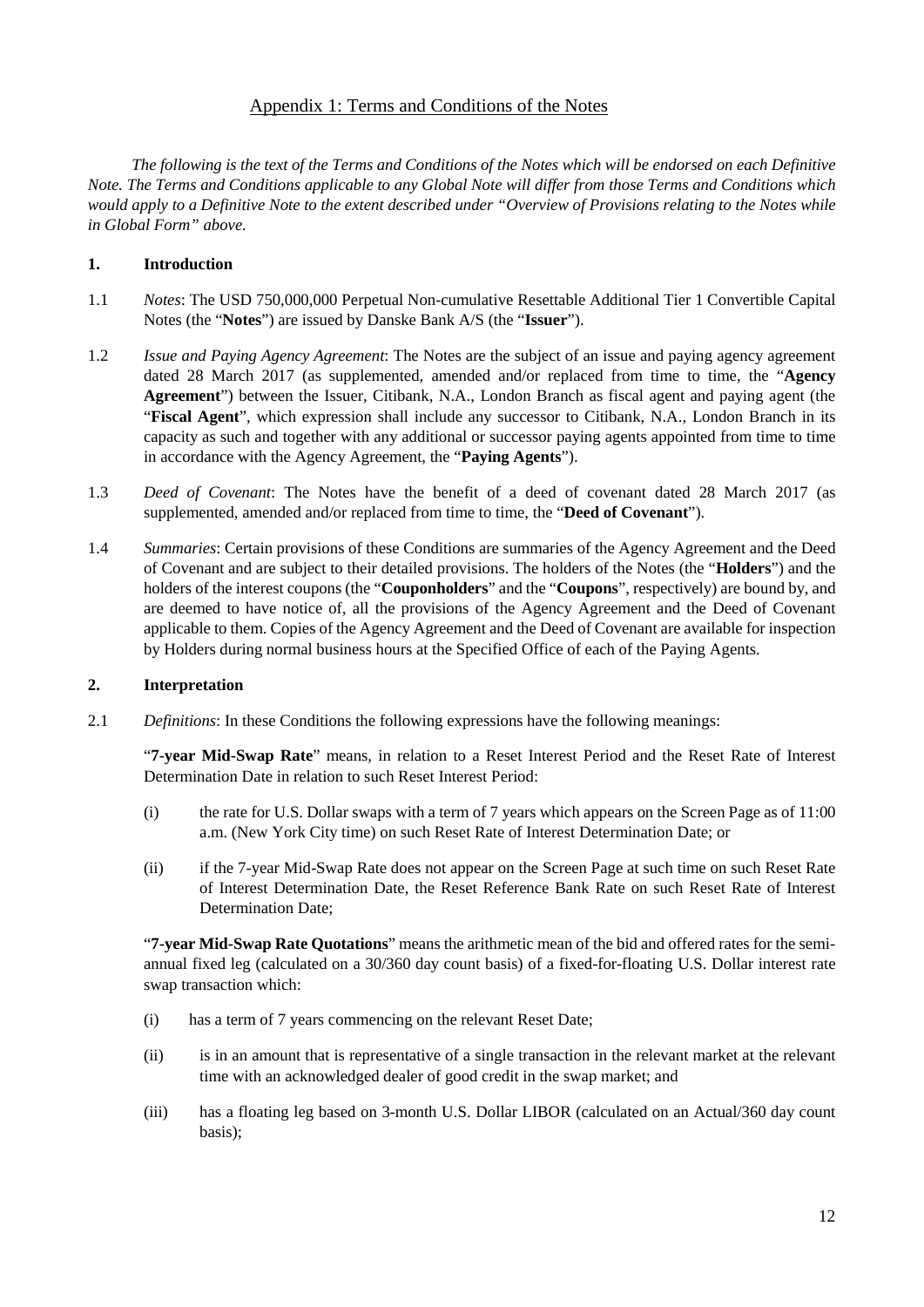## Appendix 1: Terms and Conditions of the Notes

*The following is the text of the Terms and Conditions of the Notes which will be endorsed on each Definitive Note. The Terms and Conditions applicable to any Global Note will differ from those Terms and Conditions which would apply to a Definitive Note to the extent described under "Overview of Provisions relating to the Notes while in Global Form" above.*

### 1. Introduction

1.1 *Notes*: The USD 750,000,000 Perpetual Non-cumulative Resettable Additional Tier 1 Convertible Capital Notes (the "**Notes**") are issued by Danske Bank A/S (the "**Issuer**").

1.2 *Issue and Paying Agency Agreement*: The Notes are the subject of an issue and paying agency agreement dated 28 March 2017 (as supplemented, amended and/or replaced from time to time, the "**Agency Agreement**") between the Issuer, Citibank, N.A., London Branch as fiscal agent and paying agent (the "**Fiscal Agent**", which expression shall include any successor to Citibank, N.A., London Branch in its capacity as such and together with any additional or successor paying agents appointed from time to time in accordance with the Agency Agreement, the "**Paying Agents**").

1.3 *Deed of Covenant*: The Notes have the benefit of a deed of covenant dated 28 March 2017 (as supplemented, amended and/or replaced from time to time, the "**Deed of Covenant**").

1.4 *Summaries*: Certain provisions of these Conditions are summaries of the Agency Agreement and the Deed of Covenant and are subject to their detailed provisions. The holders of the Notes (the "**Holders**") and the holders of the interest coupons (the "**Couponholders**" and the "**Coupons**", respectively) are bound by, and are deemed to have notice of, all the provisions of the Agency Agreement and the Deed of Covenant applicable to them. Copies of the Agency Agreement and the Deed of Covenant are available for inspection by Holders during normal business hours at the Specified Office of each of the Paying Agents.

### 2. Interpretation

2.1 *Definitions*: In these Conditions the following expressions have the following meanings:

"**7-year Mid-Swap Rate**" means, in relation to a Reset Interest Period and the Reset Rate of Interest Determination Date in relation to such Reset Interest Period:

(i) the rate for U.S. Dollar swaps with a term of 7 years which appears on the Screen Page as of 11:00 a.m. (New York City time) on such Reset Rate of Interest Determination Date; or

(ii) if the 7-year Mid-Swap Rate does not appear on the Screen Page at such time on such Reset Rate of Interest Determination Date, the Reset Reference Bank Rate on such Reset Rate of Interest Determination Date;

"**7-year Mid-Swap Rate Quotations**" means the arithmetic mean of the bid and offered rates for the semi-annual fixed leg (calculated on a 30/360 day count basis) of a fixed-for-floating U.S. Dollar interest rate swap transaction which:

(i) has a term of 7 years commencing on the relevant Reset Date;

(ii) is in an amount that is representative of a single transaction in the relevant market at the relevant time with an acknowledged dealer of good credit in the swap market; and

(iii) has a floating leg based on 3-month U.S. Dollar LIBOR (calculated on an Actual/360 day count basis);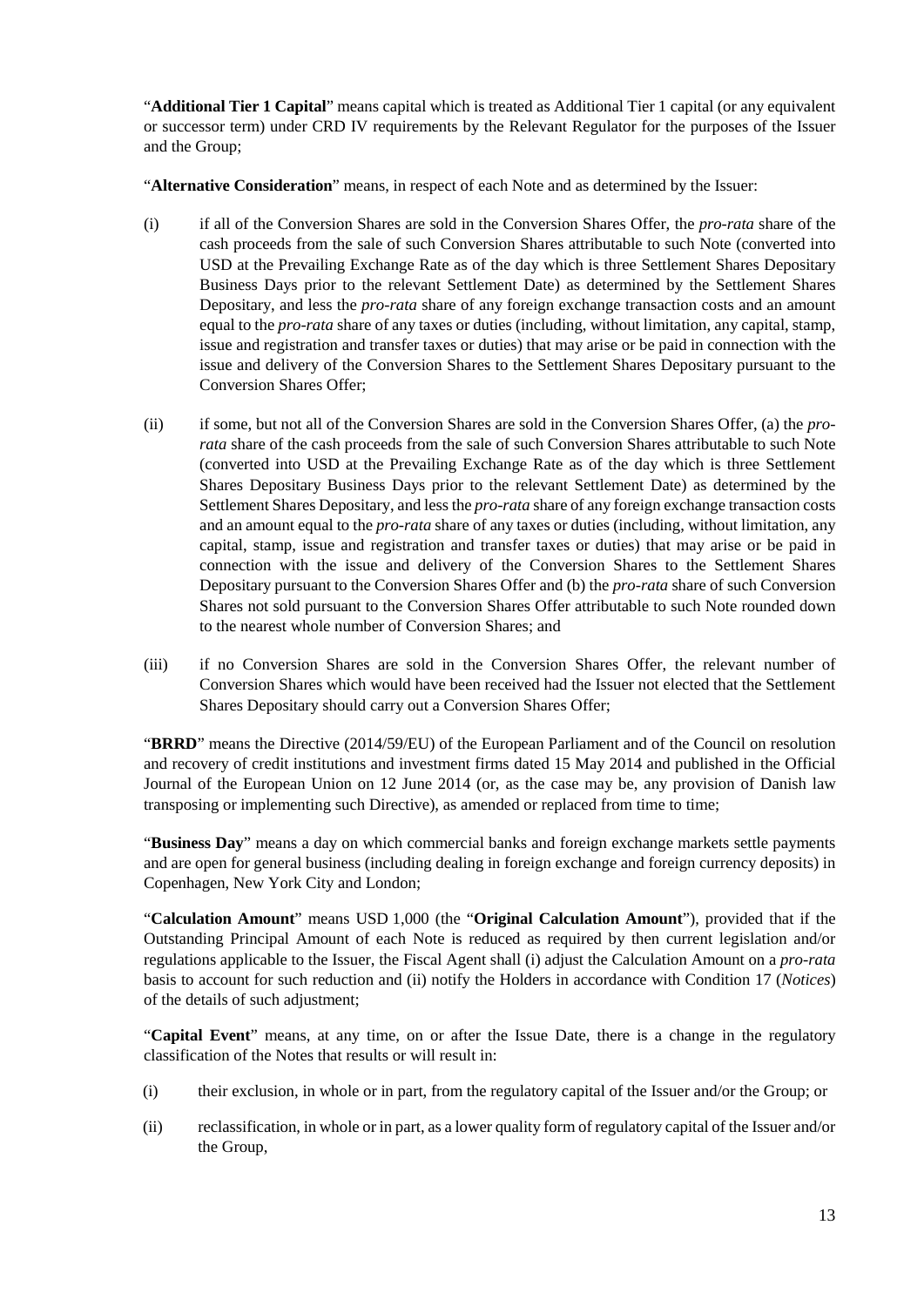"**Additional Tier 1 Capital**" means capital which is treated as Additional Tier 1 capital (or any equivalent or successor term) under CRD IV requirements by the Relevant Regulator for the purposes of the Issuer and the Group;

"**Alternative Consideration**" means, in respect of each Note and as determined by the Issuer:

(i) if all of the Conversion Shares are sold in the Conversion Shares Offer, the *pro-rata* share of the cash proceeds from the sale of such Conversion Shares attributable to such Note (converted into USD at the Prevailing Exchange Rate as of the day which is three Settlement Shares Depositary Business Days prior to the relevant Settlement Date) as determined by the Settlement Shares Depositary, and less the *pro-rata* share of any foreign exchange transaction costs and an amount equal to the *pro-rata* share of any taxes or duties (including, without limitation, any capital, stamp, issue and registration and transfer taxes or duties) that may arise or be paid in connection with the issue and delivery of the Conversion Shares to the Settlement Shares Depositary pursuant to the Conversion Shares Offer;

(ii) if some, but not all of the Conversion Shares are sold in the Conversion Shares Offer, (a) the *pro-rata* share of the cash proceeds from the sale of such Conversion Shares attributable to such Note (converted into USD at the Prevailing Exchange Rate as of the day which is three Settlement Shares Depositary Business Days prior to the relevant Settlement Date) as determined by the Settlement Shares Depositary, and less the *pro-rata* share of any foreign exchange transaction costs and an amount equal to the *pro-rata* share of any taxes or duties (including, without limitation, any capital, stamp, issue and registration and transfer taxes or duties) that may arise or be paid in connection with the issue and delivery of the Conversion Shares to the Settlement Shares Depositary pursuant to the Conversion Shares Offer and (b) the *pro-rata* share of such Conversion Shares not sold pursuant to the Conversion Shares Offer attributable to such Note rounded down to the nearest whole number of Conversion Shares; and

(iii) if no Conversion Shares are sold in the Conversion Shares Offer, the relevant number of Conversion Shares which would have been received had the Issuer not elected that the Settlement Shares Depositary should carry out a Conversion Shares Offer;

"**BRRD**" means the Directive (2014/59/EU) of the European Parliament and of the Council on resolution and recovery of credit institutions and investment firms dated 15 May 2014 and published in the Official Journal of the European Union on 12 June 2014 (or, as the case may be, any provision of Danish law transposing or implementing such Directive), as amended or replaced from time to time;

"**Business Day**" means a day on which commercial banks and foreign exchange markets settle payments and are open for general business (including dealing in foreign exchange and foreign currency deposits) in Copenhagen, New York City and London;

"**Calculation Amount**" means USD 1,000 (the "**Original Calculation Amount**"), provided that if the Outstanding Principal Amount of each Note is reduced as required by then current legislation and/or regulations applicable to the Issuer, the Fiscal Agent shall (i) adjust the Calculation Amount on a *pro-rata* basis to account for such reduction and (ii) notify the Holders in accordance with Condition 17 (*Notices*) of the details of such adjustment;

"**Capital Event**" means, at any time, on or after the Issue Date, there is a change in the regulatory classification of the Notes that results or will result in:

(i) their exclusion, in whole or in part, from the regulatory capital of the Issuer and/or the Group; or

(ii) reclassification, in whole or in part, as a lower quality form of regulatory capital of the Issuer and/or the Group,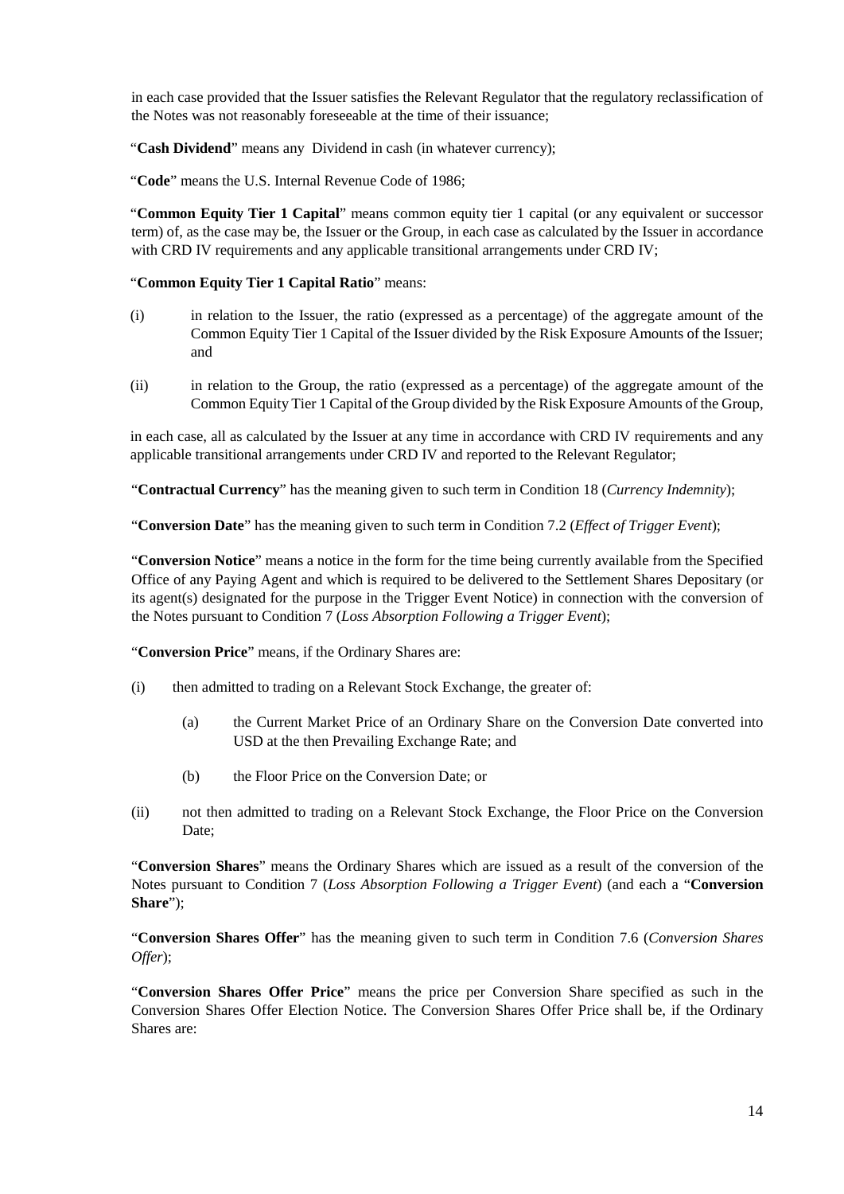in each case provided that the Issuer satisfies the Relevant Regulator that the regulatory reclassification of the Notes was not reasonably foreseeable at the time of their issuance;

"**Cash Dividend**" means any Dividend in cash (in whatever currency);

"**Code**" means the U.S. Internal Revenue Code of 1986;

"**Common Equity Tier 1 Capital**" means common equity tier 1 capital (or any equivalent or successor term) of, as the case may be, the Issuer or the Group, in each case as calculated by the Issuer in accordance with CRD IV requirements and any applicable transitional arrangements under CRD IV;

"**Common Equity Tier 1 Capital Ratio**" means:

(i) in relation to the Issuer, the ratio (expressed as a percentage) of the aggregate amount of the Common Equity Tier 1 Capital of the Issuer divided by the Risk Exposure Amounts of the Issuer; and

(ii) in relation to the Group, the ratio (expressed as a percentage) of the aggregate amount of the Common Equity Tier 1 Capital of the Group divided by the Risk Exposure Amounts of the Group,

in each case, all as calculated by the Issuer at any time in accordance with CRD IV requirements and any applicable transitional arrangements under CRD IV and reported to the Relevant Regulator;

"**Contractual Currency**" has the meaning given to such term in Condition 18 (*Currency Indemnity*);

"**Conversion Date**" has the meaning given to such term in Condition 7.2 (*Effect of Trigger Event*);

"**Conversion Notice**" means a notice in the form for the time being currently available from the Specified Office of any Paying Agent and which is required to be delivered to the Settlement Shares Depositary (or its agent(s) designated for the purpose in the Trigger Event Notice) in connection with the conversion of the Notes pursuant to Condition 7 (*Loss Absorption Following a Trigger Event*);

"**Conversion Price**" means, if the Ordinary Shares are:

(i) then admitted to trading on a Relevant Stock Exchange, the greater of:

  (a) the Current Market Price of an Ordinary Share on the Conversion Date converted into USD at the then Prevailing Exchange Rate; and

  (b) the Floor Price on the Conversion Date; or

(ii) not then admitted to trading on a Relevant Stock Exchange, the Floor Price on the Conversion Date;

"**Conversion Shares**" means the Ordinary Shares which are issued as a result of the conversion of the Notes pursuant to Condition 7 (*Loss Absorption Following a Trigger Event*) (and each a "**Conversion Share**");

"**Conversion Shares Offer**" has the meaning given to such term in Condition 7.6 (*Conversion Shares Offer*);

"**Conversion Shares Offer Price**" means the price per Conversion Share specified as such in the Conversion Shares Offer Election Notice. The Conversion Shares Offer Price shall be, if the Ordinary Shares are: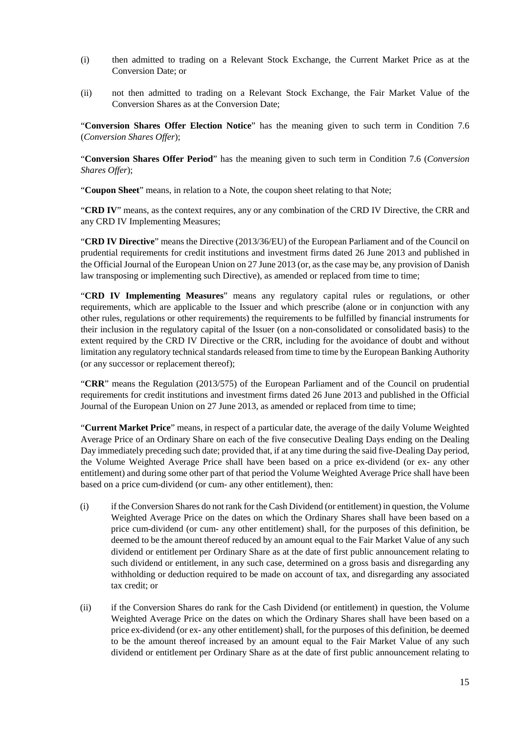(i) then admitted to trading on a Relevant Stock Exchange, the Current Market Price as at the Conversion Date; or

(ii) not then admitted to trading on a Relevant Stock Exchange, the Fair Market Value of the Conversion Shares as at the Conversion Date;

"**Conversion Shares Offer Election Notice**" has the meaning given to such term in Condition 7.6 (*Conversion Shares Offer*);

"**Conversion Shares Offer Period**" has the meaning given to such term in Condition 7.6 (*Conversion Shares Offer*);

"**Coupon Sheet**" means, in relation to a Note, the coupon sheet relating to that Note;

"**CRD IV**" means, as the context requires, any or any combination of the CRD IV Directive, the CRR and any CRD IV Implementing Measures;

"**CRD IV Directive**" means the Directive (2013/36/EU) of the European Parliament and of the Council on prudential requirements for credit institutions and investment firms dated 26 June 2013 and published in the Official Journal of the European Union on 27 June 2013 (or, as the case may be, any provision of Danish law transposing or implementing such Directive), as amended or replaced from time to time;

"**CRD IV Implementing Measures**" means any regulatory capital rules or regulations, or other requirements, which are applicable to the Issuer and which prescribe (alone or in conjunction with any other rules, regulations or other requirements) the requirements to be fulfilled by financial instruments for their inclusion in the regulatory capital of the Issuer (on a non-consolidated or consolidated basis) to the extent required by the CRD IV Directive or the CRR, including for the avoidance of doubt and without limitation any regulatory technical standards released from time to time by the European Banking Authority (or any successor or replacement thereof);

"**CRR**" means the Regulation (2013/575) of the European Parliament and of the Council on prudential requirements for credit institutions and investment firms dated 26 June 2013 and published in the Official Journal of the European Union on 27 June 2013, as amended or replaced from time to time;

"**Current Market Price**" means, in respect of a particular date, the average of the daily Volume Weighted Average Price of an Ordinary Share on each of the five consecutive Dealing Days ending on the Dealing Day immediately preceding such date; provided that, if at any time during the said five-Dealing Day period, the Volume Weighted Average Price shall have been based on a price ex-dividend (or ex- any other entitlement) and during some other part of that period the Volume Weighted Average Price shall have been based on a price cum-dividend (or cum- any other entitlement), then:

(i) if the Conversion Shares do not rank for the Cash Dividend (or entitlement) in question, the Volume Weighted Average Price on the dates on which the Ordinary Shares shall have been based on a price cum-dividend (or cum- any other entitlement) shall, for the purposes of this definition, be deemed to be the amount thereof reduced by an amount equal to the Fair Market Value of any such dividend or entitlement per Ordinary Share as at the date of first public announcement relating to such dividend or entitlement, in any such case, determined on a gross basis and disregarding any withholding or deduction required to be made on account of tax, and disregarding any associated tax credit; or

(ii) if the Conversion Shares do rank for the Cash Dividend (or entitlement) in question, the Volume Weighted Average Price on the dates on which the Ordinary Shares shall have been based on a price ex-dividend (or ex- any other entitlement) shall, for the purposes of this definition, be deemed to be the amount thereof increased by an amount equal to the Fair Market Value of any such dividend or entitlement per Ordinary Share as at the date of first public announcement relating to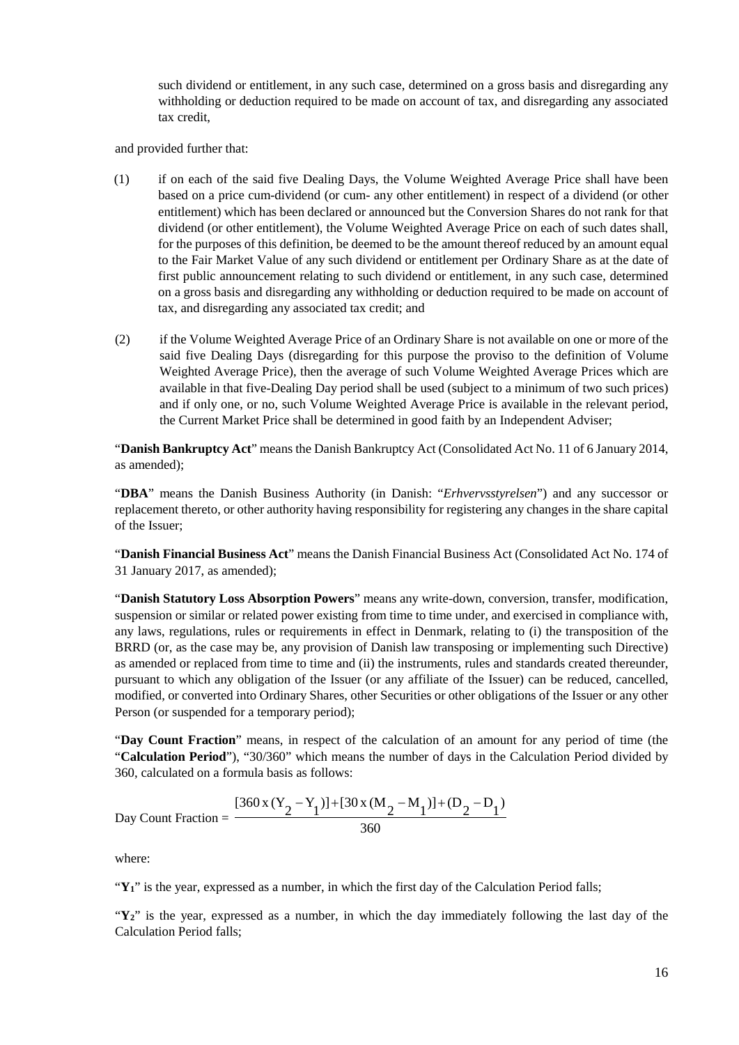such dividend or entitlement, in any such case, determined on a gross basis and disregarding any withholding or deduction required to be made on account of tax, and disregarding any associated tax credit,

and provided further that:

(1) if on each of the said five Dealing Days, the Volume Weighted Average Price shall have been based on a price cum-dividend (or cum- any other entitlement) in respect of a dividend (or other entitlement) which has been declared or announced but the Conversion Shares do not rank for that dividend (or other entitlement), the Volume Weighted Average Price on each of such dates shall, for the purposes of this definition, be deemed to be the amount thereof reduced by an amount equal to the Fair Market Value of any such dividend or entitlement per Ordinary Share as at the date of first public announcement relating to such dividend or entitlement, in any such case, determined on a gross basis and disregarding any withholding or deduction required to be made on account of tax, and disregarding any associated tax credit; and

(2) if the Volume Weighted Average Price of an Ordinary Share is not available on one or more of the said five Dealing Days (disregarding for this purpose the proviso to the definition of Volume Weighted Average Price), then the average of such Volume Weighted Average Prices which are available in that five-Dealing Day period shall be used (subject to a minimum of two such prices) and if only one, or no, such Volume Weighted Average Price is available in the relevant period, the Current Market Price shall be determined in good faith by an Independent Adviser;

"**Danish Bankruptcy Act**" means the Danish Bankruptcy Act (Consolidated Act No. 11 of 6 January 2014, as amended);

"**DBA**" means the Danish Business Authority (in Danish: "*Erhvervsstyrelsen*") and any successor or replacement thereto, or other authority having responsibility for registering any changes in the share capital of the Issuer;

"**Danish Financial Business Act**" means the Danish Financial Business Act (Consolidated Act No. 174 of 31 January 2017, as amended);

"**Danish Statutory Loss Absorption Powers**" means any write-down, conversion, transfer, modification, suspension or similar or related power existing from time to time under, and exercised in compliance with, any laws, regulations, rules or requirements in effect in Denmark, relating to (i) the transposition of the BRRD (or, as the case may be, any provision of Danish law transposing or implementing such Directive) as amended or replaced from time to time and (ii) the instruments, rules and standards created thereunder, pursuant to which any obligation of the Issuer (or any affiliate of the Issuer) can be reduced, cancelled, modified, or converted into Ordinary Shares, other Securities or other obligations of the Issuer or any other Person (or suspended for a temporary period);

"**Day Count Fraction**" means, in respect of the calculation of an amount for any period of time (the "**Calculation Period**"), "30/360" which means the number of days in the Calculation Period divided by 360, calculated on a formula basis as follows:

$$\text{Day Count Fraction} = \frac{[360 \times (Y_2 - Y_1)] + [30 \times (M_2 - M_1)] + (D_2 - D_1)}{360}$$

where:

"$\mathbf{Y_1}$" is the year, expressed as a number, in which the first day of the Calculation Period falls;

"$\mathbf{Y_2}$" is the year, expressed as a number, in which the day immediately following the last day of the Calculation Period falls;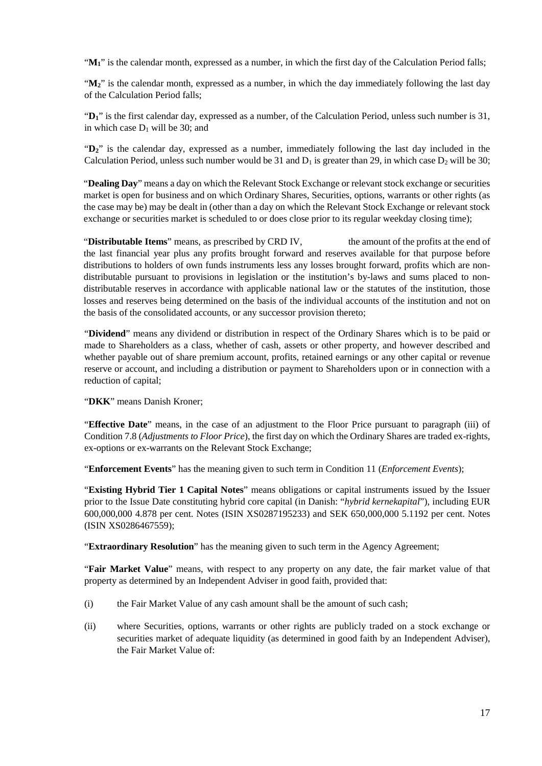"**$M_1$**" is the calendar month, expressed as a number, in which the first day of the Calculation Period falls;

"**$M_2$**" is the calendar month, expressed as a number, in which the day immediately following the last day of the Calculation Period falls;

"**$D_1$**" is the first calendar day, expressed as a number, of the Calculation Period, unless such number is 31, in which case $D_1$ will be 30; and

"**$D_2$**" is the calendar day, expressed as a number, immediately following the last day included in the Calculation Period, unless such number would be 31 and $D_1$ is greater than 29, in which case $D_2$ will be 30;

"**Dealing Day**" means a day on which the Relevant Stock Exchange or relevant stock exchange or securities market is open for business and on which Ordinary Shares, Securities, options, warrants or other rights (as the case may be) may be dealt in (other than a day on which the Relevant Stock Exchange or relevant stock exchange or securities market is scheduled to or does close prior to its regular weekday closing time);

"**Distributable Items**" means, as prescribed by CRD IV, the amount of the profits at the end of the last financial year plus any profits brought forward and reserves available for that purpose before distributions to holders of own funds instruments less any losses brought forward, profits which are non-distributable pursuant to provisions in legislation or the institution's by-laws and sums placed to non-distributable reserves in accordance with applicable national law or the statutes of the institution, those losses and reserves being determined on the basis of the individual accounts of the institution and not on the basis of the consolidated accounts, or any successor provision thereto;

"**Dividend**" means any dividend or distribution in respect of the Ordinary Shares which is to be paid or made to Shareholders as a class, whether of cash, assets or other property, and however described and whether payable out of share premium account, profits, retained earnings or any other capital or revenue reserve or account, and including a distribution or payment to Shareholders upon or in connection with a reduction of capital;

"**DKK**" means Danish Kroner;

"**Effective Date**" means, in the case of an adjustment to the Floor Price pursuant to paragraph (iii) of Condition 7.8 (*Adjustments to Floor Price*), the first day on which the Ordinary Shares are traded ex-rights, ex-options or ex-warrants on the Relevant Stock Exchange;

"**Enforcement Events**" has the meaning given to such term in Condition 11 (*Enforcement Events*);

"**Existing Hybrid Tier 1 Capital Notes**" means obligations or capital instruments issued by the Issuer prior to the Issue Date constituting hybrid core capital (in Danish: "*hybrid kernekapital*"), including EUR 600,000,000 4.878 per cent. Notes (ISIN XS0287195233) and SEK 650,000,000 5.1192 per cent. Notes (ISIN XS0286467559);

"**Extraordinary Resolution**" has the meaning given to such term in the Agency Agreement;

"**Fair Market Value**" means, with respect to any property on any date, the fair market value of that property as determined by an Independent Adviser in good faith, provided that:

(i) the Fair Market Value of any cash amount shall be the amount of such cash;

(ii) where Securities, options, warrants or other rights are publicly traded on a stock exchange or securities market of adequate liquidity (as determined in good faith by an Independent Adviser), the Fair Market Value of: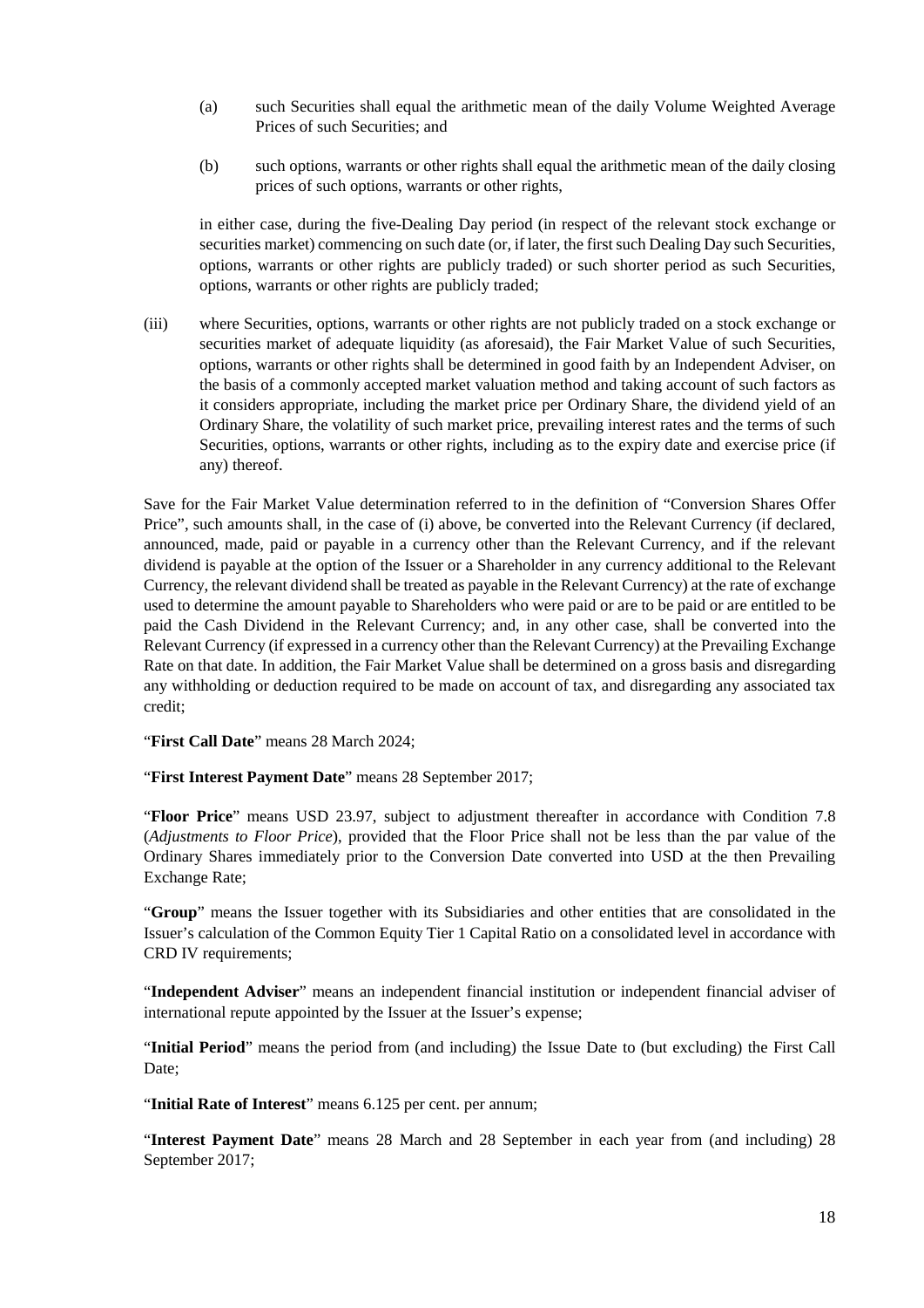(a) such Securities shall equal the arithmetic mean of the daily Volume Weighted Average Prices of such Securities; and

(b) such options, warrants or other rights shall equal the arithmetic mean of the daily closing prices of such options, warrants or other rights,

in either case, during the five-Dealing Day period (in respect of the relevant stock exchange or securities market) commencing on such date (or, if later, the first such Dealing Day such Securities, options, warrants or other rights are publicly traded) or such shorter period as such Securities, options, warrants or other rights are publicly traded;

(iii) where Securities, options, warrants or other rights are not publicly traded on a stock exchange or securities market of adequate liquidity (as aforesaid), the Fair Market Value of such Securities, options, warrants or other rights shall be determined in good faith by an Independent Adviser, on the basis of a commonly accepted market valuation method and taking account of such factors as it considers appropriate, including the market price per Ordinary Share, the dividend yield of an Ordinary Share, the volatility of such market price, prevailing interest rates and the terms of such Securities, options, warrants or other rights, including as to the expiry date and exercise price (if any) thereof.

Save for the Fair Market Value determination referred to in the definition of "Conversion Shares Offer Price", such amounts shall, in the case of (i) above, be converted into the Relevant Currency (if declared, announced, made, paid or payable in a currency other than the Relevant Currency, and if the relevant dividend is payable at the option of the Issuer or a Shareholder in any currency additional to the Relevant Currency, the relevant dividend shall be treated as payable in the Relevant Currency) at the rate of exchange used to determine the amount payable to Shareholders who were paid or are to be paid or are entitled to be paid the Cash Dividend in the Relevant Currency; and, in any other case, shall be converted into the Relevant Currency (if expressed in a currency other than the Relevant Currency) at the Prevailing Exchange Rate on that date. In addition, the Fair Market Value shall be determined on a gross basis and disregarding any withholding or deduction required to be made on account of tax, and disregarding any associated tax credit;

"**First Call Date**" means 28 March 2024;

"**First Interest Payment Date**" means 28 September 2017;

"**Floor Price**" means USD 23.97, subject to adjustment thereafter in accordance with Condition 7.8 (*Adjustments to Floor Price*), provided that the Floor Price shall not be less than the par value of the Ordinary Shares immediately prior to the Conversion Date converted into USD at the then Prevailing Exchange Rate;

"**Group**" means the Issuer together with its Subsidiaries and other entities that are consolidated in the Issuer's calculation of the Common Equity Tier 1 Capital Ratio on a consolidated level in accordance with CRD IV requirements;

"**Independent Adviser**" means an independent financial institution or independent financial adviser of international repute appointed by the Issuer at the Issuer's expense;

"**Initial Period**" means the period from (and including) the Issue Date to (but excluding) the First Call Date;

"**Initial Rate of Interest**" means 6.125 per cent. per annum;

"**Interest Payment Date**" means 28 March and 28 September in each year from (and including) 28 September 2017;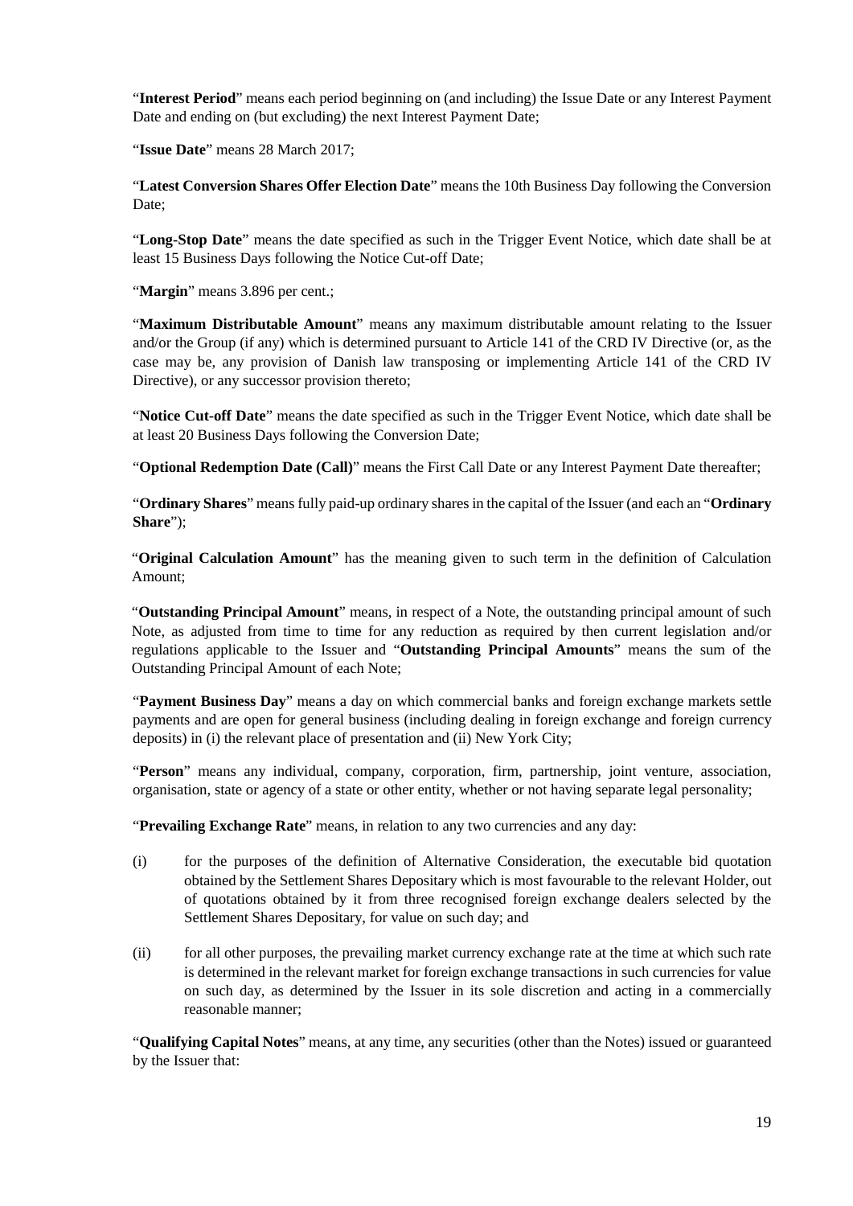"**Interest Period**" means each period beginning on (and including) the Issue Date or any Interest Payment Date and ending on (but excluding) the next Interest Payment Date;

"**Issue Date**" means 28 March 2017;

"**Latest Conversion Shares Offer Election Date**" means the 10th Business Day following the Conversion Date;

"**Long-Stop Date**" means the date specified as such in the Trigger Event Notice, which date shall be at least 15 Business Days following the Notice Cut-off Date;

"**Margin**" means 3.896 per cent.;

"**Maximum Distributable Amount**" means any maximum distributable amount relating to the Issuer and/or the Group (if any) which is determined pursuant to Article 141 of the CRD IV Directive (or, as the case may be, any provision of Danish law transposing or implementing Article 141 of the CRD IV Directive), or any successor provision thereto;

"**Notice Cut-off Date**" means the date specified as such in the Trigger Event Notice, which date shall be at least 20 Business Days following the Conversion Date;

"**Optional Redemption Date (Call)**" means the First Call Date or any Interest Payment Date thereafter;

"**Ordinary Shares**" means fully paid-up ordinary shares in the capital of the Issuer (and each an "**Ordinary Share**");

"**Original Calculation Amount**" has the meaning given to such term in the definition of Calculation Amount;

"**Outstanding Principal Amount**" means, in respect of a Note, the outstanding principal amount of such Note, as adjusted from time to time for any reduction as required by then current legislation and/or regulations applicable to the Issuer and "**Outstanding Principal Amounts**" means the sum of the Outstanding Principal Amount of each Note;

"**Payment Business Day**" means a day on which commercial banks and foreign exchange markets settle payments and are open for general business (including dealing in foreign exchange and foreign currency deposits) in (i) the relevant place of presentation and (ii) New York City;

"**Person**" means any individual, company, corporation, firm, partnership, joint venture, association, organisation, state or agency of a state or other entity, whether or not having separate legal personality;

"**Prevailing Exchange Rate**" means, in relation to any two currencies and any day:

(i) for the purposes of the definition of Alternative Consideration, the executable bid quotation obtained by the Settlement Shares Depositary which is most favourable to the relevant Holder, out of quotations obtained by it from three recognised foreign exchange dealers selected by the Settlement Shares Depositary, for value on such day; and

(ii) for all other purposes, the prevailing market currency exchange rate at the time at which such rate is determined in the relevant market for foreign exchange transactions in such currencies for value on such day, as determined by the Issuer in its sole discretion and acting in a commercially reasonable manner;

"**Qualifying Capital Notes**" means, at any time, any securities (other than the Notes) issued or guaranteed by the Issuer that: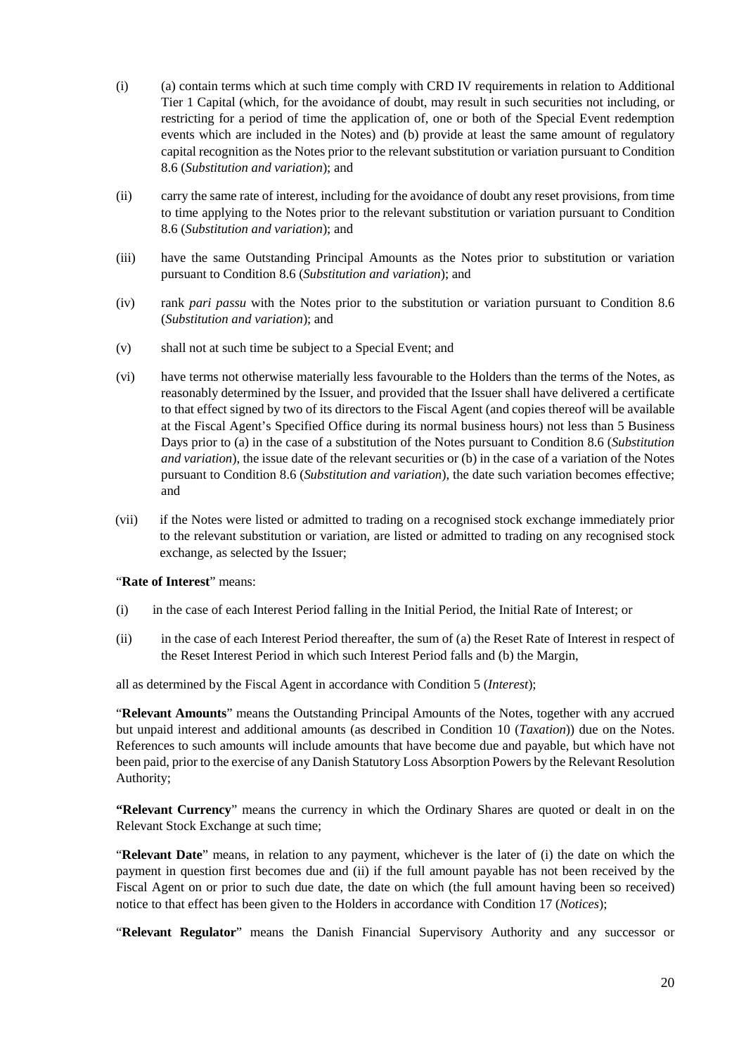(i) (a) contain terms which at such time comply with CRD IV requirements in relation to Additional Tier 1 Capital (which, for the avoidance of doubt, may result in such securities not including, or restricting for a period of time the application of, one or both of the Special Event redemption events which are included in the Notes) and (b) provide at least the same amount of regulatory capital recognition as the Notes prior to the relevant substitution or variation pursuant to Condition 8.6 (*Substitution and variation*); and

(ii) carry the same rate of interest, including for the avoidance of doubt any reset provisions, from time to time applying to the Notes prior to the relevant substitution or variation pursuant to Condition 8.6 (*Substitution and variation*); and

(iii) have the same Outstanding Principal Amounts as the Notes prior to substitution or variation pursuant to Condition 8.6 (*Substitution and variation*); and

(iv) rank *pari passu* with the Notes prior to the substitution or variation pursuant to Condition 8.6 (*Substitution and variation*); and

(v) shall not at such time be subject to a Special Event; and

(vi) have terms not otherwise materially less favourable to the Holders than the terms of the Notes, as reasonably determined by the Issuer, and provided that the Issuer shall have delivered a certificate to that effect signed by two of its directors to the Fiscal Agent (and copies thereof will be available at the Fiscal Agent's Specified Office during its normal business hours) not less than 5 Business Days prior to (a) in the case of a substitution of the Notes pursuant to Condition 8.6 (*Substitution and variation*), the issue date of the relevant securities or (b) in the case of a variation of the Notes pursuant to Condition 8.6 (*Substitution and variation*), the date such variation becomes effective; and

(vii) if the Notes were listed or admitted to trading on a recognised stock exchange immediately prior to the relevant substitution or variation, are listed or admitted to trading on any recognised stock exchange, as selected by the Issuer;

"**Rate of Interest**" means:

(i) in the case of each Interest Period falling in the Initial Period, the Initial Rate of Interest; or

(ii) in the case of each Interest Period thereafter, the sum of (a) the Reset Rate of Interest in respect of the Reset Interest Period in which such Interest Period falls and (b) the Margin,

all as determined by the Fiscal Agent in accordance with Condition 5 (*Interest*);

"**Relevant Amounts**" means the Outstanding Principal Amounts of the Notes, together with any accrued but unpaid interest and additional amounts (as described in Condition 10 (*Taxation*)) due on the Notes. References to such amounts will include amounts that have become due and payable, but which have not been paid, prior to the exercise of any Danish Statutory Loss Absorption Powers by the Relevant Resolution Authority;

**"Relevant Currency**" means the currency in which the Ordinary Shares are quoted or dealt in on the Relevant Stock Exchange at such time;

"**Relevant Date**" means, in relation to any payment, whichever is the later of (i) the date on which the payment in question first becomes due and (ii) if the full amount payable has not been received by the Fiscal Agent on or prior to such due date, the date on which (the full amount having been so received) notice to that effect has been given to the Holders in accordance with Condition 17 (*Notices*);

"**Relevant Regulator**" means the Danish Financial Supervisory Authority and any successor or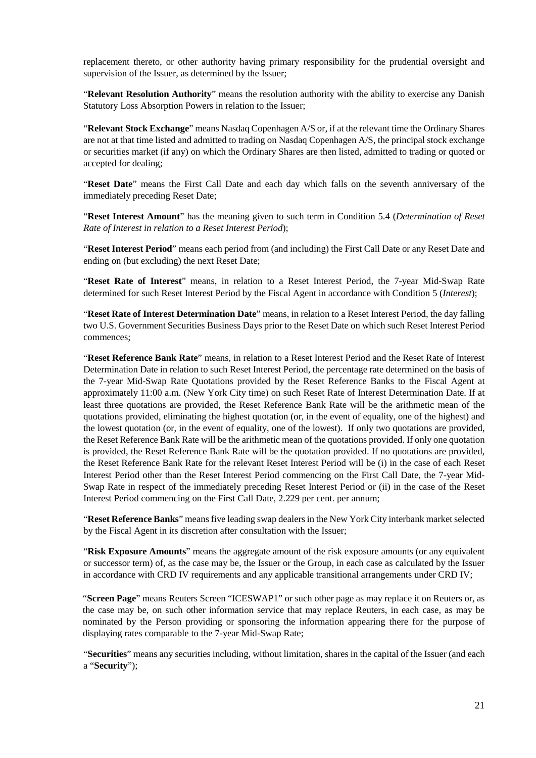replacement thereto, or other authority having primary responsibility for the prudential oversight and supervision of the Issuer, as determined by the Issuer;

"**Relevant Resolution Authority**" means the resolution authority with the ability to exercise any Danish Statutory Loss Absorption Powers in relation to the Issuer;

"**Relevant Stock Exchange**" means Nasdaq Copenhagen A/S or, if at the relevant time the Ordinary Shares are not at that time listed and admitted to trading on Nasdaq Copenhagen A/S, the principal stock exchange or securities market (if any) on which the Ordinary Shares are then listed, admitted to trading or quoted or accepted for dealing;

"**Reset Date**" means the First Call Date and each day which falls on the seventh anniversary of the immediately preceding Reset Date;

"**Reset Interest Amount**" has the meaning given to such term in Condition 5.4 (*Determination of Reset Rate of Interest in relation to a Reset Interest Period*);

"**Reset Interest Period**" means each period from (and including) the First Call Date or any Reset Date and ending on (but excluding) the next Reset Date;

"**Reset Rate of Interest**" means, in relation to a Reset Interest Period, the 7-year Mid-Swap Rate determined for such Reset Interest Period by the Fiscal Agent in accordance with Condition 5 (*Interest*);

"**Reset Rate of Interest Determination Date**" means, in relation to a Reset Interest Period, the day falling two U.S. Government Securities Business Days prior to the Reset Date on which such Reset Interest Period commences;

"**Reset Reference Bank Rate**" means, in relation to a Reset Interest Period and the Reset Rate of Interest Determination Date in relation to such Reset Interest Period, the percentage rate determined on the basis of the 7-year Mid-Swap Rate Quotations provided by the Reset Reference Banks to the Fiscal Agent at approximately 11:00 a.m. (New York City time) on such Reset Rate of Interest Determination Date. If at least three quotations are provided, the Reset Reference Bank Rate will be the arithmetic mean of the quotations provided, eliminating the highest quotation (or, in the event of equality, one of the highest) and the lowest quotation (or, in the event of equality, one of the lowest). If only two quotations are provided, the Reset Reference Bank Rate will be the arithmetic mean of the quotations provided. If only one quotation is provided, the Reset Reference Bank Rate will be the quotation provided. If no quotations are provided, the Reset Reference Bank Rate for the relevant Reset Interest Period will be (i) in the case of each Reset Interest Period other than the Reset Interest Period commencing on the First Call Date, the 7-year Mid-Swap Rate in respect of the immediately preceding Reset Interest Period or (ii) in the case of the Reset Interest Period commencing on the First Call Date, 2.229 per cent. per annum;

"**Reset Reference Banks**" means five leading swap dealers in the New York City interbank market selected by the Fiscal Agent in its discretion after consultation with the Issuer;

"**Risk Exposure Amounts**" means the aggregate amount of the risk exposure amounts (or any equivalent or successor term) of, as the case may be, the Issuer or the Group, in each case as calculated by the Issuer in accordance with CRD IV requirements and any applicable transitional arrangements under CRD IV;

"**Screen Page**" means Reuters Screen "ICESWAP1" or such other page as may replace it on Reuters or, as the case may be, on such other information service that may replace Reuters, in each case, as may be nominated by the Person providing or sponsoring the information appearing there for the purpose of displaying rates comparable to the 7-year Mid-Swap Rate;

"**Securities**" means any securities including, without limitation, shares in the capital of the Issuer (and each a "**Security**");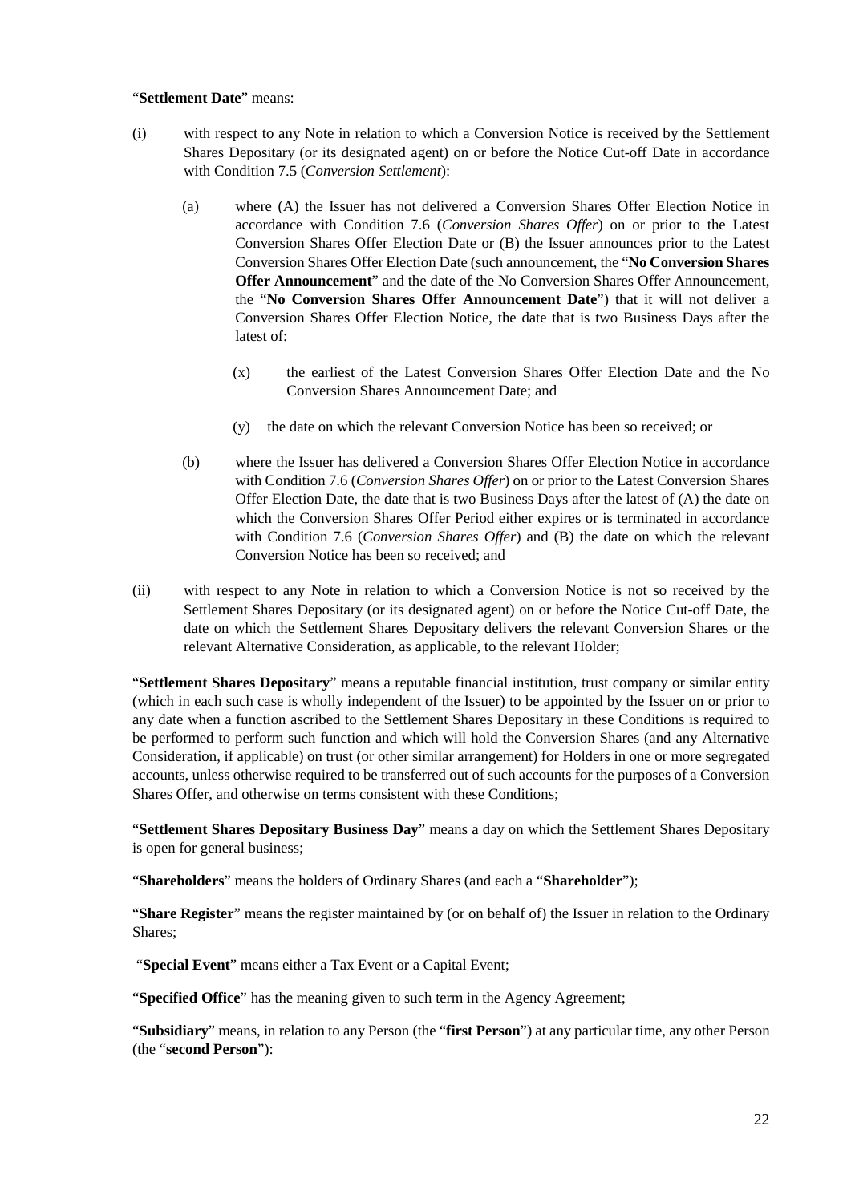"**Settlement Date**" means:

(i) with respect to any Note in relation to which a Conversion Notice is received by the Settlement Shares Depositary (or its designated agent) on or before the Notice Cut-off Date in accordance with Condition 7.5 (*Conversion Settlement*):

  (a) where (A) the Issuer has not delivered a Conversion Shares Offer Election Notice in accordance with Condition 7.6 (*Conversion Shares Offer*) on or prior to the Latest Conversion Shares Offer Election Date or (B) the Issuer announces prior to the Latest Conversion Shares Offer Election Date (such announcement, the "**No Conversion Shares Offer Announcement**" and the date of the No Conversion Shares Offer Announcement, the "**No Conversion Shares Offer Announcement Date**") that it will not deliver a Conversion Shares Offer Election Notice, the date that is two Business Days after the latest of:

    (x) the earliest of the Latest Conversion Shares Offer Election Date and the No Conversion Shares Announcement Date; and

    (y) the date on which the relevant Conversion Notice has been so received; or

  (b) where the Issuer has delivered a Conversion Shares Offer Election Notice in accordance with Condition 7.6 (*Conversion Shares Offer*) on or prior to the Latest Conversion Shares Offer Election Date, the date that is two Business Days after the latest of (A) the date on which the Conversion Shares Offer Period either expires or is terminated in accordance with Condition 7.6 (*Conversion Shares Offer*) and (B) the date on which the relevant Conversion Notice has been so received; and

(ii) with respect to any Note in relation to which a Conversion Notice is not so received by the Settlement Shares Depositary (or its designated agent) on or before the Notice Cut-off Date, the date on which the Settlement Shares Depositary delivers the relevant Conversion Shares or the relevant Alternative Consideration, as applicable, to the relevant Holder;

"**Settlement Shares Depositary**" means a reputable financial institution, trust company or similar entity (which in each such case is wholly independent of the Issuer) to be appointed by the Issuer on or prior to any date when a function ascribed to the Settlement Shares Depositary in these Conditions is required to be performed to perform such function and which will hold the Conversion Shares (and any Alternative Consideration, if applicable) on trust (or other similar arrangement) for Holders in one or more segregated accounts, unless otherwise required to be transferred out of such accounts for the purposes of a Conversion Shares Offer, and otherwise on terms consistent with these Conditions;

"**Settlement Shares Depositary Business Day**" means a day on which the Settlement Shares Depositary is open for general business;

"**Shareholders**" means the holders of Ordinary Shares (and each a "**Shareholder**");

"**Share Register**" means the register maintained by (or on behalf of) the Issuer in relation to the Ordinary Shares;

"**Special Event**" means either a Tax Event or a Capital Event;

"**Specified Office**" has the meaning given to such term in the Agency Agreement;

"**Subsidiary**" means, in relation to any Person (the "**first Person**") at any particular time, any other Person (the "**second Person**"):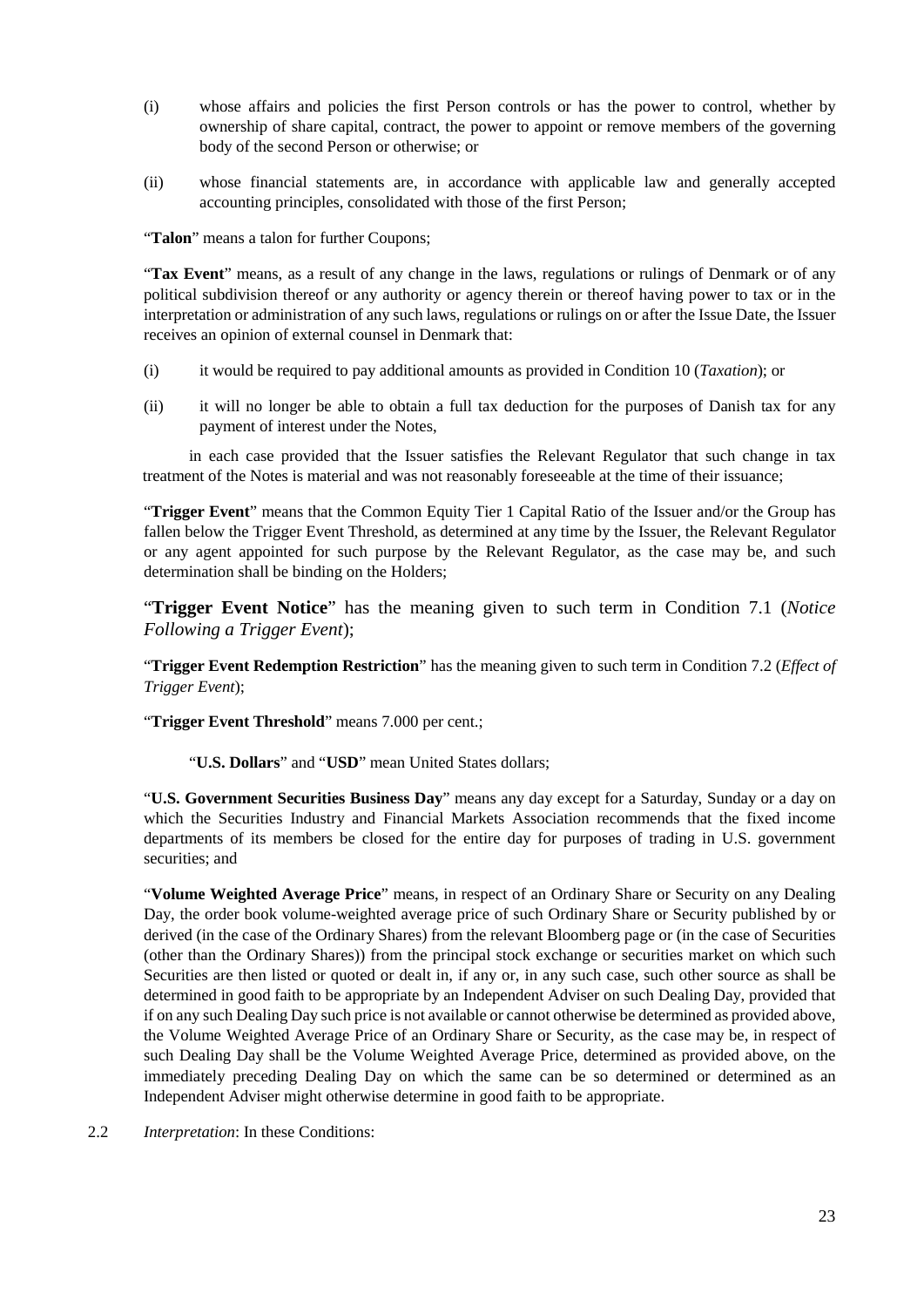(i) whose affairs and policies the first Person controls or has the power to control, whether by ownership of share capital, contract, the power to appoint or remove members of the governing body of the second Person or otherwise; or

(ii) whose financial statements are, in accordance with applicable law and generally accepted accounting principles, consolidated with those of the first Person;

"**Talon**" means a talon for further Coupons;

"**Tax Event**" means, as a result of any change in the laws, regulations or rulings of Denmark or of any political subdivision thereof or any authority or agency therein or thereof having power to tax or in the interpretation or administration of any such laws, regulations or rulings on or after the Issue Date, the Issuer receives an opinion of external counsel in Denmark that:

(i) it would be required to pay additional amounts as provided in Condition 10 (*Taxation*); or

(ii) it will no longer be able to obtain a full tax deduction for the purposes of Danish tax for any payment of interest under the Notes,

in each case provided that the Issuer satisfies the Relevant Regulator that such change in tax treatment of the Notes is material and was not reasonably foreseeable at the time of their issuance;

"**Trigger Event**" means that the Common Equity Tier 1 Capital Ratio of the Issuer and/or the Group has fallen below the Trigger Event Threshold, as determined at any time by the Issuer, the Relevant Regulator or any agent appointed for such purpose by the Relevant Regulator, as the case may be, and such determination shall be binding on the Holders;

"**Trigger Event Notice**" has the meaning given to such term in Condition 7.1 (*Notice Following a Trigger Event*);

"**Trigger Event Redemption Restriction**" has the meaning given to such term in Condition 7.2 (*Effect of Trigger Event*);

"**Trigger Event Threshold**" means 7.000 per cent.;

"**U.S. Dollars**" and "**USD**" mean United States dollars;

"**U.S. Government Securities Business Day**" means any day except for a Saturday, Sunday or a day on which the Securities Industry and Financial Markets Association recommends that the fixed income departments of its members be closed for the entire day for purposes of trading in U.S. government securities; and

"**Volume Weighted Average Price**" means, in respect of an Ordinary Share or Security on any Dealing Day, the order book volume-weighted average price of such Ordinary Share or Security published by or derived (in the case of the Ordinary Shares) from the relevant Bloomberg page or (in the case of Securities (other than the Ordinary Shares)) from the principal stock exchange or securities market on which such Securities are then listed or quoted or dealt in, if any or, in any such case, such other source as shall be determined in good faith to be appropriate by an Independent Adviser on such Dealing Day, provided that if on any such Dealing Day such price is not available or cannot otherwise be determined as provided above, the Volume Weighted Average Price of an Ordinary Share or Security, as the case may be, in respect of such Dealing Day shall be the Volume Weighted Average Price, determined as provided above, on the immediately preceding Dealing Day on which the same can be so determined or determined as an Independent Adviser might otherwise determine in good faith to be appropriate.

2.2 *Interpretation*: In these Conditions: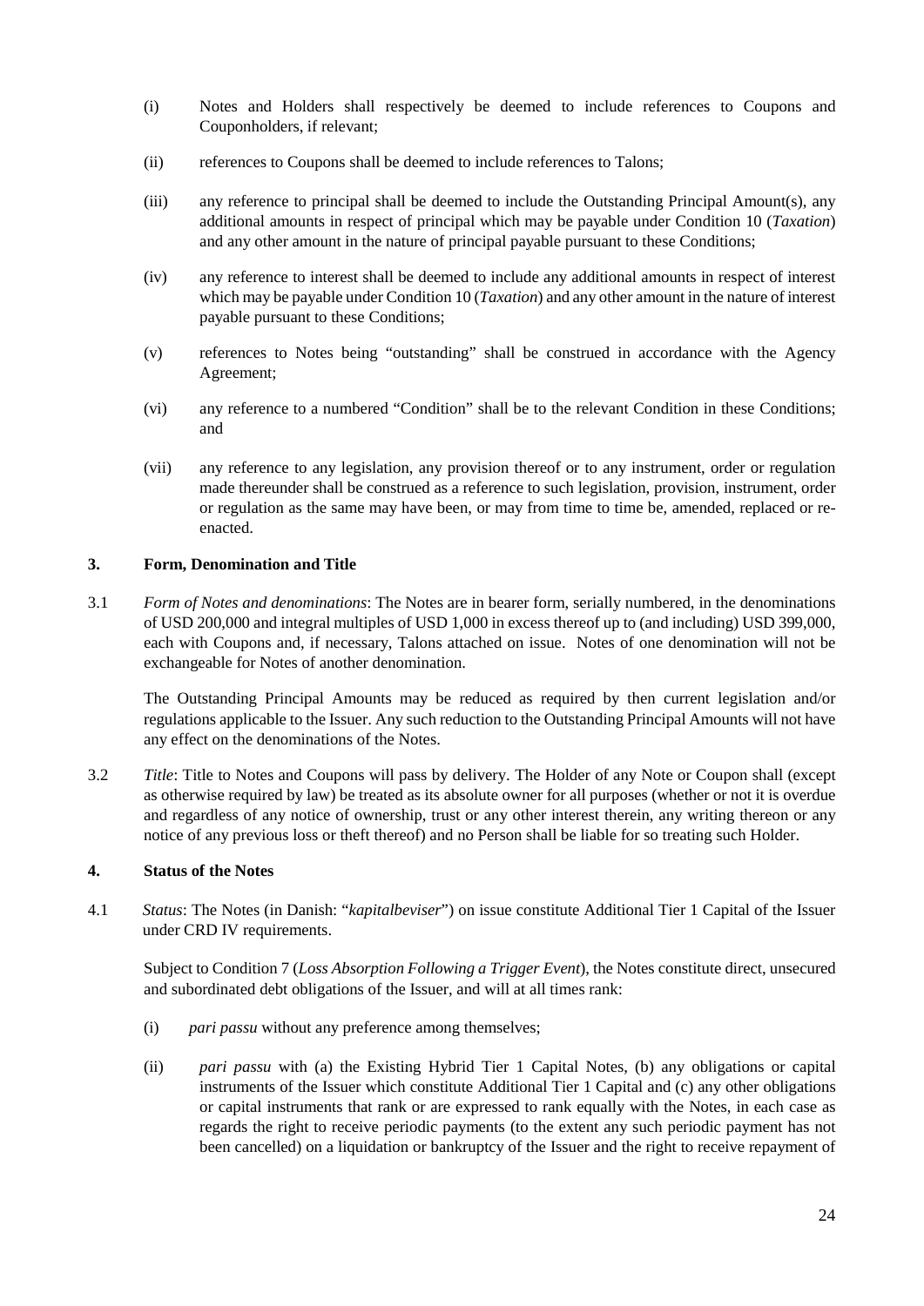(i) Notes and Holders shall respectively be deemed to include references to Coupons and Couponholders, if relevant;

(ii) references to Coupons shall be deemed to include references to Talons;

(iii) any reference to principal shall be deemed to include the Outstanding Principal Amount(s), any additional amounts in respect of principal which may be payable under Condition 10 (*Taxation*) and any other amount in the nature of principal payable pursuant to these Conditions;

(iv) any reference to interest shall be deemed to include any additional amounts in respect of interest which may be payable under Condition 10 (*Taxation*) and any other amount in the nature of interest payable pursuant to these Conditions;

(v) references to Notes being "outstanding" shall be construed in accordance with the Agency Agreement;

(vi) any reference to a numbered "Condition" shall be to the relevant Condition in these Conditions; and

(vii) any reference to any legislation, any provision thereof or to any instrument, order or regulation made thereunder shall be construed as a reference to such legislation, provision, instrument, order or regulation as the same may have been, or may from time to time be, amended, replaced or re-enacted.

## 3. Form, Denomination and Title

3.1 *Form of Notes and denominations*: The Notes are in bearer form, serially numbered, in the denominations of USD 200,000 and integral multiples of USD 1,000 in excess thereof up to (and including) USD 399,000, each with Coupons and, if necessary, Talons attached on issue. Notes of one denomination will not be exchangeable for Notes of another denomination.

The Outstanding Principal Amounts may be reduced as required by then current legislation and/or regulations applicable to the Issuer. Any such reduction to the Outstanding Principal Amounts will not have any effect on the denominations of the Notes.

3.2 *Title*: Title to Notes and Coupons will pass by delivery. The Holder of any Note or Coupon shall (except as otherwise required by law) be treated as its absolute owner for all purposes (whether or not it is overdue and regardless of any notice of ownership, trust or any other interest therein, any writing thereon or any notice of any previous loss or theft thereof) and no Person shall be liable for so treating such Holder.

## 4. Status of the Notes

4.1 *Status*: The Notes (in Danish: "*kapitalbeviser*") on issue constitute Additional Tier 1 Capital of the Issuer under CRD IV requirements.

Subject to Condition 7 (*Loss Absorption Following a Trigger Event*), the Notes constitute direct, unsecured and subordinated debt obligations of the Issuer, and will at all times rank:

(i) *pari passu* without any preference among themselves;

(ii) *pari passu* with (a) the Existing Hybrid Tier 1 Capital Notes, (b) any obligations or capital instruments of the Issuer which constitute Additional Tier 1 Capital and (c) any other obligations or capital instruments that rank or are expressed to rank equally with the Notes, in each case as regards the right to receive periodic payments (to the extent any such periodic payment has not been cancelled) on a liquidation or bankruptcy of the Issuer and the right to receive repayment of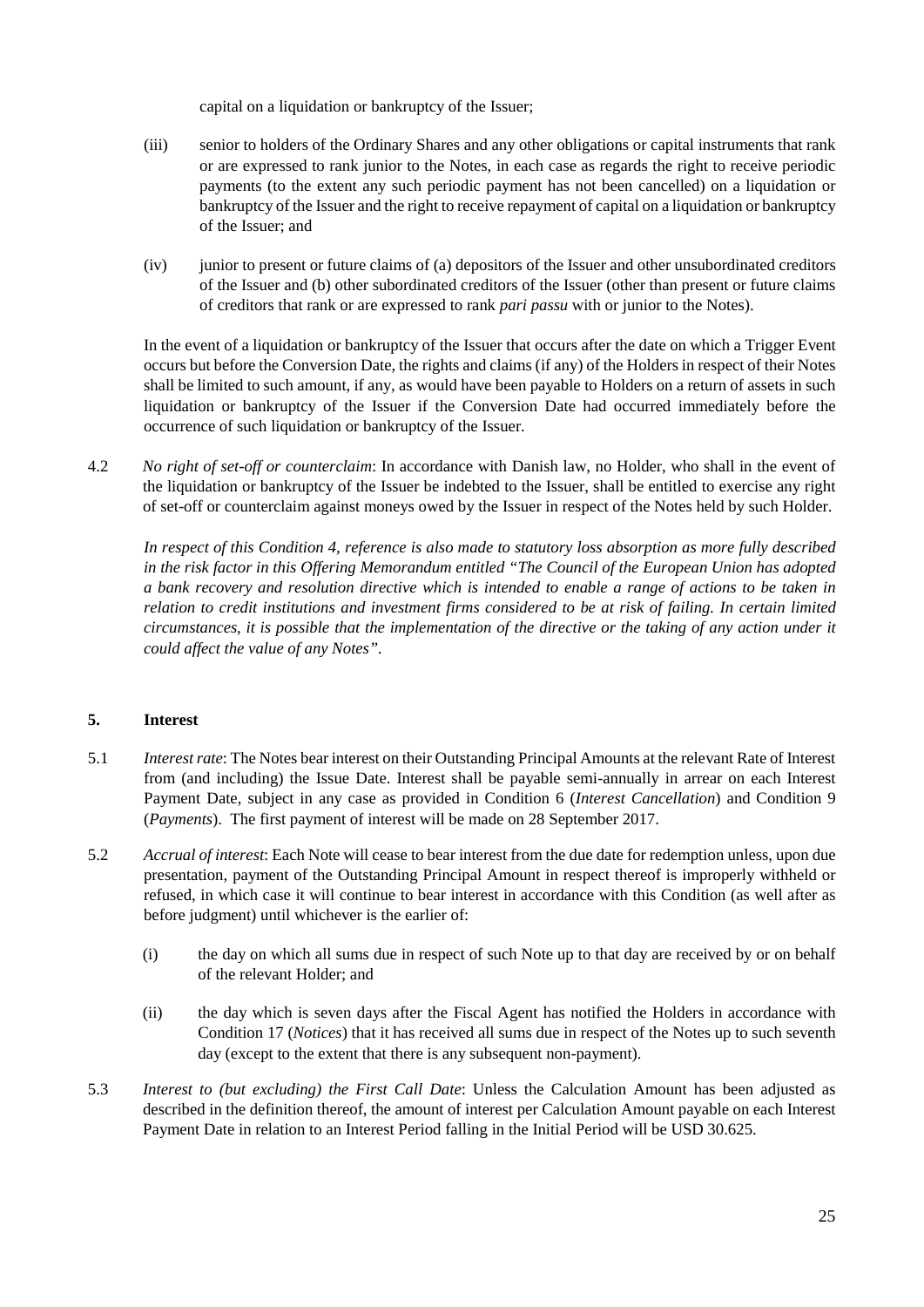capital on a liquidation or bankruptcy of the Issuer;

(iii) senior to holders of the Ordinary Shares and any other obligations or capital instruments that rank or are expressed to rank junior to the Notes, in each case as regards the right to receive periodic payments (to the extent any such periodic payment has not been cancelled) on a liquidation or bankruptcy of the Issuer and the right to receive repayment of capital on a liquidation or bankruptcy of the Issuer; and

(iv) junior to present or future claims of (a) depositors of the Issuer and other unsubordinated creditors of the Issuer and (b) other subordinated creditors of the Issuer (other than present or future claims of creditors that rank or are expressed to rank *pari passu* with or junior to the Notes).

In the event of a liquidation or bankruptcy of the Issuer that occurs after the date on which a Trigger Event occurs but before the Conversion Date, the rights and claims (if any) of the Holders in respect of their Notes shall be limited to such amount, if any, as would have been payable to Holders on a return of assets in such liquidation or bankruptcy of the Issuer if the Conversion Date had occurred immediately before the occurrence of such liquidation or bankruptcy of the Issuer.

4.2 *No right of set-off or counterclaim*: In accordance with Danish law, no Holder, who shall in the event of the liquidation or bankruptcy of the Issuer be indebted to the Issuer, shall be entitled to exercise any right of set-off or counterclaim against moneys owed by the Issuer in respect of the Notes held by such Holder.

*In respect of this Condition 4, reference is also made to statutory loss absorption as more fully described in the risk factor in this Offering Memorandum entitled "The Council of the European Union has adopted a bank recovery and resolution directive which is intended to enable a range of actions to be taken in relation to credit institutions and investment firms considered to be at risk of failing. In certain limited circumstances, it is possible that the implementation of the directive or the taking of any action under it could affect the value of any Notes".*

## 5. Interest

5.1 *Interest rate*: The Notes bear interest on their Outstanding Principal Amounts at the relevant Rate of Interest from (and including) the Issue Date. Interest shall be payable semi-annually in arrear on each Interest Payment Date, subject in any case as provided in Condition 6 (*Interest Cancellation*) and Condition 9 (*Payments*). The first payment of interest will be made on 28 September 2017.

5.2 *Accrual of interest*: Each Note will cease to bear interest from the due date for redemption unless, upon due presentation, payment of the Outstanding Principal Amount in respect thereof is improperly withheld or refused, in which case it will continue to bear interest in accordance with this Condition (as well after as before judgment) until whichever is the earlier of:

(i) the day on which all sums due in respect of such Note up to that day are received by or on behalf of the relevant Holder; and

(ii) the day which is seven days after the Fiscal Agent has notified the Holders in accordance with Condition 17 (*Notices*) that it has received all sums due in respect of the Notes up to such seventh day (except to the extent that there is any subsequent non-payment).

5.3 *Interest to (but excluding) the First Call Date*: Unless the Calculation Amount has been adjusted as described in the definition thereof, the amount of interest per Calculation Amount payable on each Interest Payment Date in relation to an Interest Period falling in the Initial Period will be USD 30.625.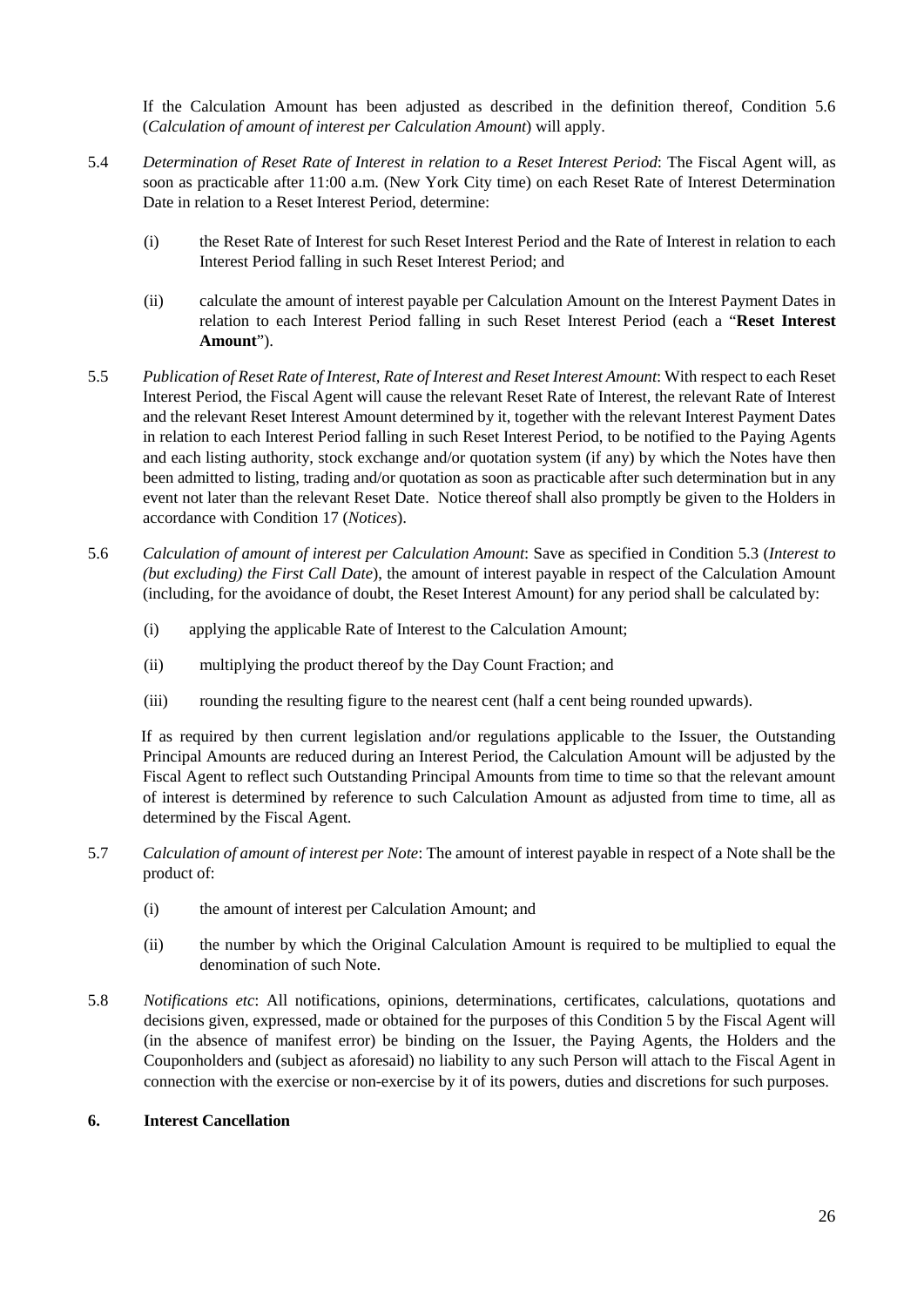If the Calculation Amount has been adjusted as described in the definition thereof, Condition 5.6 (*Calculation of amount of interest per Calculation Amount*) will apply.

5.4 *Determination of Reset Rate of Interest in relation to a Reset Interest Period*: The Fiscal Agent will, as soon as practicable after 11:00 a.m. (New York City time) on each Reset Rate of Interest Determination Date in relation to a Reset Interest Period, determine:

(i) the Reset Rate of Interest for such Reset Interest Period and the Rate of Interest in relation to each Interest Period falling in such Reset Interest Period; and

(ii) calculate the amount of interest payable per Calculation Amount on the Interest Payment Dates in relation to each Interest Period falling in such Reset Interest Period (each a "**Reset Interest Amount**").

5.5 *Publication of Reset Rate of Interest, Rate of Interest and Reset Interest Amount*: With respect to each Reset Interest Period, the Fiscal Agent will cause the relevant Reset Rate of Interest, the relevant Rate of Interest and the relevant Reset Interest Amount determined by it, together with the relevant Interest Payment Dates in relation to each Interest Period falling in such Reset Interest Period, to be notified to the Paying Agents and each listing authority, stock exchange and/or quotation system (if any) by which the Notes have then been admitted to listing, trading and/or quotation as soon as practicable after such determination but in any event not later than the relevant Reset Date. Notice thereof shall also promptly be given to the Holders in accordance with Condition 17 (*Notices*).

5.6 *Calculation of amount of interest per Calculation Amount*: Save as specified in Condition 5.3 (*Interest to (but excluding) the First Call Date*), the amount of interest payable in respect of the Calculation Amount (including, for the avoidance of doubt, the Reset Interest Amount) for any period shall be calculated by:

(i) applying the applicable Rate of Interest to the Calculation Amount;

(ii) multiplying the product thereof by the Day Count Fraction; and

(iii) rounding the resulting figure to the nearest cent (half a cent being rounded upwards).

If as required by then current legislation and/or regulations applicable to the Issuer, the Outstanding Principal Amounts are reduced during an Interest Period, the Calculation Amount will be adjusted by the Fiscal Agent to reflect such Outstanding Principal Amounts from time to time so that the relevant amount of interest is determined by reference to such Calculation Amount as adjusted from time to time, all as determined by the Fiscal Agent.

5.7 *Calculation of amount of interest per Note*: The amount of interest payable in respect of a Note shall be the product of:

(i) the amount of interest per Calculation Amount; and

(ii) the number by which the Original Calculation Amount is required to be multiplied to equal the denomination of such Note.

5.8 *Notifications etc*: All notifications, opinions, determinations, certificates, calculations, quotations and decisions given, expressed, made or obtained for the purposes of this Condition 5 by the Fiscal Agent will (in the absence of manifest error) be binding on the Issuer, the Paying Agents, the Holders and the Couponholders and (subject as aforesaid) no liability to any such Person will attach to the Fiscal Agent in connection with the exercise or non-exercise by it of its powers, duties and discretions for such purposes.

## 6. Interest Cancellation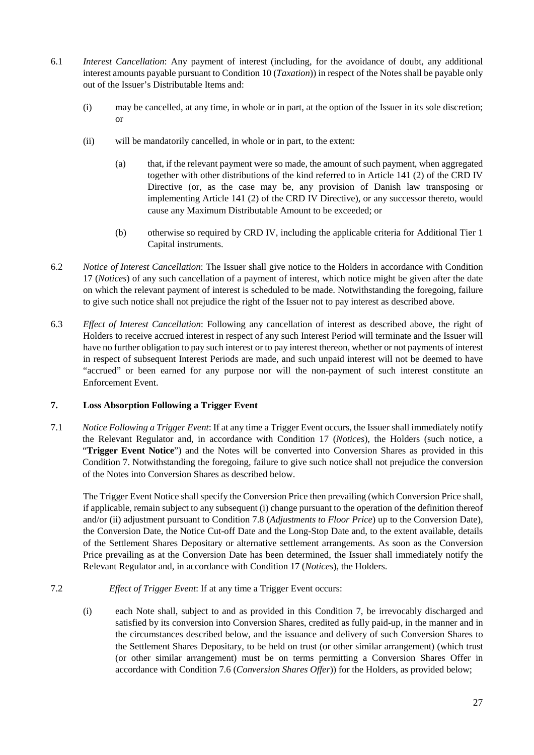6.1 *Interest Cancellation*: Any payment of interest (including, for the avoidance of doubt, any additional interest amounts payable pursuant to Condition 10 (*Taxation*)) in respect of the Notes shall be payable only out of the Issuer's Distributable Items and:

(i) may be cancelled, at any time, in whole or in part, at the option of the Issuer in its sole discretion; or

(ii) will be mandatorily cancelled, in whole or in part, to the extent:

(a) that, if the relevant payment were so made, the amount of such payment, when aggregated together with other distributions of the kind referred to in Article 141 (2) of the CRD IV Directive (or, as the case may be, any provision of Danish law transposing or implementing Article 141 (2) of the CRD IV Directive), or any successor thereto, would cause any Maximum Distributable Amount to be exceeded; or

(b) otherwise so required by CRD IV, including the applicable criteria for Additional Tier 1 Capital instruments.

6.2 *Notice of Interest Cancellation*: The Issuer shall give notice to the Holders in accordance with Condition 17 (*Notices*) of any such cancellation of a payment of interest, which notice might be given after the date on which the relevant payment of interest is scheduled to be made. Notwithstanding the foregoing, failure to give such notice shall not prejudice the right of the Issuer not to pay interest as described above.

6.3 *Effect of Interest Cancellation*: Following any cancellation of interest as described above, the right of Holders to receive accrued interest in respect of any such Interest Period will terminate and the Issuer will have no further obligation to pay such interest or to pay interest thereon, whether or not payments of interest in respect of subsequent Interest Periods are made, and such unpaid interest will not be deemed to have "accrued" or been earned for any purpose nor will the non-payment of such interest constitute an Enforcement Event.

## 7. Loss Absorption Following a Trigger Event

7.1 *Notice Following a Trigger Event*: If at any time a Trigger Event occurs, the Issuer shall immediately notify the Relevant Regulator and, in accordance with Condition 17 (*Notices*), the Holders (such notice, a "**Trigger Event Notice**") and the Notes will be converted into Conversion Shares as provided in this Condition 7. Notwithstanding the foregoing, failure to give such notice shall not prejudice the conversion of the Notes into Conversion Shares as described below.

The Trigger Event Notice shall specify the Conversion Price then prevailing (which Conversion Price shall, if applicable, remain subject to any subsequent (i) change pursuant to the operation of the definition thereof and/or (ii) adjustment pursuant to Condition 7.8 (*Adjustments to Floor Price*) up to the Conversion Date), the Conversion Date, the Notice Cut-off Date and the Long-Stop Date and, to the extent available, details of the Settlement Shares Depositary or alternative settlement arrangements. As soon as the Conversion Price prevailing as at the Conversion Date has been determined, the Issuer shall immediately notify the Relevant Regulator and, in accordance with Condition 17 (*Notices*), the Holders.

7.2 *Effect of Trigger Event*: If at any time a Trigger Event occurs:

(i) each Note shall, subject to and as provided in this Condition 7, be irrevocably discharged and satisfied by its conversion into Conversion Shares, credited as fully paid-up, in the manner and in the circumstances described below, and the issuance and delivery of such Conversion Shares to the Settlement Shares Depositary, to be held on trust (or other similar arrangement) (which trust (or other similar arrangement) must be on terms permitting a Conversion Shares Offer in accordance with Condition 7.6 (*Conversion Shares Offer*)) for the Holders, as provided below;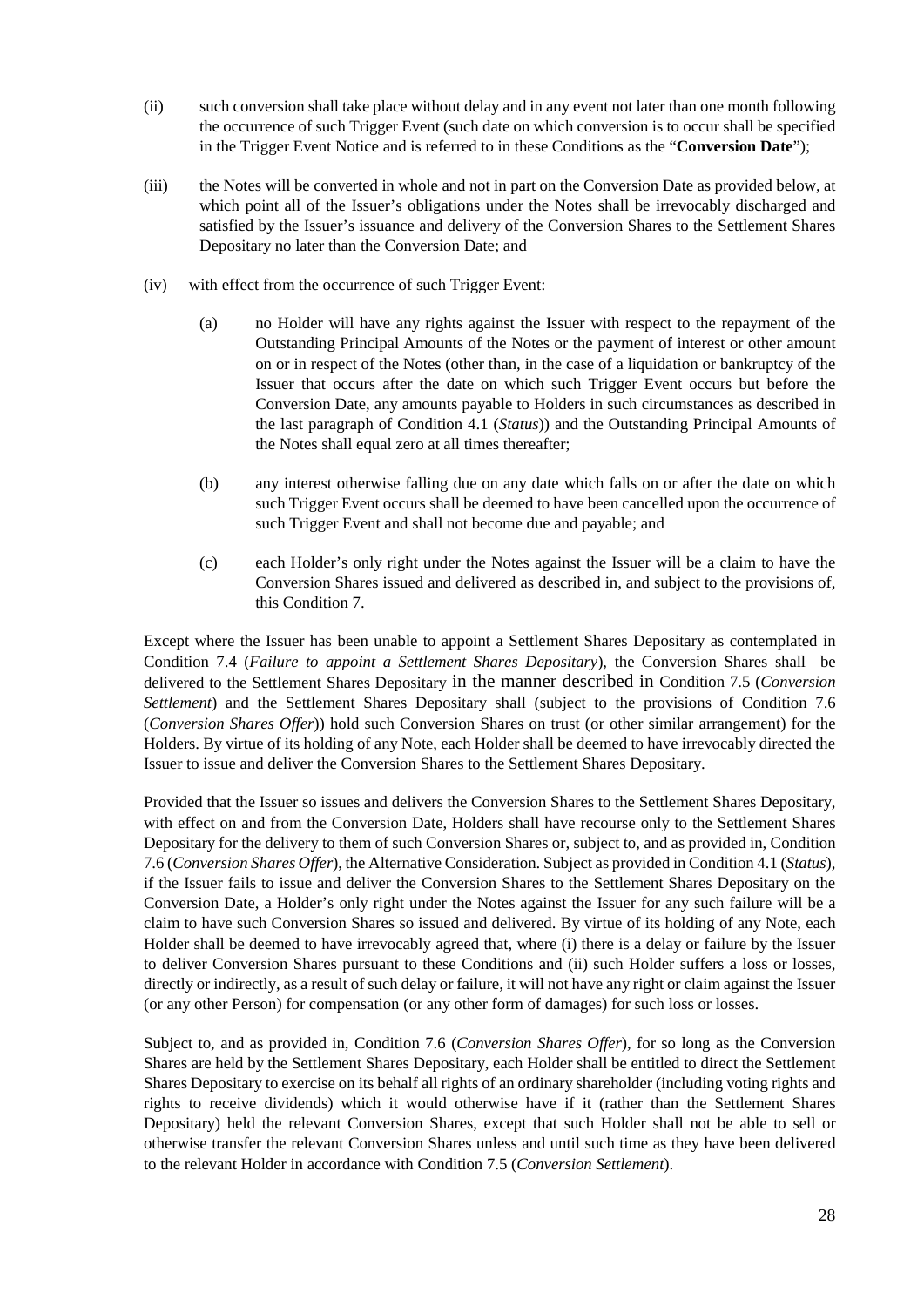(ii) such conversion shall take place without delay and in any event not later than one month following the occurrence of such Trigger Event (such date on which conversion is to occur shall be specified in the Trigger Event Notice and is referred to in these Conditions as the "**Conversion Date**");

(iii) the Notes will be converted in whole and not in part on the Conversion Date as provided below, at which point all of the Issuer's obligations under the Notes shall be irrevocably discharged and satisfied by the Issuer's issuance and delivery of the Conversion Shares to the Settlement Shares Depositary no later than the Conversion Date; and

(iv) with effect from the occurrence of such Trigger Event:

(a) no Holder will have any rights against the Issuer with respect to the repayment of the Outstanding Principal Amounts of the Notes or the payment of interest or other amount on or in respect of the Notes (other than, in the case of a liquidation or bankruptcy of the Issuer that occurs after the date on which such Trigger Event occurs but before the Conversion Date, any amounts payable to Holders in such circumstances as described in the last paragraph of Condition 4.1 (*Status*)) and the Outstanding Principal Amounts of the Notes shall equal zero at all times thereafter;

(b) any interest otherwise falling due on any date which falls on or after the date on which such Trigger Event occurs shall be deemed to have been cancelled upon the occurrence of such Trigger Event and shall not become due and payable; and

(c) each Holder's only right under the Notes against the Issuer will be a claim to have the Conversion Shares issued and delivered as described in, and subject to the provisions of, this Condition 7.

Except where the Issuer has been unable to appoint a Settlement Shares Depositary as contemplated in Condition 7.4 (*Failure to appoint a Settlement Shares Depositary*), the Conversion Shares shall be delivered to the Settlement Shares Depositary in the manner described in Condition 7.5 (*Conversion Settlement*) and the Settlement Shares Depositary shall (subject to the provisions of Condition 7.6 (*Conversion Shares Offer*)) hold such Conversion Shares on trust (or other similar arrangement) for the Holders. By virtue of its holding of any Note, each Holder shall be deemed to have irrevocably directed the Issuer to issue and deliver the Conversion Shares to the Settlement Shares Depositary.

Provided that the Issuer so issues and delivers the Conversion Shares to the Settlement Shares Depositary, with effect on and from the Conversion Date, Holders shall have recourse only to the Settlement Shares Depositary for the delivery to them of such Conversion Shares or, subject to, and as provided in, Condition 7.6 (*Conversion Shares Offer*), the Alternative Consideration. Subject as provided in Condition 4.1 (*Status*), if the Issuer fails to issue and deliver the Conversion Shares to the Settlement Shares Depositary on the Conversion Date, a Holder's only right under the Notes against the Issuer for any such failure will be a claim to have such Conversion Shares so issued and delivered. By virtue of its holding of any Note, each Holder shall be deemed to have irrevocably agreed that, where (i) there is a delay or failure by the Issuer to deliver Conversion Shares pursuant to these Conditions and (ii) such Holder suffers a loss or losses, directly or indirectly, as a result of such delay or failure, it will not have any right or claim against the Issuer (or any other Person) for compensation (or any other form of damages) for such loss or losses.

Subject to, and as provided in, Condition 7.6 (*Conversion Shares Offer*), for so long as the Conversion Shares are held by the Settlement Shares Depositary, each Holder shall be entitled to direct the Settlement Shares Depositary to exercise on its behalf all rights of an ordinary shareholder (including voting rights and rights to receive dividends) which it would otherwise have if it (rather than the Settlement Shares Depositary) held the relevant Conversion Shares, except that such Holder shall not be able to sell or otherwise transfer the relevant Conversion Shares unless and until such time as they have been delivered to the relevant Holder in accordance with Condition 7.5 (*Conversion Settlement*).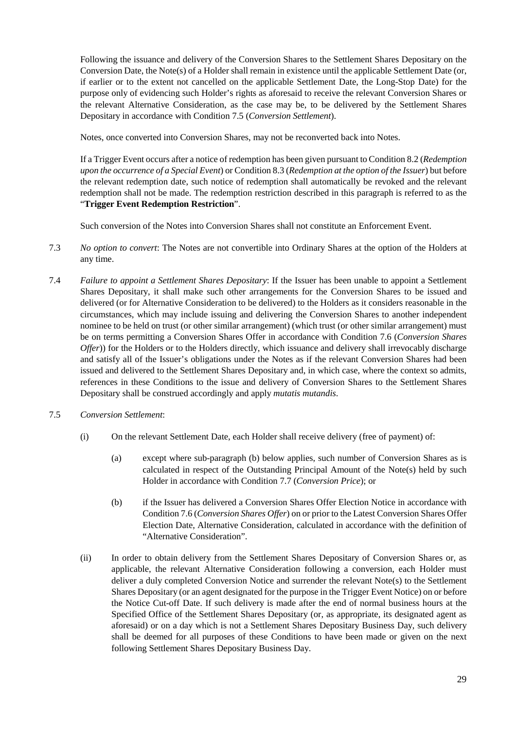Following the issuance and delivery of the Conversion Shares to the Settlement Shares Depositary on the Conversion Date, the Note(s) of a Holder shall remain in existence until the applicable Settlement Date (or, if earlier or to the extent not cancelled on the applicable Settlement Date, the Long-Stop Date) for the purpose only of evidencing such Holder's rights as aforesaid to receive the relevant Conversion Shares or the relevant Alternative Consideration, as the case may be, to be delivered by the Settlement Shares Depositary in accordance with Condition 7.5 (*Conversion Settlement*).

Notes, once converted into Conversion Shares, may not be reconverted back into Notes.

If a Trigger Event occurs after a notice of redemption has been given pursuant to Condition 8.2 (*Redemption upon the occurrence of a Special Event*) or Condition 8.3 (*Redemption at the option of the Issuer*) but before the relevant redemption date, such notice of redemption shall automatically be revoked and the relevant redemption shall not be made. The redemption restriction described in this paragraph is referred to as the "**Trigger Event Redemption Restriction**".

Such conversion of the Notes into Conversion Shares shall not constitute an Enforcement Event.

7.3 *No option to convert*: The Notes are not convertible into Ordinary Shares at the option of the Holders at any time.

7.4 *Failure to appoint a Settlement Shares Depositary*: If the Issuer has been unable to appoint a Settlement Shares Depositary, it shall make such other arrangements for the Conversion Shares to be issued and delivered (or for Alternative Consideration to be delivered) to the Holders as it considers reasonable in the circumstances, which may include issuing and delivering the Conversion Shares to another independent nominee to be held on trust (or other similar arrangement) (which trust (or other similar arrangement) must be on terms permitting a Conversion Shares Offer in accordance with Condition 7.6 (*Conversion Shares Offer*)) for the Holders or to the Holders directly, which issuance and delivery shall irrevocably discharge and satisfy all of the Issuer's obligations under the Notes as if the relevant Conversion Shares had been issued and delivered to the Settlement Shares Depositary and, in which case, where the context so admits, references in these Conditions to the issue and delivery of Conversion Shares to the Settlement Shares Depositary shall be construed accordingly and apply *mutatis mutandis*.

7.5 *Conversion Settlement*:

(i) On the relevant Settlement Date, each Holder shall receive delivery (free of payment) of:

(a) except where sub-paragraph (b) below applies, such number of Conversion Shares as is calculated in respect of the Outstanding Principal Amount of the Note(s) held by such Holder in accordance with Condition 7.7 (*Conversion Price*); or

(b) if the Issuer has delivered a Conversion Shares Offer Election Notice in accordance with Condition 7.6 (*Conversion Shares Offer*) on or prior to the Latest Conversion Shares Offer Election Date, Alternative Consideration, calculated in accordance with the definition of "Alternative Consideration".

(ii) In order to obtain delivery from the Settlement Shares Depositary of Conversion Shares or, as applicable, the relevant Alternative Consideration following a conversion, each Holder must deliver a duly completed Conversion Notice and surrender the relevant Note(s) to the Settlement Shares Depositary (or an agent designated for the purpose in the Trigger Event Notice) on or before the Notice Cut-off Date. If such delivery is made after the end of normal business hours at the Specified Office of the Settlement Shares Depositary (or, as appropriate, its designated agent as aforesaid) or on a day which is not a Settlement Shares Depositary Business Day, such delivery shall be deemed for all purposes of these Conditions to have been made or given on the next following Settlement Shares Depositary Business Day.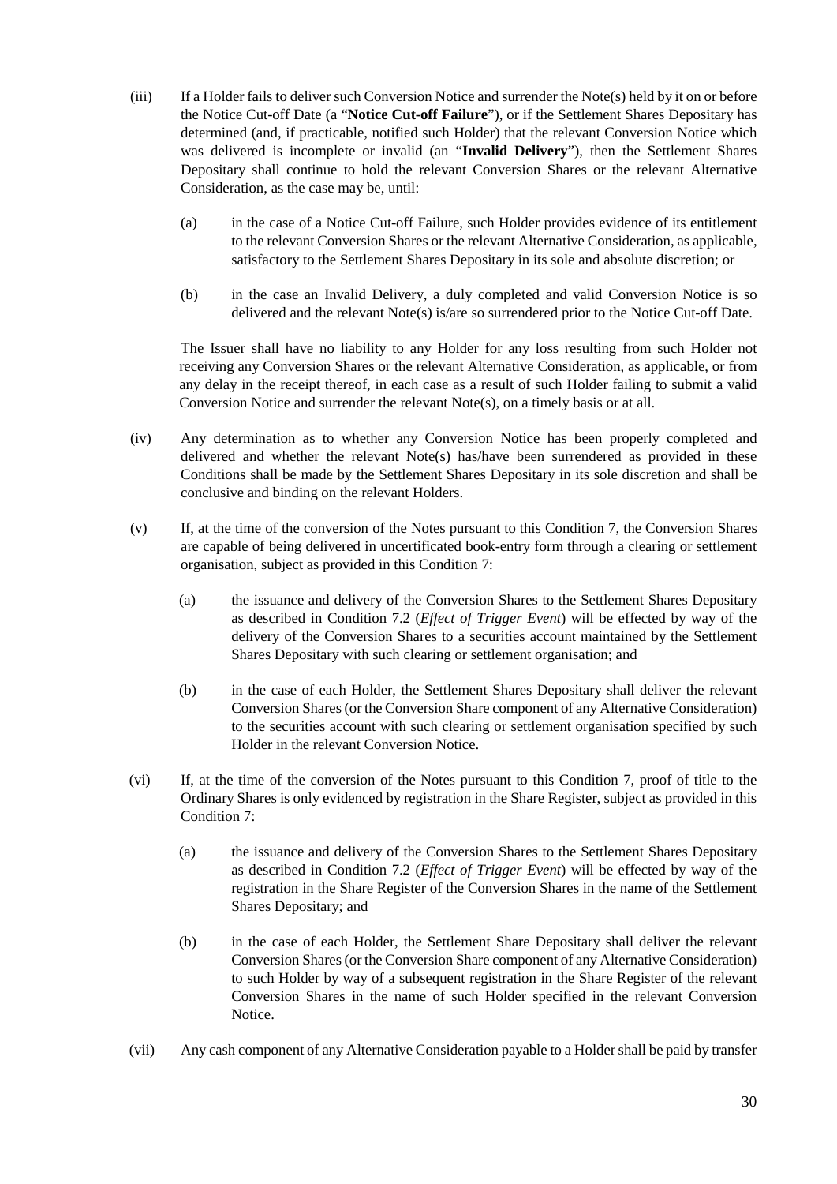(iii) If a Holder fails to deliver such Conversion Notice and surrender the Note(s) held by it on or before the Notice Cut-off Date (a "**Notice Cut-off Failure**"), or if the Settlement Shares Depositary has determined (and, if practicable, notified such Holder) that the relevant Conversion Notice which was delivered is incomplete or invalid (an "**Invalid Delivery**"), then the Settlement Shares Depositary shall continue to hold the relevant Conversion Shares or the relevant Alternative Consideration, as the case may be, until:

(a) in the case of a Notice Cut-off Failure, such Holder provides evidence of its entitlement to the relevant Conversion Shares or the relevant Alternative Consideration, as applicable, satisfactory to the Settlement Shares Depositary in its sole and absolute discretion; or

(b) in the case an Invalid Delivery, a duly completed and valid Conversion Notice is so delivered and the relevant Note(s) is/are so surrendered prior to the Notice Cut-off Date.

The Issuer shall have no liability to any Holder for any loss resulting from such Holder not receiving any Conversion Shares or the relevant Alternative Consideration, as applicable, or from any delay in the receipt thereof, in each case as a result of such Holder failing to submit a valid Conversion Notice and surrender the relevant Note(s), on a timely basis or at all.

(iv) Any determination as to whether any Conversion Notice has been properly completed and delivered and whether the relevant Note(s) has/have been surrendered as provided in these Conditions shall be made by the Settlement Shares Depositary in its sole discretion and shall be conclusive and binding on the relevant Holders.

(v) If, at the time of the conversion of the Notes pursuant to this Condition 7, the Conversion Shares are capable of being delivered in uncertificated book-entry form through a clearing or settlement organisation, subject as provided in this Condition 7:

(a) the issuance and delivery of the Conversion Shares to the Settlement Shares Depositary as described in Condition 7.2 (*Effect of Trigger Event*) will be effected by way of the delivery of the Conversion Shares to a securities account maintained by the Settlement Shares Depositary with such clearing or settlement organisation; and

(b) in the case of each Holder, the Settlement Shares Depositary shall deliver the relevant Conversion Shares (or the Conversion Share component of any Alternative Consideration) to the securities account with such clearing or settlement organisation specified by such Holder in the relevant Conversion Notice.

(vi) If, at the time of the conversion of the Notes pursuant to this Condition 7, proof of title to the Ordinary Shares is only evidenced by registration in the Share Register, subject as provided in this Condition 7:

(a) the issuance and delivery of the Conversion Shares to the Settlement Shares Depositary as described in Condition 7.2 (*Effect of Trigger Event*) will be effected by way of the registration in the Share Register of the Conversion Shares in the name of the Settlement Shares Depositary; and

(b) in the case of each Holder, the Settlement Share Depositary shall deliver the relevant Conversion Shares (or the Conversion Share component of any Alternative Consideration) to such Holder by way of a subsequent registration in the Share Register of the relevant Conversion Shares in the name of such Holder specified in the relevant Conversion Notice.

(vii) Any cash component of any Alternative Consideration payable to a Holder shall be paid by transfer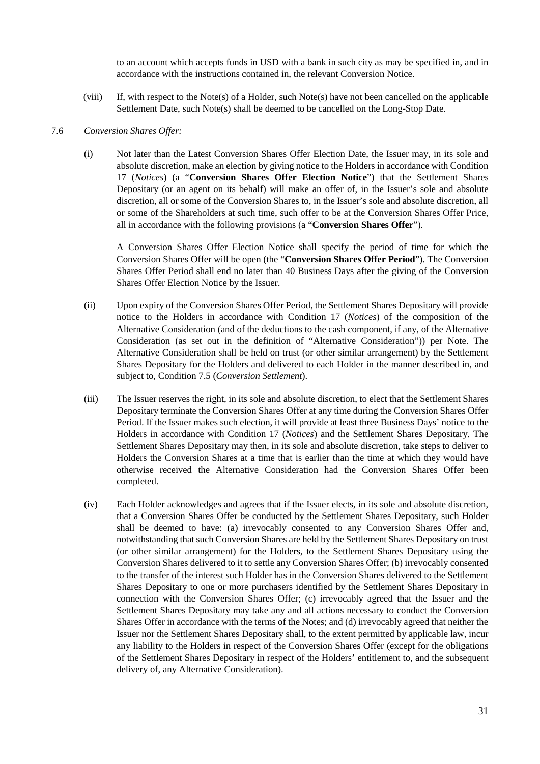to an account which accepts funds in USD with a bank in such city as may be specified in, and in accordance with the instructions contained in, the relevant Conversion Notice.

(viii) If, with respect to the Note(s) of a Holder, such Note(s) have not been cancelled on the applicable Settlement Date, such Note(s) shall be deemed to be cancelled on the Long-Stop Date.

7.6 *Conversion Shares Offer:*

(i) Not later than the Latest Conversion Shares Offer Election Date, the Issuer may, in its sole and absolute discretion, make an election by giving notice to the Holders in accordance with Condition 17 (*Notices*) (a "**Conversion Shares Offer Election Notice**") that the Settlement Shares Depositary (or an agent on its behalf) will make an offer of, in the Issuer's sole and absolute discretion, all or some of the Conversion Shares to, in the Issuer's sole and absolute discretion, all or some of the Shareholders at such time, such offer to be at the Conversion Shares Offer Price, all in accordance with the following provisions (a "**Conversion Shares Offer**").

A Conversion Shares Offer Election Notice shall specify the period of time for which the Conversion Shares Offer will be open (the "**Conversion Shares Offer Period**"). The Conversion Shares Offer Period shall end no later than 40 Business Days after the giving of the Conversion Shares Offer Election Notice by the Issuer.

(ii) Upon expiry of the Conversion Shares Offer Period, the Settlement Shares Depositary will provide notice to the Holders in accordance with Condition 17 (*Notices*) of the composition of the Alternative Consideration (and of the deductions to the cash component, if any, of the Alternative Consideration (as set out in the definition of "Alternative Consideration")) per Note. The Alternative Consideration shall be held on trust (or other similar arrangement) by the Settlement Shares Depositary for the Holders and delivered to each Holder in the manner described in, and subject to, Condition 7.5 (*Conversion Settlement*).

(iii) The Issuer reserves the right, in its sole and absolute discretion, to elect that the Settlement Shares Depositary terminate the Conversion Shares Offer at any time during the Conversion Shares Offer Period. If the Issuer makes such election, it will provide at least three Business Days' notice to the Holders in accordance with Condition 17 (*Notices*) and the Settlement Shares Depositary. The Settlement Shares Depositary may then, in its sole and absolute discretion, take steps to deliver to Holders the Conversion Shares at a time that is earlier than the time at which they would have otherwise received the Alternative Consideration had the Conversion Shares Offer been completed.

(iv) Each Holder acknowledges and agrees that if the Issuer elects, in its sole and absolute discretion, that a Conversion Shares Offer be conducted by the Settlement Shares Depositary, such Holder shall be deemed to have: (a) irrevocably consented to any Conversion Shares Offer and, notwithstanding that such Conversion Shares are held by the Settlement Shares Depositary on trust (or other similar arrangement) for the Holders, to the Settlement Shares Depositary using the Conversion Shares delivered to it to settle any Conversion Shares Offer; (b) irrevocably consented to the transfer of the interest such Holder has in the Conversion Shares delivered to the Settlement Shares Depositary to one or more purchasers identified by the Settlement Shares Depositary in connection with the Conversion Shares Offer; (c) irrevocably agreed that the Issuer and the Settlement Shares Depositary may take any and all actions necessary to conduct the Conversion Shares Offer in accordance with the terms of the Notes; and (d) irrevocably agreed that neither the Issuer nor the Settlement Shares Depositary shall, to the extent permitted by applicable law, incur any liability to the Holders in respect of the Conversion Shares Offer (except for the obligations of the Settlement Shares Depositary in respect of the Holders' entitlement to, and the subsequent delivery of, any Alternative Consideration).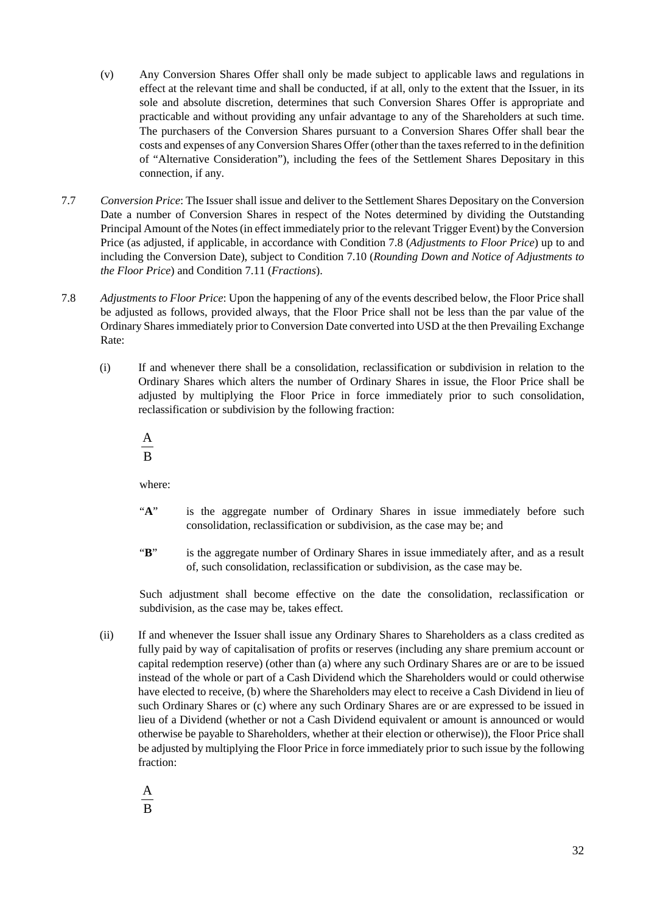(v) Any Conversion Shares Offer shall only be made subject to applicable laws and regulations in effect at the relevant time and shall be conducted, if at all, only to the extent that the Issuer, in its sole and absolute discretion, determines that such Conversion Shares Offer is appropriate and practicable and without providing any unfair advantage to any of the Shareholders at such time. The purchasers of the Conversion Shares pursuant to a Conversion Shares Offer shall bear the costs and expenses of any Conversion Shares Offer (other than the taxes referred to in the definition of "Alternative Consideration"), including the fees of the Settlement Shares Depositary in this connection, if any.

7.7 *Conversion Price*: The Issuer shall issue and deliver to the Settlement Shares Depositary on the Conversion Date a number of Conversion Shares in respect of the Notes determined by dividing the Outstanding Principal Amount of the Notes (in effect immediately prior to the relevant Trigger Event) by the Conversion Price (as adjusted, if applicable, in accordance with Condition 7.8 (*Adjustments to Floor Price*) up to and including the Conversion Date), subject to Condition 7.10 (*Rounding Down and Notice of Adjustments to the Floor Price*) and Condition 7.11 (*Fractions*).

7.8 *Adjustments to Floor Price*: Upon the happening of any of the events described below, the Floor Price shall be adjusted as follows, provided always, that the Floor Price shall not be less than the par value of the Ordinary Shares immediately prior to Conversion Date converted into USD at the then Prevailing Exchange Rate:

(i) If and whenever there shall be a consolidation, reclassification or subdivision in relation to the Ordinary Shares which alters the number of Ordinary Shares in issue, the Floor Price shall be adjusted by multiplying the Floor Price in force immediately prior to such consolidation, reclassification or subdivision by the following fraction:

$$\frac{A}{B}$$

where:

"**A**" is the aggregate number of Ordinary Shares in issue immediately before such consolidation, reclassification or subdivision, as the case may be; and

"**B**" is the aggregate number of Ordinary Shares in issue immediately after, and as a result of, such consolidation, reclassification or subdivision, as the case may be.

Such adjustment shall become effective on the date the consolidation, reclassification or subdivision, as the case may be, takes effect.

(ii) If and whenever the Issuer shall issue any Ordinary Shares to Shareholders as a class credited as fully paid by way of capitalisation of profits or reserves (including any share premium account or capital redemption reserve) (other than (a) where any such Ordinary Shares are or are to be issued instead of the whole or part of a Cash Dividend which the Shareholders would or could otherwise have elected to receive, (b) where the Shareholders may elect to receive a Cash Dividend in lieu of such Ordinary Shares or (c) where any such Ordinary Shares are or are expressed to be issued in lieu of a Dividend (whether or not a Cash Dividend equivalent or amount is announced or would otherwise be payable to Shareholders, whether at their election or otherwise)), the Floor Price shall be adjusted by multiplying the Floor Price in force immediately prior to such issue by the following fraction:

$$\frac{A}{B}$$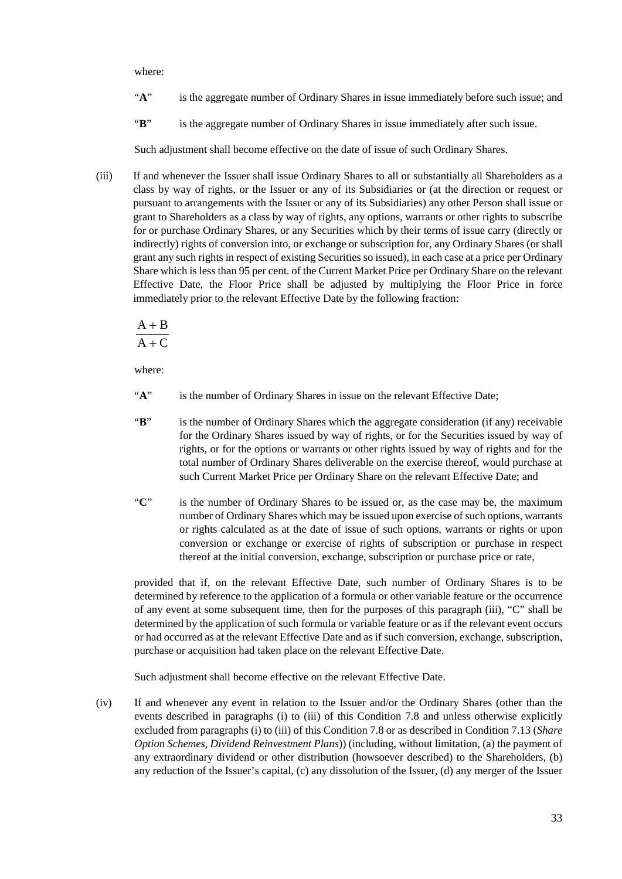where:

“**A**” is the aggregate number of Ordinary Shares in issue immediately before such issue; and

“**B**” is the aggregate number of Ordinary Shares in issue immediately after such issue.

Such adjustment shall become effective on the date of issue of such Ordinary Shares.

(iii) If and whenever the Issuer shall issue Ordinary Shares to all or substantially all Shareholders as a class by way of rights, or the Issuer or any of its Subsidiaries or (at the direction or request or pursuant to arrangements with the Issuer or any of its Subsidiaries) any other Person shall issue or grant to Shareholders as a class by way of rights, any options, warrants or other rights to subscribe for or purchase Ordinary Shares, or any Securities which by their terms of issue carry (directly or indirectly) rights of conversion into, or exchange or subscription for, any Ordinary Shares (or shall grant any such rights in respect of existing Securities so issued), in each case at a price per Ordinary Share which is less than 95 per cent. of the Current Market Price per Ordinary Share on the relevant Effective Date, the Floor Price shall be adjusted by multiplying the Floor Price in force immediately prior to the relevant Effective Date by the following fraction:

$$\frac{A + B}{A + C}$$

where:

“**A**” is the number of Ordinary Shares in issue on the relevant Effective Date;

“**B**” is the number of Ordinary Shares which the aggregate consideration (if any) receivable for the Ordinary Shares issued by way of rights, or for the Securities issued by way of rights, or for the options or warrants or other rights issued by way of rights and for the total number of Ordinary Shares deliverable on the exercise thereof, would purchase at such Current Market Price per Ordinary Share on the relevant Effective Date; and

“**C**” is the number of Ordinary Shares to be issued or, as the case may be, the maximum number of Ordinary Shares which may be issued upon exercise of such options, warrants or rights calculated as at the date of issue of such options, warrants or rights or upon conversion or exchange or exercise of rights of subscription or purchase in respect thereof at the initial conversion, exchange, subscription or purchase price or rate,

provided that if, on the relevant Effective Date, such number of Ordinary Shares is to be determined by reference to the application of a formula or other variable feature or the occurrence of any event at some subsequent time, then for the purposes of this paragraph (iii), “C” shall be determined by the application of such formula or variable feature or as if the relevant event occurs or had occurred as at the relevant Effective Date and as if such conversion, exchange, subscription, purchase or acquisition had taken place on the relevant Effective Date.

Such adjustment shall become effective on the relevant Effective Date.

(iv) If and whenever any event in relation to the Issuer and/or the Ordinary Shares (other than the events described in paragraphs (i) to (iii) of this Condition 7.8 and unless otherwise explicitly excluded from paragraphs (i) to (iii) of this Condition 7.8 or as described in Condition 7.13 (*Share Option Schemes, Dividend Reinvestment Plans*)) (including, without limitation, (a) the payment of any extraordinary dividend or other distribution (howsoever described) to the Shareholders, (b) any reduction of the Issuer’s capital, (c) any dissolution of the Issuer, (d) any merger of the Issuer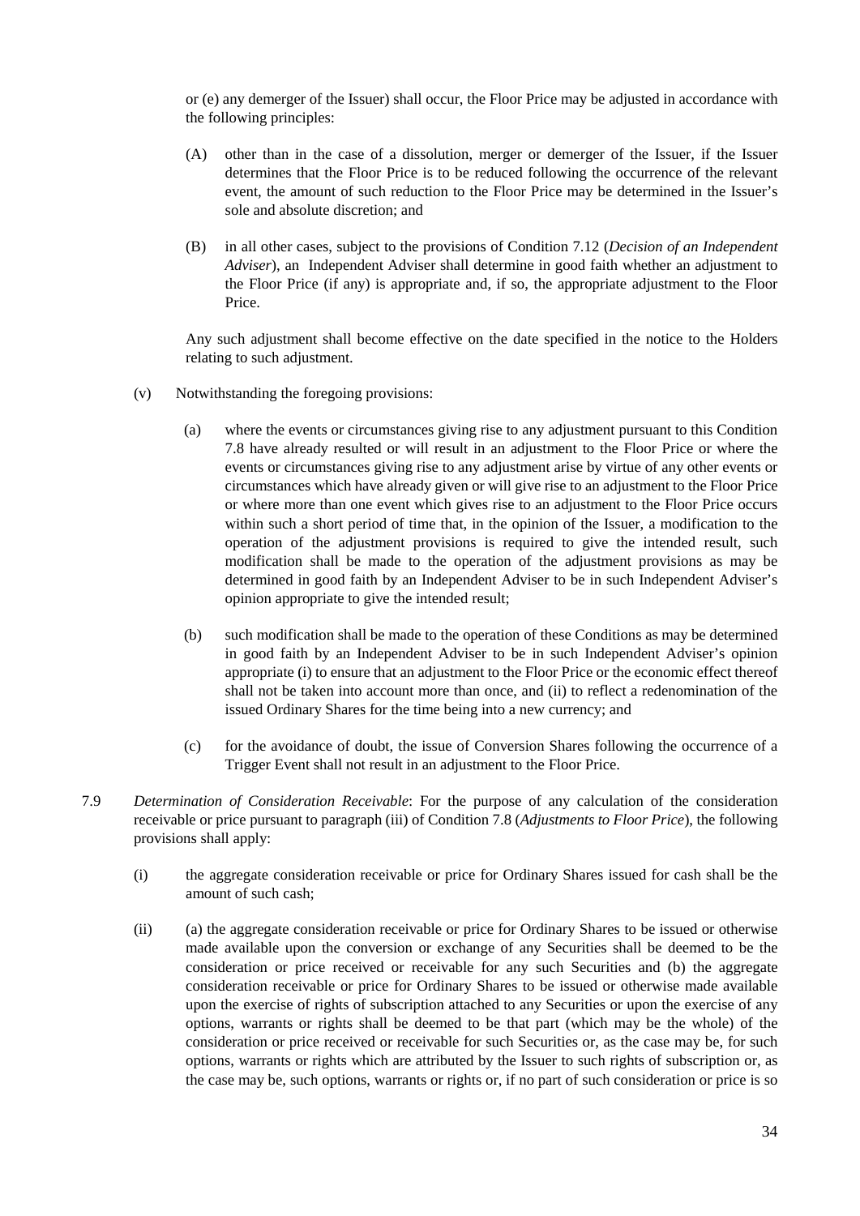or (e) any demerger of the Issuer) shall occur, the Floor Price may be adjusted in accordance with the following principles:

(A) other than in the case of a dissolution, merger or demerger of the Issuer, if the Issuer determines that the Floor Price is to be reduced following the occurrence of the relevant event, the amount of such reduction to the Floor Price may be determined in the Issuer's sole and absolute discretion; and

(B) in all other cases, subject to the provisions of Condition 7.12 (*Decision of an Independent Adviser*), an Independent Adviser shall determine in good faith whether an adjustment to the Floor Price (if any) is appropriate and, if so, the appropriate adjustment to the Floor Price.

Any such adjustment shall become effective on the date specified in the notice to the Holders relating to such adjustment.

(v) Notwithstanding the foregoing provisions:

(a) where the events or circumstances giving rise to any adjustment pursuant to this Condition 7.8 have already resulted or will result in an adjustment to the Floor Price or where the events or circumstances giving rise to any adjustment arise by virtue of any other events or circumstances which have already given or will give rise to an adjustment to the Floor Price or where more than one event which gives rise to an adjustment to the Floor Price occurs within such a short period of time that, in the opinion of the Issuer, a modification to the operation of the adjustment provisions is required to give the intended result, such modification shall be made to the operation of the adjustment provisions as may be determined in good faith by an Independent Adviser to be in such Independent Adviser's opinion appropriate to give the intended result;

(b) such modification shall be made to the operation of these Conditions as may be determined in good faith by an Independent Adviser to be in such Independent Adviser's opinion appropriate (i) to ensure that an adjustment to the Floor Price or the economic effect thereof shall not be taken into account more than once, and (ii) to reflect a redenomination of the issued Ordinary Shares for the time being into a new currency; and

(c) for the avoidance of doubt, the issue of Conversion Shares following the occurrence of a Trigger Event shall not result in an adjustment to the Floor Price.

7.9 *Determination of Consideration Receivable*: For the purpose of any calculation of the consideration receivable or price pursuant to paragraph (iii) of Condition 7.8 (*Adjustments to Floor Price*), the following provisions shall apply:

(i) the aggregate consideration receivable or price for Ordinary Shares issued for cash shall be the amount of such cash;

(ii) (a) the aggregate consideration receivable or price for Ordinary Shares to be issued or otherwise made available upon the conversion or exchange of any Securities shall be deemed to be the consideration or price received or receivable for any such Securities and (b) the aggregate consideration receivable or price for Ordinary Shares to be issued or otherwise made available upon the exercise of rights of subscription attached to any Securities or upon the exercise of any options, warrants or rights shall be deemed to be that part (which may be the whole) of the consideration or price received or receivable for such Securities or, as the case may be, for such options, warrants or rights which are attributed by the Issuer to such rights of subscription or, as the case may be, such options, warrants or rights or, if no part of such consideration or price is so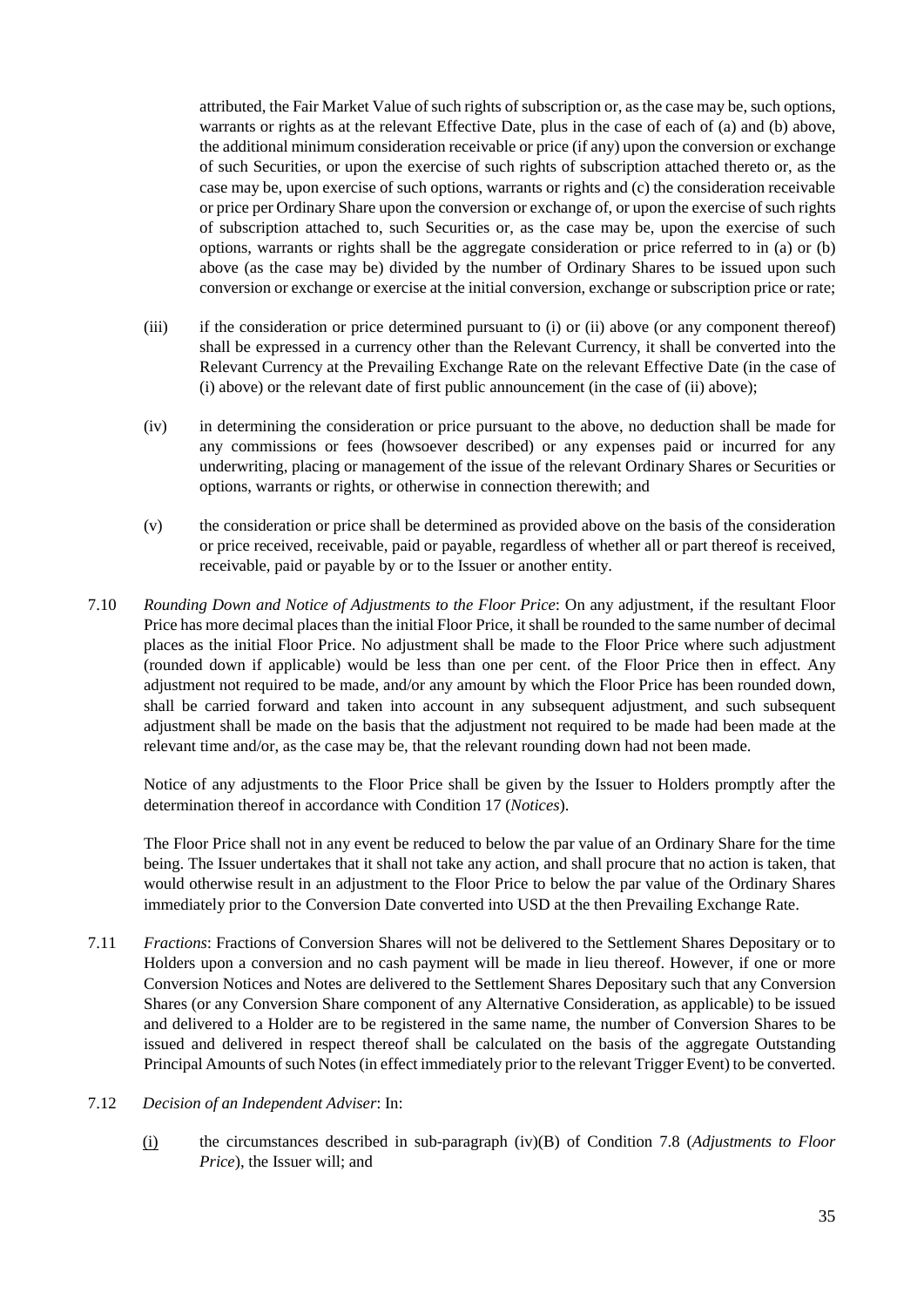attributed, the Fair Market Value of such rights of subscription or, as the case may be, such options, warrants or rights as at the relevant Effective Date, plus in the case of each of (a) and (b) above, the additional minimum consideration receivable or price (if any) upon the conversion or exchange of such Securities, or upon the exercise of such rights of subscription attached thereto or, as the case may be, upon exercise of such options, warrants or rights and (c) the consideration receivable or price per Ordinary Share upon the conversion or exchange of, or upon the exercise of such rights of subscription attached to, such Securities or, as the case may be, upon the exercise of such options, warrants or rights shall be the aggregate consideration or price referred to in (a) or (b) above (as the case may be) divided by the number of Ordinary Shares to be issued upon such conversion or exchange or exercise at the initial conversion, exchange or subscription price or rate;

(iii) if the consideration or price determined pursuant to (i) or (ii) above (or any component thereof) shall be expressed in a currency other than the Relevant Currency, it shall be converted into the Relevant Currency at the Prevailing Exchange Rate on the relevant Effective Date (in the case of (i) above) or the relevant date of first public announcement (in the case of (ii) above);

(iv) in determining the consideration or price pursuant to the above, no deduction shall be made for any commissions or fees (howsoever described) or any expenses paid or incurred for any underwriting, placing or management of the issue of the relevant Ordinary Shares or Securities or options, warrants or rights, or otherwise in connection therewith; and

(v) the consideration or price shall be determined as provided above on the basis of the consideration or price received, receivable, paid or payable, regardless of whether all or part thereof is received, receivable, paid or payable by or to the Issuer or another entity.

7.10 *Rounding Down and Notice of Adjustments to the Floor Price*: On any adjustment, if the resultant Floor Price has more decimal places than the initial Floor Price, it shall be rounded to the same number of decimal places as the initial Floor Price. No adjustment shall be made to the Floor Price where such adjustment (rounded down if applicable) would be less than one per cent. of the Floor Price then in effect. Any adjustment not required to be made, and/or any amount by which the Floor Price has been rounded down, shall be carried forward and taken into account in any subsequent adjustment, and such subsequent adjustment shall be made on the basis that the adjustment not required to be made had been made at the relevant time and/or, as the case may be, that the relevant rounding down had not been made.

Notice of any adjustments to the Floor Price shall be given by the Issuer to Holders promptly after the determination thereof in accordance with Condition 17 (*Notices*).

The Floor Price shall not in any event be reduced to below the par value of an Ordinary Share for the time being. The Issuer undertakes that it shall not take any action, and shall procure that no action is taken, that would otherwise result in an adjustment to the Floor Price to below the par value of the Ordinary Shares immediately prior to the Conversion Date converted into USD at the then Prevailing Exchange Rate.

7.11 *Fractions*: Fractions of Conversion Shares will not be delivered to the Settlement Shares Depositary or to Holders upon a conversion and no cash payment will be made in lieu thereof. However, if one or more Conversion Notices and Notes are delivered to the Settlement Shares Depositary such that any Conversion Shares (or any Conversion Share component of any Alternative Consideration, as applicable) to be issued and delivered to a Holder are to be registered in the same name, the number of Conversion Shares to be issued and delivered in respect thereof shall be calculated on the basis of the aggregate Outstanding Principal Amounts of such Notes (in effect immediately prior to the relevant Trigger Event) to be converted.

7.12 *Decision of an Independent Adviser*: In:

(i) the circumstances described in sub-paragraph (iv)(B) of Condition 7.8 (*Adjustments to Floor Price*), the Issuer will; and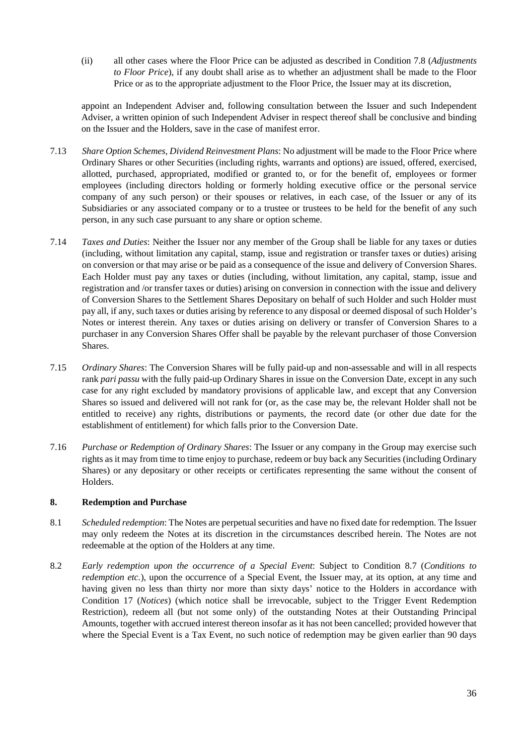(ii) all other cases where the Floor Price can be adjusted as described in Condition 7.8 (*Adjustments to Floor Price*), if any doubt shall arise as to whether an adjustment shall be made to the Floor Price or as to the appropriate adjustment to the Floor Price, the Issuer may at its discretion,

appoint an Independent Adviser and, following consultation between the Issuer and such Independent Adviser, a written opinion of such Independent Adviser in respect thereof shall be conclusive and binding on the Issuer and the Holders, save in the case of manifest error.

7.13 *Share Option Schemes, Dividend Reinvestment Plans*: No adjustment will be made to the Floor Price where Ordinary Shares or other Securities (including rights, warrants and options) are issued, offered, exercised, allotted, purchased, appropriated, modified or granted to, or for the benefit of, employees or former employees (including directors holding or formerly holding executive office or the personal service company of any such person) or their spouses or relatives, in each case, of the Issuer or any of its Subsidiaries or any associated company or to a trustee or trustees to be held for the benefit of any such person, in any such case pursuant to any share or option scheme.

7.14 *Taxes and Duties*: Neither the Issuer nor any member of the Group shall be liable for any taxes or duties (including, without limitation any capital, stamp, issue and registration or transfer taxes or duties) arising on conversion or that may arise or be paid as a consequence of the issue and delivery of Conversion Shares. Each Holder must pay any taxes or duties (including, without limitation, any capital, stamp, issue and registration and /or transfer taxes or duties) arising on conversion in connection with the issue and delivery of Conversion Shares to the Settlement Shares Depositary on behalf of such Holder and such Holder must pay all, if any, such taxes or duties arising by reference to any disposal or deemed disposal of such Holder's Notes or interest therein. Any taxes or duties arising on delivery or transfer of Conversion Shares to a purchaser in any Conversion Shares Offer shall be payable by the relevant purchaser of those Conversion Shares.

7.15 *Ordinary Shares*: The Conversion Shares will be fully paid-up and non-assessable and will in all respects rank *pari passu* with the fully paid-up Ordinary Shares in issue on the Conversion Date, except in any such case for any right excluded by mandatory provisions of applicable law, and except that any Conversion Shares so issued and delivered will not rank for (or, as the case may be, the relevant Holder shall not be entitled to receive) any rights, distributions or payments, the record date (or other due date for the establishment of entitlement) for which falls prior to the Conversion Date.

7.16 *Purchase or Redemption of Ordinary Shares*: The Issuer or any company in the Group may exercise such rights as it may from time to time enjoy to purchase, redeem or buy back any Securities (including Ordinary Shares) or any depositary or other receipts or certificates representing the same without the consent of Holders.

## 8. Redemption and Purchase

8.1 *Scheduled redemption*: The Notes are perpetual securities and have no fixed date for redemption. The Issuer may only redeem the Notes at its discretion in the circumstances described herein. The Notes are not redeemable at the option of the Holders at any time.

8.2 *Early redemption upon the occurrence of a Special Event*: Subject to Condition 8.7 (*Conditions to redemption etc.*), upon the occurrence of a Special Event, the Issuer may, at its option, at any time and having given no less than thirty nor more than sixty days' notice to the Holders in accordance with Condition 17 (*Notices*) (which notice shall be irrevocable, subject to the Trigger Event Redemption Restriction), redeem all (but not some only) of the outstanding Notes at their Outstanding Principal Amounts, together with accrued interest thereon insofar as it has not been cancelled; provided however that where the Special Event is a Tax Event, no such notice of redemption may be given earlier than 90 days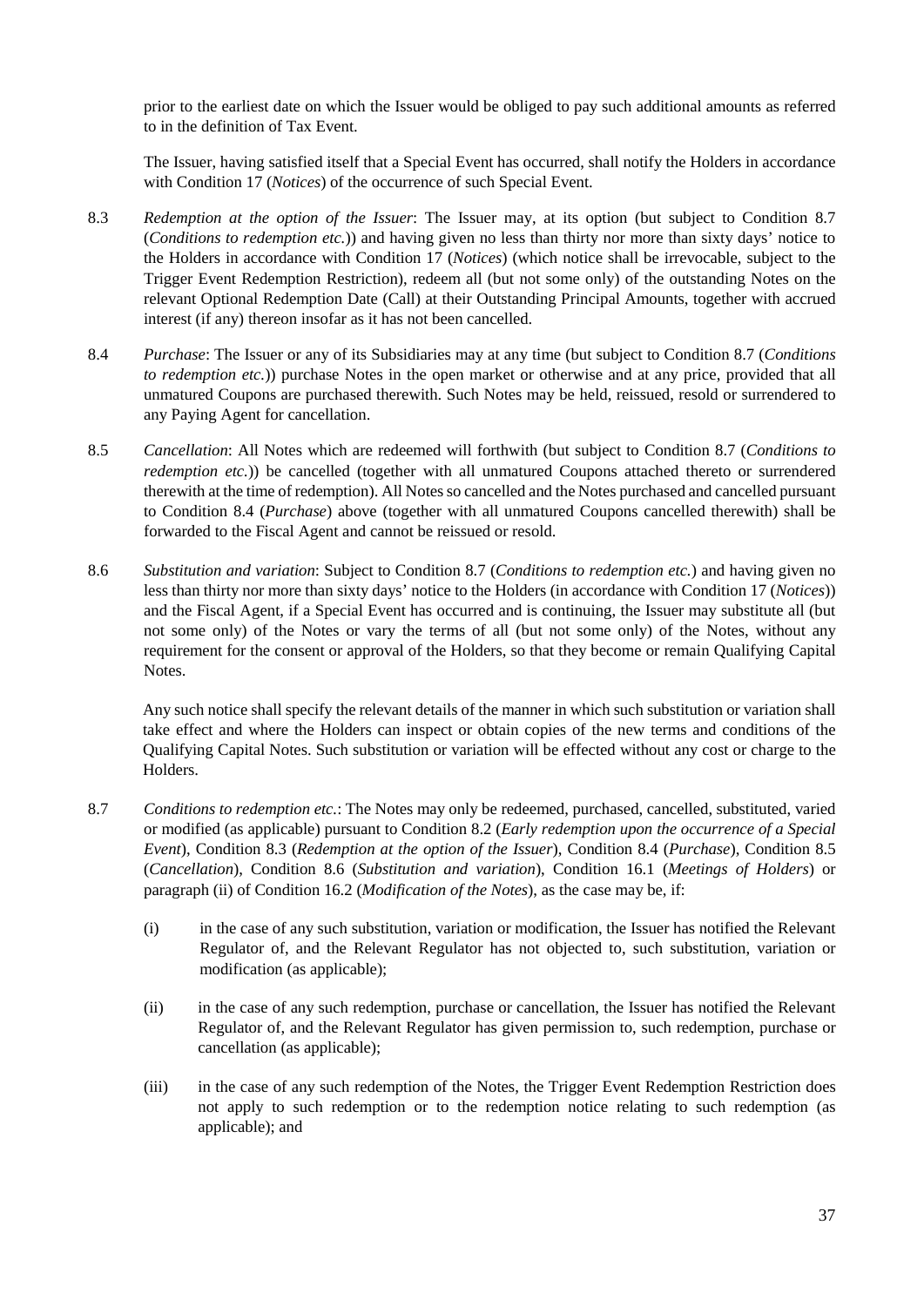prior to the earliest date on which the Issuer would be obliged to pay such additional amounts as referred to in the definition of Tax Event.

The Issuer, having satisfied itself that a Special Event has occurred, shall notify the Holders in accordance with Condition 17 (*Notices*) of the occurrence of such Special Event.

8.3 *Redemption at the option of the Issuer*: The Issuer may, at its option (but subject to Condition 8.7 (*Conditions to redemption etc.*)) and having given no less than thirty nor more than sixty days' notice to the Holders in accordance with Condition 17 (*Notices*) (which notice shall be irrevocable, subject to the Trigger Event Redemption Restriction), redeem all (but not some only) of the outstanding Notes on the relevant Optional Redemption Date (Call) at their Outstanding Principal Amounts, together with accrued interest (if any) thereon insofar as it has not been cancelled.

8.4 *Purchase*: The Issuer or any of its Subsidiaries may at any time (but subject to Condition 8.7 (*Conditions to redemption etc.*)) purchase Notes in the open market or otherwise and at any price, provided that all unmatured Coupons are purchased therewith. Such Notes may be held, reissued, resold or surrendered to any Paying Agent for cancellation.

8.5 *Cancellation*: All Notes which are redeemed will forthwith (but subject to Condition 8.7 (*Conditions to redemption etc.*)) be cancelled (together with all unmatured Coupons attached thereto or surrendered therewith at the time of redemption). All Notes so cancelled and the Notes purchased and cancelled pursuant to Condition 8.4 (*Purchase*) above (together with all unmatured Coupons cancelled therewith) shall be forwarded to the Fiscal Agent and cannot be reissued or resold.

8.6 *Substitution and variation*: Subject to Condition 8.7 (*Conditions to redemption etc.*) and having given no less than thirty nor more than sixty days' notice to the Holders (in accordance with Condition 17 (*Notices*)) and the Fiscal Agent, if a Special Event has occurred and is continuing, the Issuer may substitute all (but not some only) of the Notes or vary the terms of all (but not some only) of the Notes, without any requirement for the consent or approval of the Holders, so that they become or remain Qualifying Capital Notes.

Any such notice shall specify the relevant details of the manner in which such substitution or variation shall take effect and where the Holders can inspect or obtain copies of the new terms and conditions of the Qualifying Capital Notes. Such substitution or variation will be effected without any cost or charge to the Holders.

8.7 *Conditions to redemption etc.*: The Notes may only be redeemed, purchased, cancelled, substituted, varied or modified (as applicable) pursuant to Condition 8.2 (*Early redemption upon the occurrence of a Special Event*), Condition 8.3 (*Redemption at the option of the Issuer*), Condition 8.4 (*Purchase*), Condition 8.5 (*Cancellation*), Condition 8.6 (*Substitution and variation*), Condition 16.1 (*Meetings of Holders*) or paragraph (ii) of Condition 16.2 (*Modification of the Notes*), as the case may be, if:

(i) in the case of any such substitution, variation or modification, the Issuer has notified the Relevant Regulator of, and the Relevant Regulator has not objected to, such substitution, variation or modification (as applicable);

(ii) in the case of any such redemption, purchase or cancellation, the Issuer has notified the Relevant Regulator of, and the Relevant Regulator has given permission to, such redemption, purchase or cancellation (as applicable);

(iii) in the case of any such redemption of the Notes, the Trigger Event Redemption Restriction does not apply to such redemption or to the redemption notice relating to such redemption (as applicable); and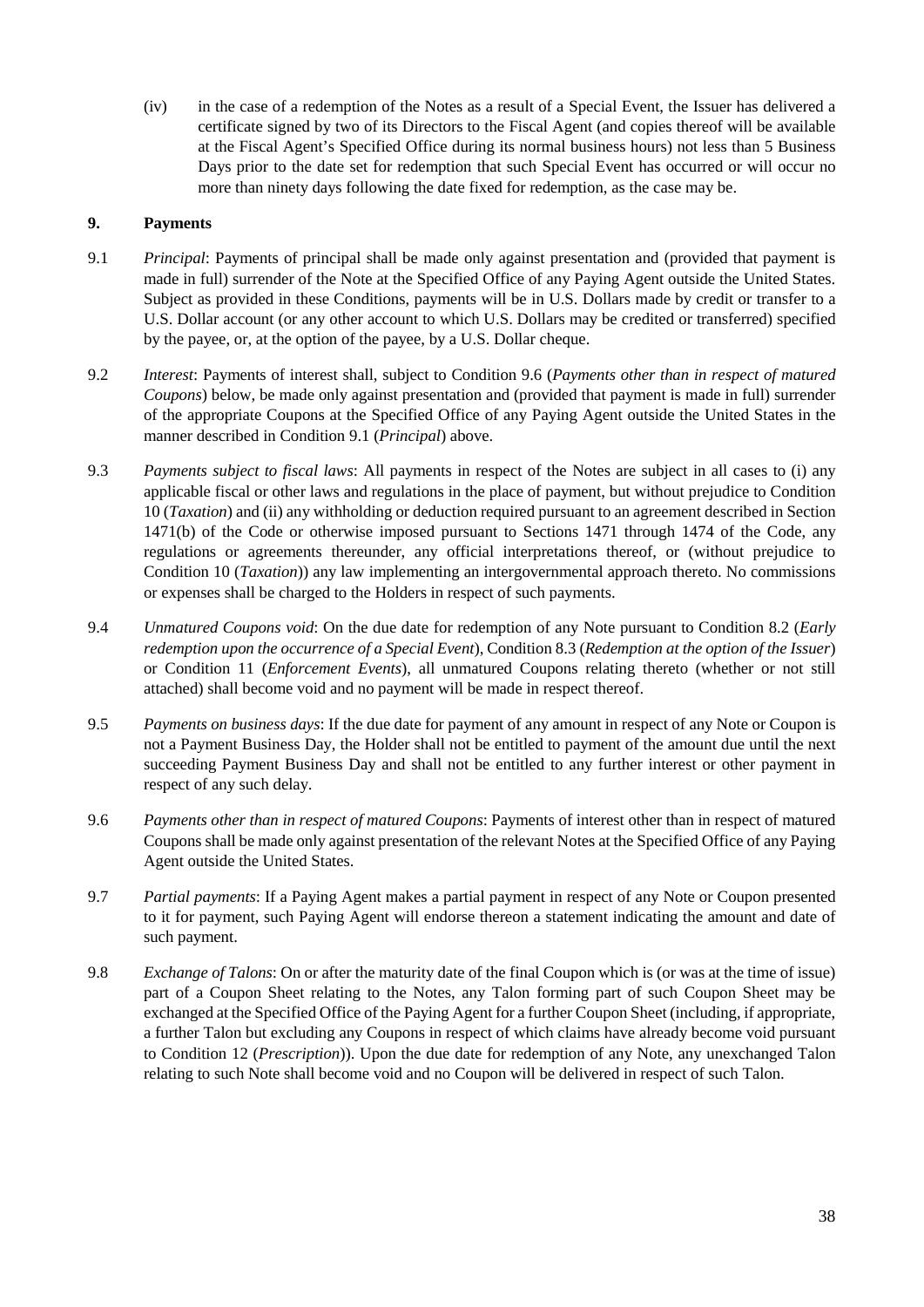(iv) in the case of a redemption of the Notes as a result of a Special Event, the Issuer has delivered a certificate signed by two of its Directors to the Fiscal Agent (and copies thereof will be available at the Fiscal Agent's Specified Office during its normal business hours) not less than 5 Business Days prior to the date set for redemption that such Special Event has occurred or will occur no more than ninety days following the date fixed for redemption, as the case may be.

**9. Payments**

9.1 *Principal*: Payments of principal shall be made only against presentation and (provided that payment is made in full) surrender of the Note at the Specified Office of any Paying Agent outside the United States. Subject as provided in these Conditions, payments will be in U.S. Dollars made by credit or transfer to a U.S. Dollar account (or any other account to which U.S. Dollars may be credited or transferred) specified by the payee, or, at the option of the payee, by a U.S. Dollar cheque.

9.2 *Interest*: Payments of interest shall, subject to Condition 9.6 (*Payments other than in respect of matured Coupons*) below, be made only against presentation and (provided that payment is made in full) surrender of the appropriate Coupons at the Specified Office of any Paying Agent outside the United States in the manner described in Condition 9.1 (*Principal*) above.

9.3 *Payments subject to fiscal laws*: All payments in respect of the Notes are subject in all cases to (i) any applicable fiscal or other laws and regulations in the place of payment, but without prejudice to Condition 10 (*Taxation*) and (ii) any withholding or deduction required pursuant to an agreement described in Section 1471(b) of the Code or otherwise imposed pursuant to Sections 1471 through 1474 of the Code, any regulations or agreements thereunder, any official interpretations thereof, or (without prejudice to Condition 10 (*Taxation*)) any law implementing an intergovernmental approach thereto. No commissions or expenses shall be charged to the Holders in respect of such payments.

9.4 *Unmatured Coupons void*: On the due date for redemption of any Note pursuant to Condition 8.2 (*Early redemption upon the occurrence of a Special Event*), Condition 8.3 (*Redemption at the option of the Issuer*) or Condition 11 (*Enforcement Events*), all unmatured Coupons relating thereto (whether or not still attached) shall become void and no payment will be made in respect thereof.

9.5 *Payments on business days*: If the due date for payment of any amount in respect of any Note or Coupon is not a Payment Business Day, the Holder shall not be entitled to payment of the amount due until the next succeeding Payment Business Day and shall not be entitled to any further interest or other payment in respect of any such delay.

9.6 *Payments other than in respect of matured Coupons*: Payments of interest other than in respect of matured Coupons shall be made only against presentation of the relevant Notes at the Specified Office of any Paying Agent outside the United States.

9.7 *Partial payments*: If a Paying Agent makes a partial payment in respect of any Note or Coupon presented to it for payment, such Paying Agent will endorse thereon a statement indicating the amount and date of such payment.

9.8 *Exchange of Talons*: On or after the maturity date of the final Coupon which is (or was at the time of issue) part of a Coupon Sheet relating to the Notes, any Talon forming part of such Coupon Sheet may be exchanged at the Specified Office of the Paying Agent for a further Coupon Sheet (including, if appropriate, a further Talon but excluding any Coupons in respect of which claims have already become void pursuant to Condition 12 (*Prescription*)). Upon the due date for redemption of any Note, any unexchanged Talon relating to such Note shall become void and no Coupon will be delivered in respect of such Talon.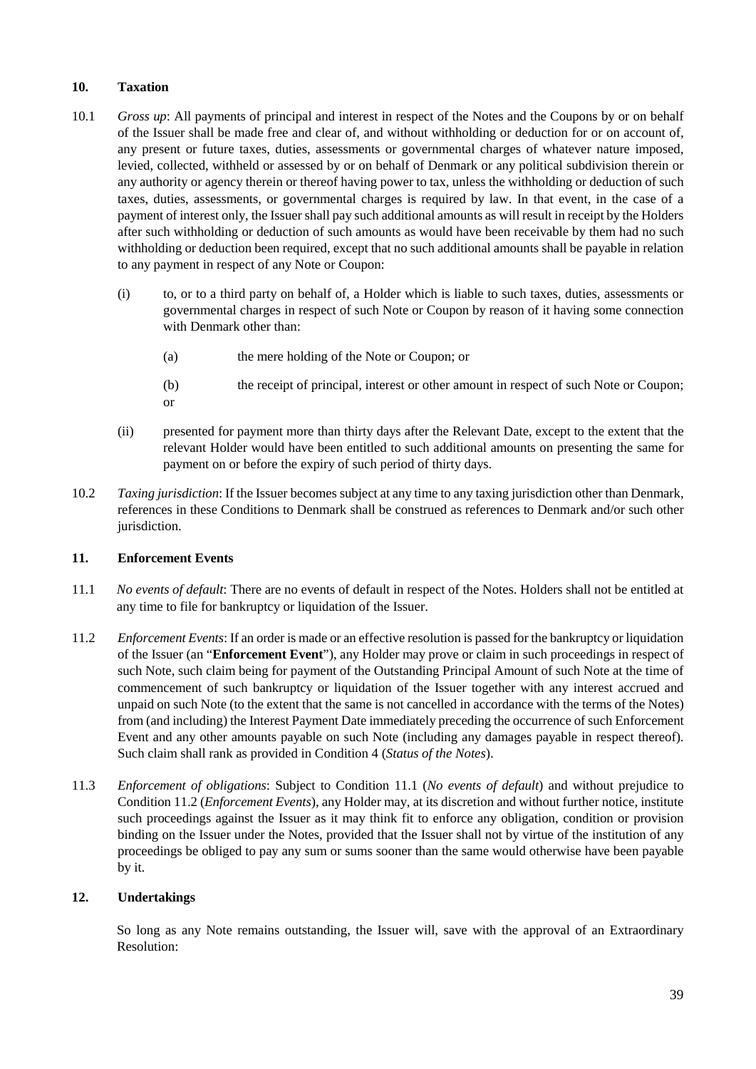## 10. Taxation

10.1 *Gross up*: All payments of principal and interest in respect of the Notes and the Coupons by or on behalf of the Issuer shall be made free and clear of, and without withholding or deduction for or on account of, any present or future taxes, duties, assessments or governmental charges of whatever nature imposed, levied, collected, withheld or assessed by or on behalf of Denmark or any political subdivision therein or any authority or agency therein or thereof having power to tax, unless the withholding or deduction of such taxes, duties, assessments, or governmental charges is required by law. In that event, in the case of a payment of interest only, the Issuer shall pay such additional amounts as will result in receipt by the Holders after such withholding or deduction of such amounts as would have been receivable by them had no such withholding or deduction been required, except that no such additional amounts shall be payable in relation to any payment in respect of any Note or Coupon:

(i) to, or to a third party on behalf of, a Holder which is liable to such taxes, duties, assessments or governmental charges in respect of such Note or Coupon by reason of it having some connection with Denmark other than:

(a) the mere holding of the Note or Coupon; or

(b) the receipt of principal, interest or other amount in respect of such Note or Coupon; or

(ii) presented for payment more than thirty days after the Relevant Date, except to the extent that the relevant Holder would have been entitled to such additional amounts on presenting the same for payment on or before the expiry of such period of thirty days.

10.2 *Taxing jurisdiction*: If the Issuer becomes subject at any time to any taxing jurisdiction other than Denmark, references in these Conditions to Denmark shall be construed as references to Denmark and/or such other jurisdiction.

## 11. Enforcement Events

11.1 *No events of default*: There are no events of default in respect of the Notes. Holders shall not be entitled at any time to file for bankruptcy or liquidation of the Issuer.

11.2 *Enforcement Events*: If an order is made or an effective resolution is passed for the bankruptcy or liquidation of the Issuer (an "**Enforcement Event**"), any Holder may prove or claim in such proceedings in respect of such Note, such claim being for payment of the Outstanding Principal Amount of such Note at the time of commencement of such bankruptcy or liquidation of the Issuer together with any interest accrued and unpaid on such Note (to the extent that the same is not cancelled in accordance with the terms of the Notes) from (and including) the Interest Payment Date immediately preceding the occurrence of such Enforcement Event and any other amounts payable on such Note (including any damages payable in respect thereof). Such claim shall rank as provided in Condition 4 (*Status of the Notes*).

11.3 *Enforcement of obligations*: Subject to Condition 11.1 (*No events of default*) and without prejudice to Condition 11.2 (*Enforcement Events*), any Holder may, at its discretion and without further notice, institute such proceedings against the Issuer as it may think fit to enforce any obligation, condition or provision binding on the Issuer under the Notes, provided that the Issuer shall not by virtue of the institution of any proceedings be obliged to pay any sum or sums sooner than the same would otherwise have been payable by it.

## 12. Undertakings

So long as any Note remains outstanding, the Issuer will, save with the approval of an Extraordinary Resolution: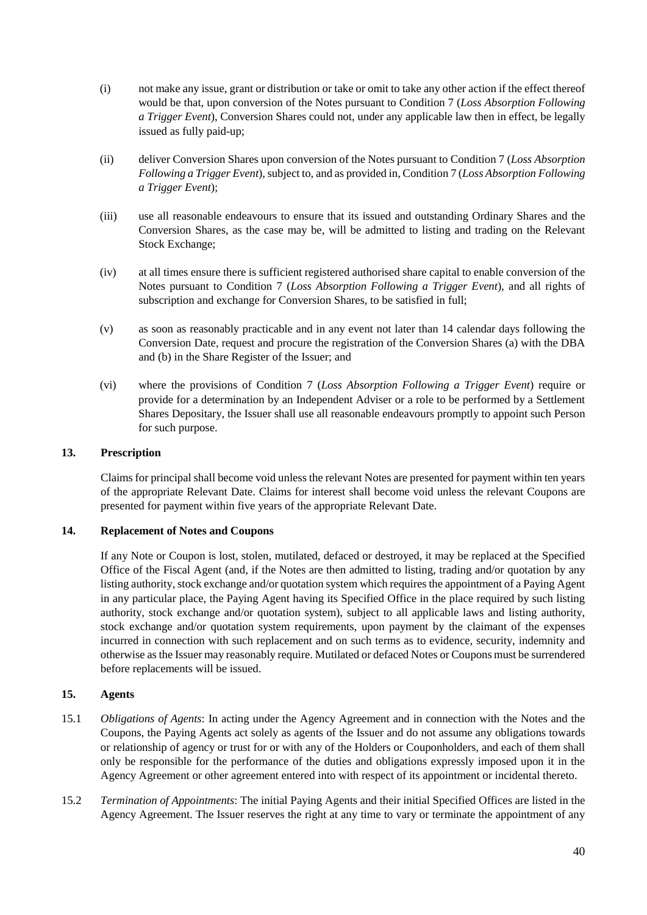(i) not make any issue, grant or distribution or take or omit to take any other action if the effect thereof would be that, upon conversion of the Notes pursuant to Condition 7 (*Loss Absorption Following a Trigger Event*), Conversion Shares could not, under any applicable law then in effect, be legally issued as fully paid-up;

(ii) deliver Conversion Shares upon conversion of the Notes pursuant to Condition 7 (*Loss Absorption Following a Trigger Event*), subject to, and as provided in, Condition 7 (*Loss Absorption Following a Trigger Event*);

(iii) use all reasonable endeavours to ensure that its issued and outstanding Ordinary Shares and the Conversion Shares, as the case may be, will be admitted to listing and trading on the Relevant Stock Exchange;

(iv) at all times ensure there is sufficient registered authorised share capital to enable conversion of the Notes pursuant to Condition 7 (*Loss Absorption Following a Trigger Event*), and all rights of subscription and exchange for Conversion Shares, to be satisfied in full;

(v) as soon as reasonably practicable and in any event not later than 14 calendar days following the Conversion Date, request and procure the registration of the Conversion Shares (a) with the DBA and (b) in the Share Register of the Issuer; and

(vi) where the provisions of Condition 7 (*Loss Absorption Following a Trigger Event*) require or provide for a determination by an Independent Adviser or a role to be performed by a Settlement Shares Depositary, the Issuer shall use all reasonable endeavours promptly to appoint such Person for such purpose.

## 13. Prescription

Claims for principal shall become void unless the relevant Notes are presented for payment within ten years of the appropriate Relevant Date. Claims for interest shall become void unless the relevant Coupons are presented for payment within five years of the appropriate Relevant Date.

## 14. Replacement of Notes and Coupons

If any Note or Coupon is lost, stolen, mutilated, defaced or destroyed, it may be replaced at the Specified Office of the Fiscal Agent (and, if the Notes are then admitted to listing, trading and/or quotation by any listing authority, stock exchange and/or quotation system which requires the appointment of a Paying Agent in any particular place, the Paying Agent having its Specified Office in the place required by such listing authority, stock exchange and/or quotation system), subject to all applicable laws and listing authority, stock exchange and/or quotation system requirements, upon payment by the claimant of the expenses incurred in connection with such replacement and on such terms as to evidence, security, indemnity and otherwise as the Issuer may reasonably require. Mutilated or defaced Notes or Coupons must be surrendered before replacements will be issued.

## 15. Agents

15.1 *Obligations of Agents*: In acting under the Agency Agreement and in connection with the Notes and the Coupons, the Paying Agents act solely as agents of the Issuer and do not assume any obligations towards or relationship of agency or trust for or with any of the Holders or Couponholders, and each of them shall only be responsible for the performance of the duties and obligations expressly imposed upon it in the Agency Agreement or other agreement entered into with respect of its appointment or incidental thereto.

15.2 *Termination of Appointments*: The initial Paying Agents and their initial Specified Offices are listed in the Agency Agreement. The Issuer reserves the right at any time to vary or terminate the appointment of any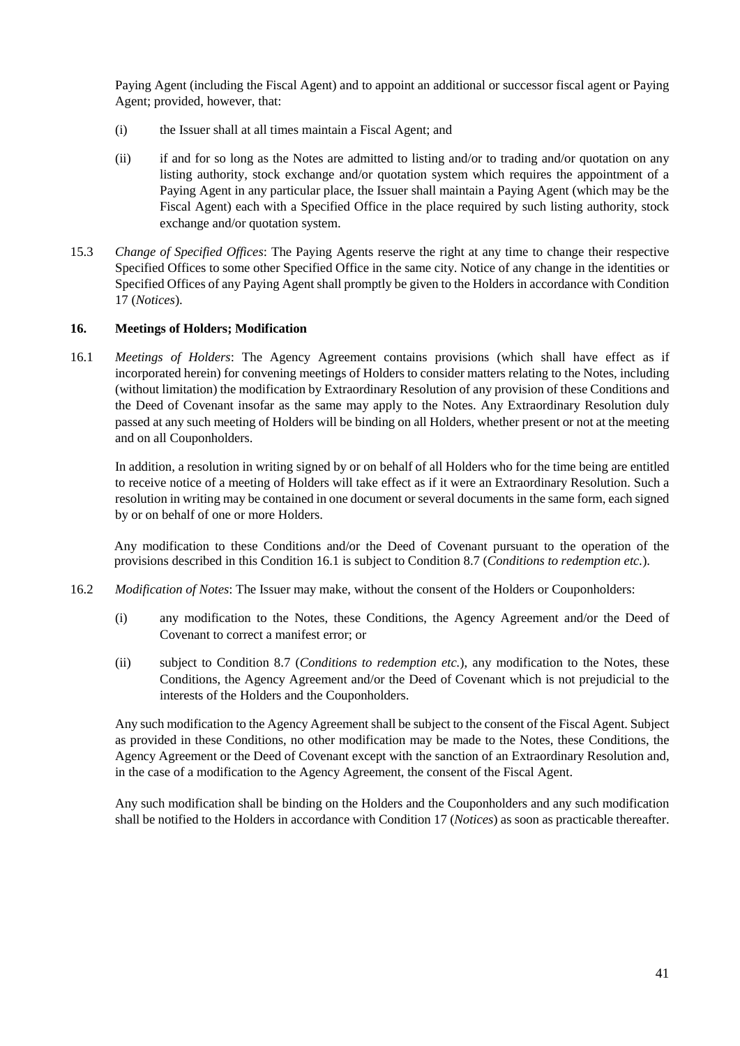Paying Agent (including the Fiscal Agent) and to appoint an additional or successor fiscal agent or Paying Agent; provided, however, that:

(i) the Issuer shall at all times maintain a Fiscal Agent; and

(ii) if and for so long as the Notes are admitted to listing and/or to trading and/or quotation on any listing authority, stock exchange and/or quotation system which requires the appointment of a Paying Agent in any particular place, the Issuer shall maintain a Paying Agent (which may be the Fiscal Agent) each with a Specified Office in the place required by such listing authority, stock exchange and/or quotation system.

15.3 *Change of Specified Offices*: The Paying Agents reserve the right at any time to change their respective Specified Offices to some other Specified Office in the same city. Notice of any change in the identities or Specified Offices of any Paying Agent shall promptly be given to the Holders in accordance with Condition 17 (*Notices*).

## 16. Meetings of Holders; Modification

16.1 *Meetings of Holders*: The Agency Agreement contains provisions (which shall have effect as if incorporated herein) for convening meetings of Holders to consider matters relating to the Notes, including (without limitation) the modification by Extraordinary Resolution of any provision of these Conditions and the Deed of Covenant insofar as the same may apply to the Notes. Any Extraordinary Resolution duly passed at any such meeting of Holders will be binding on all Holders, whether present or not at the meeting and on all Couponholders.

In addition, a resolution in writing signed by or on behalf of all Holders who for the time being are entitled to receive notice of a meeting of Holders will take effect as if it were an Extraordinary Resolution. Such a resolution in writing may be contained in one document or several documents in the same form, each signed by or on behalf of one or more Holders.

Any modification to these Conditions and/or the Deed of Covenant pursuant to the operation of the provisions described in this Condition 16.1 is subject to Condition 8.7 (*Conditions to redemption etc.*).

16.2 *Modification of Notes*: The Issuer may make, without the consent of the Holders or Couponholders:

(i) any modification to the Notes, these Conditions, the Agency Agreement and/or the Deed of Covenant to correct a manifest error; or

(ii) subject to Condition 8.7 (*Conditions to redemption etc.*), any modification to the Notes, these Conditions, the Agency Agreement and/or the Deed of Covenant which is not prejudicial to the interests of the Holders and the Couponholders.

Any such modification to the Agency Agreement shall be subject to the consent of the Fiscal Agent. Subject as provided in these Conditions, no other modification may be made to the Notes, these Conditions, the Agency Agreement or the Deed of Covenant except with the sanction of an Extraordinary Resolution and, in the case of a modification to the Agency Agreement, the consent of the Fiscal Agent.

Any such modification shall be binding on the Holders and the Couponholders and any such modification shall be notified to the Holders in accordance with Condition 17 (*Notices*) as soon as practicable thereafter.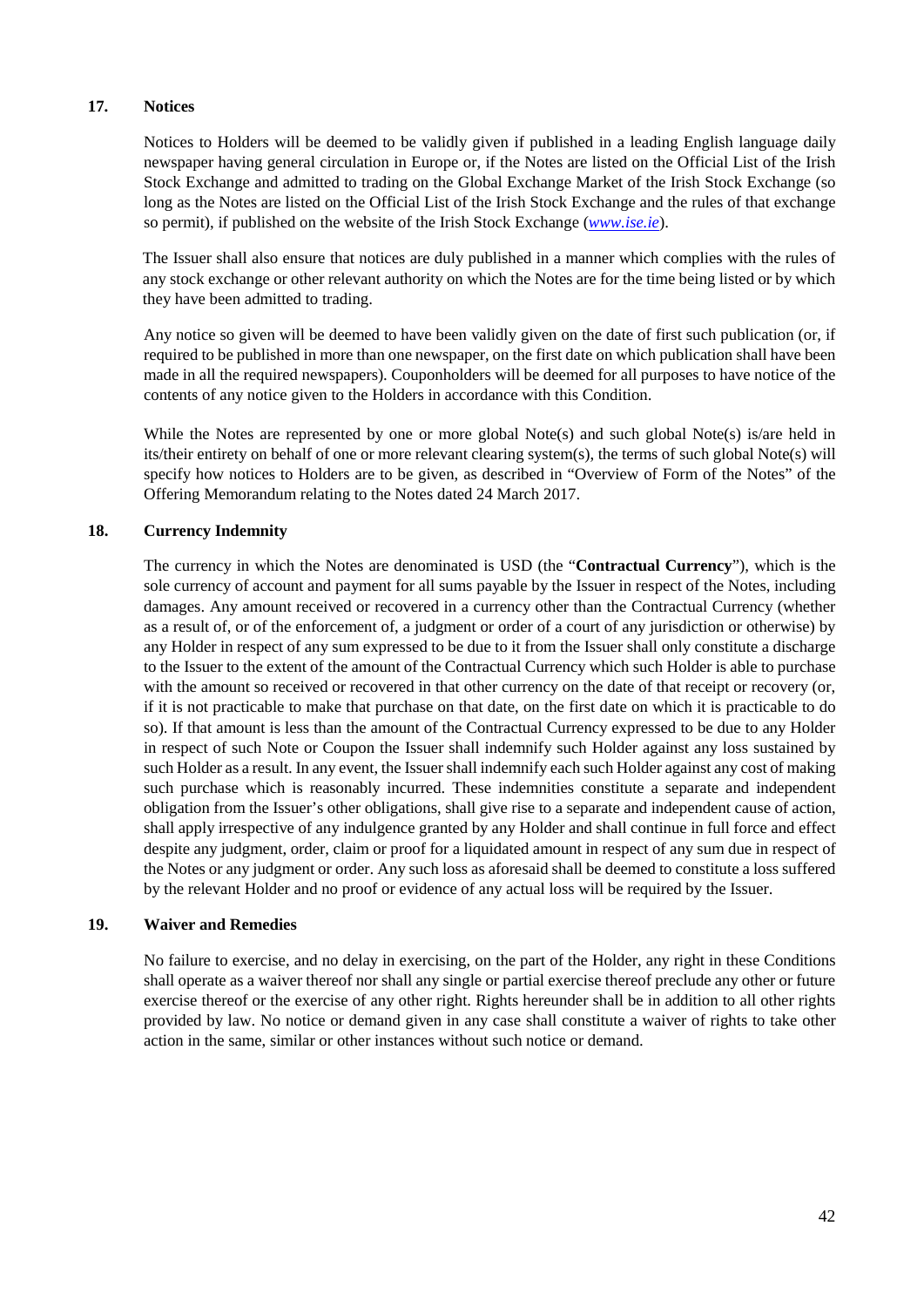## 17. Notices

Notices to Holders will be deemed to be validly given if published in a leading English language daily newspaper having general circulation in Europe or, if the Notes are listed on the Official List of the Irish Stock Exchange and admitted to trading on the Global Exchange Market of the Irish Stock Exchange (so long as the Notes are listed on the Official List of the Irish Stock Exchange and the rules of that exchange so permit), if published on the website of the Irish Stock Exchange (*www.ise.ie*).

The Issuer shall also ensure that notices are duly published in a manner which complies with the rules of any stock exchange or other relevant authority on which the Notes are for the time being listed or by which they have been admitted to trading.

Any notice so given will be deemed to have been validly given on the date of first such publication (or, if required to be published in more than one newspaper, on the first date on which publication shall have been made in all the required newspapers). Couponholders will be deemed for all purposes to have notice of the contents of any notice given to the Holders in accordance with this Condition.

While the Notes are represented by one or more global Note(s) and such global Note(s) is/are held in its/their entirety on behalf of one or more relevant clearing system(s), the terms of such global Note(s) will specify how notices to Holders are to be given, as described in "Overview of Form of the Notes" of the Offering Memorandum relating to the Notes dated 24 March 2017.

## 18. Currency Indemnity

The currency in which the Notes are denominated is USD (the "**Contractual Currency**"), which is the sole currency of account and payment for all sums payable by the Issuer in respect of the Notes, including damages. Any amount received or recovered in a currency other than the Contractual Currency (whether as a result of, or of the enforcement of, a judgment or order of a court of any jurisdiction or otherwise) by any Holder in respect of any sum expressed to be due to it from the Issuer shall only constitute a discharge to the Issuer to the extent of the amount of the Contractual Currency which such Holder is able to purchase with the amount so received or recovered in that other currency on the date of that receipt or recovery (or, if it is not practicable to make that purchase on that date, on the first date on which it is practicable to do so). If that amount is less than the amount of the Contractual Currency expressed to be due to any Holder in respect of such Note or Coupon the Issuer shall indemnify such Holder against any loss sustained by such Holder as a result. In any event, the Issuer shall indemnify each such Holder against any cost of making such purchase which is reasonably incurred. These indemnities constitute a separate and independent obligation from the Issuer's other obligations, shall give rise to a separate and independent cause of action, shall apply irrespective of any indulgence granted by any Holder and shall continue in full force and effect despite any judgment, order, claim or proof for a liquidated amount in respect of any sum due in respect of the Notes or any judgment or order. Any such loss as aforesaid shall be deemed to constitute a loss suffered by the relevant Holder and no proof or evidence of any actual loss will be required by the Issuer.

## 19. Waiver and Remedies

No failure to exercise, and no delay in exercising, on the part of the Holder, any right in these Conditions shall operate as a waiver thereof nor shall any single or partial exercise thereof preclude any other or future exercise thereof or the exercise of any other right. Rights hereunder shall be in addition to all other rights provided by law. No notice or demand given in any case shall constitute a waiver of rights to take other action in the same, similar or other instances without such notice or demand.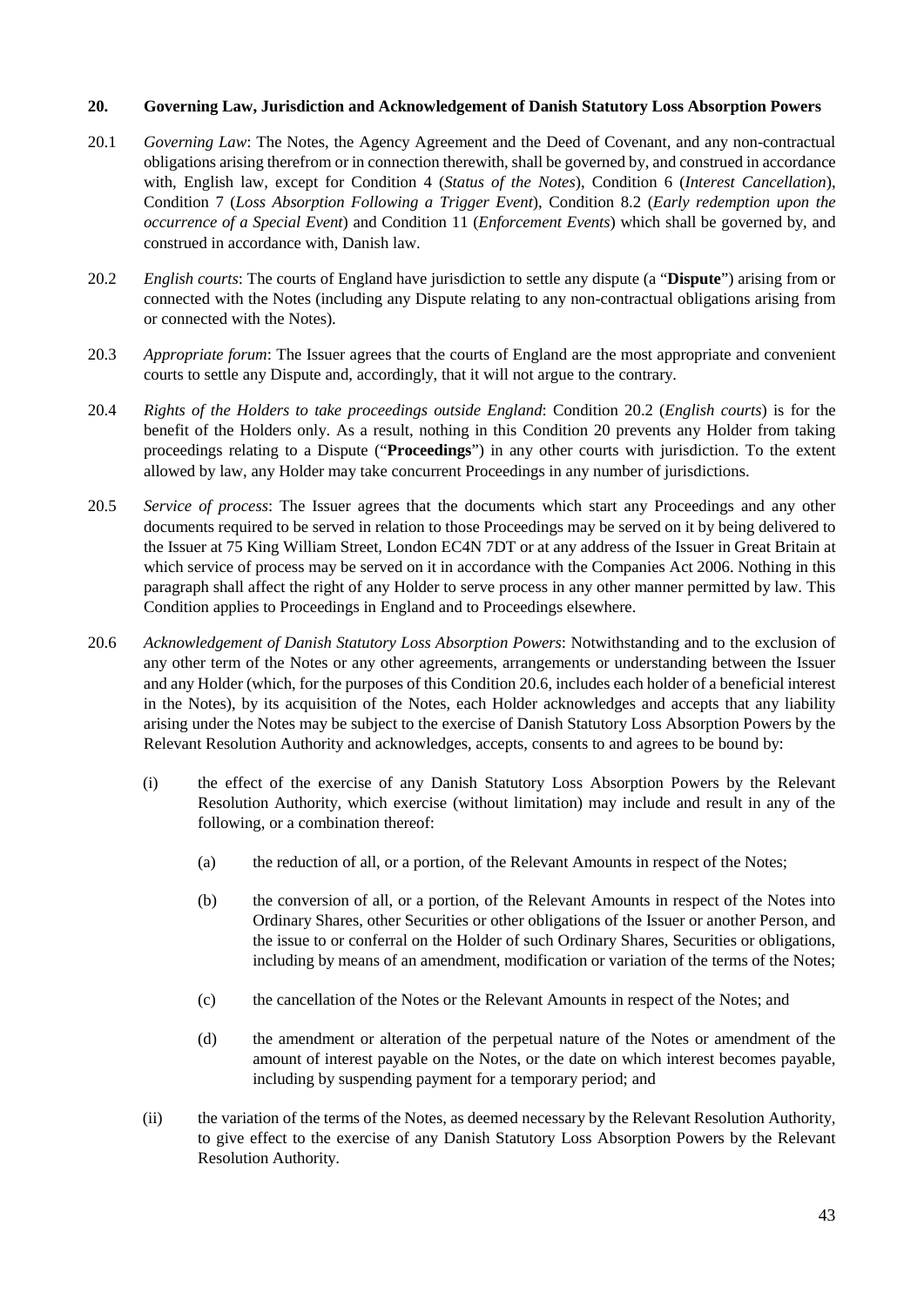## 20. Governing Law, Jurisdiction and Acknowledgement of Danish Statutory Loss Absorption Powers

20.1 *Governing Law*: The Notes, the Agency Agreement and the Deed of Covenant, and any non-contractual obligations arising therefrom or in connection therewith, shall be governed by, and construed in accordance with, English law, except for Condition 4 (*Status of the Notes*), Condition 6 (*Interest Cancellation*), Condition 7 (*Loss Absorption Following a Trigger Event*), Condition 8.2 (*Early redemption upon the occurrence of a Special Event*) and Condition 11 (*Enforcement Events*) which shall be governed by, and construed in accordance with, Danish law.

20.2 *English courts*: The courts of England have jurisdiction to settle any dispute (a "**Dispute**") arising from or connected with the Notes (including any Dispute relating to any non-contractual obligations arising from or connected with the Notes).

20.3 *Appropriate forum*: The Issuer agrees that the courts of England are the most appropriate and convenient courts to settle any Dispute and, accordingly, that it will not argue to the contrary.

20.4 *Rights of the Holders to take proceedings outside England*: Condition 20.2 (*English courts*) is for the benefit of the Holders only. As a result, nothing in this Condition 20 prevents any Holder from taking proceedings relating to a Dispute ("**Proceedings**") in any other courts with jurisdiction. To the extent allowed by law, any Holder may take concurrent Proceedings in any number of jurisdictions.

20.5 *Service of process*: The Issuer agrees that the documents which start any Proceedings and any other documents required to be served in relation to those Proceedings may be served on it by being delivered to the Issuer at 75 King William Street, London EC4N 7DT or at any address of the Issuer in Great Britain at which service of process may be served on it in accordance with the Companies Act 2006. Nothing in this paragraph shall affect the right of any Holder to serve process in any other manner permitted by law. This Condition applies to Proceedings in England and to Proceedings elsewhere.

20.6 *Acknowledgement of Danish Statutory Loss Absorption Powers*: Notwithstanding and to the exclusion of any other term of the Notes or any other agreements, arrangements or understanding between the Issuer and any Holder (which, for the purposes of this Condition 20.6, includes each holder of a beneficial interest in the Notes), by its acquisition of the Notes, each Holder acknowledges and accepts that any liability arising under the Notes may be subject to the exercise of Danish Statutory Loss Absorption Powers by the Relevant Resolution Authority and acknowledges, accepts, consents to and agrees to be bound by:

(i) the effect of the exercise of any Danish Statutory Loss Absorption Powers by the Relevant Resolution Authority, which exercise (without limitation) may include and result in any of the following, or a combination thereof:

(a) the reduction of all, or a portion, of the Relevant Amounts in respect of the Notes;

(b) the conversion of all, or a portion, of the Relevant Amounts in respect of the Notes into Ordinary Shares, other Securities or other obligations of the Issuer or another Person, and the issue to or conferral on the Holder of such Ordinary Shares, Securities or obligations, including by means of an amendment, modification or variation of the terms of the Notes;

(c) the cancellation of the Notes or the Relevant Amounts in respect of the Notes; and

(d) the amendment or alteration of the perpetual nature of the Notes or amendment of the amount of interest payable on the Notes, or the date on which interest becomes payable, including by suspending payment for a temporary period; and

(ii) the variation of the terms of the Notes, as deemed necessary by the Relevant Resolution Authority, to give effect to the exercise of any Danish Statutory Loss Absorption Powers by the Relevant Resolution Authority.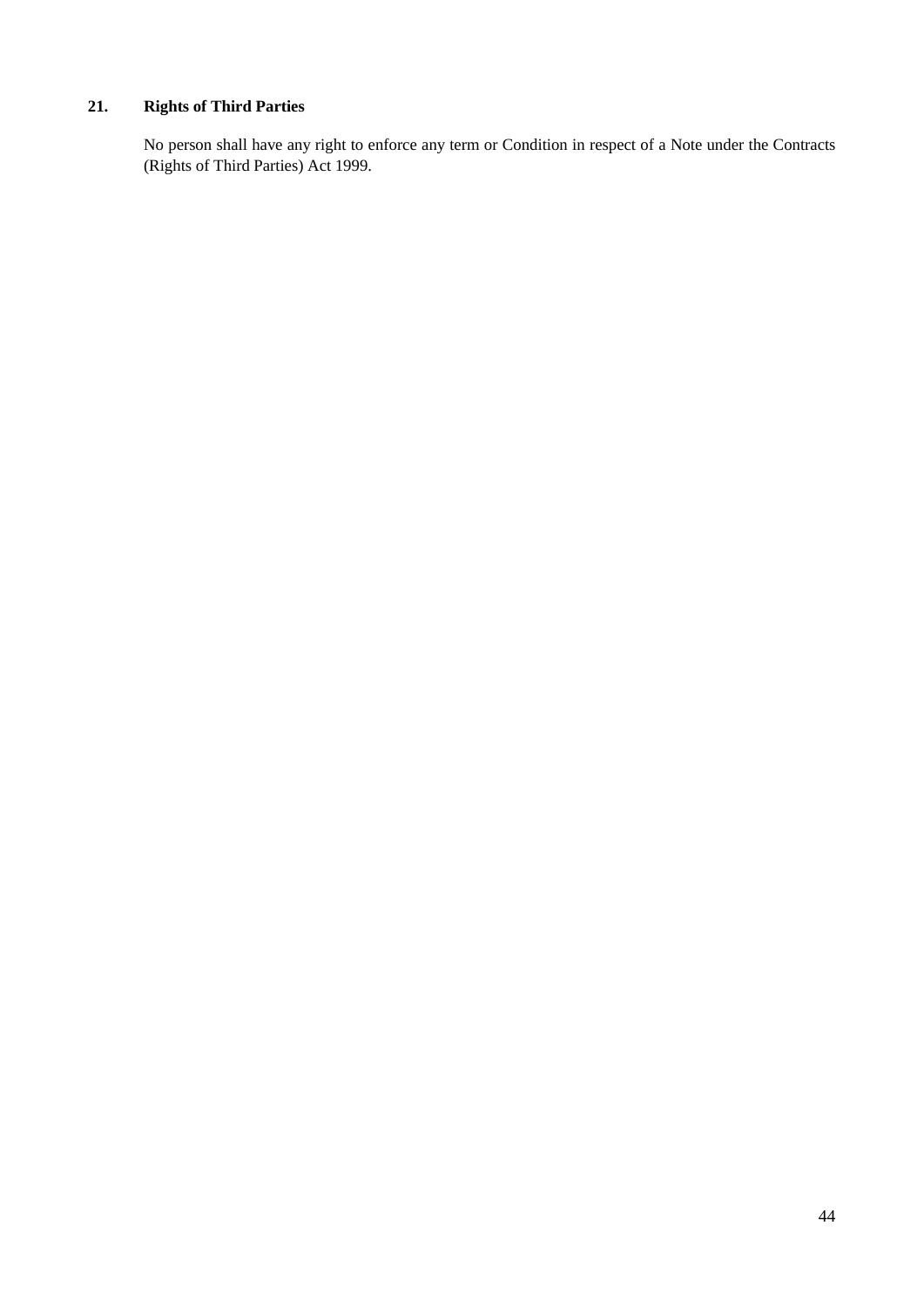## 21. Rights of Third Parties

No person shall have any right to enforce any term or Condition in respect of a Note under the Contracts (Rights of Third Parties) Act 1999.